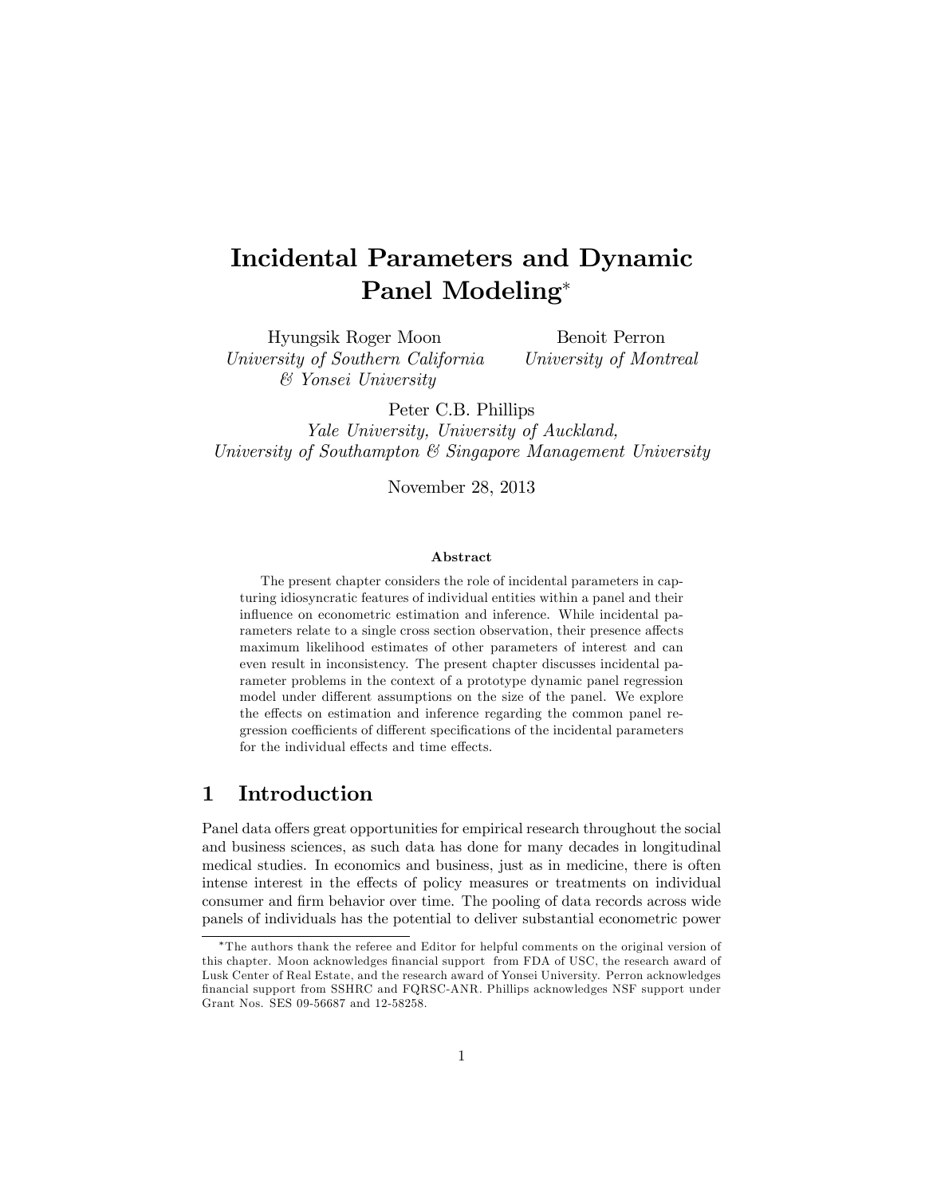# Incidental Parameters and Dynamic Panel Modeling*

Hyungsik Roger Moon
*University of Southern California & Yonsei University*

Benoit Perron
*University of Montreal*

Peter C.B. Phillips
*Yale University, University of Auckland, University of Southampton & Singapore Management University*

November 28, 2013

### Abstract

The present chapter considers the role of incidental parameters in capturing idiosyncratic features of individual entities within a panel and their influence on econometric estimation and inference. While incidental parameters relate to a single cross section observation, their presence affects maximum likelihood estimates of other parameters of interest and can even result in inconsistency. The present chapter discusses incidental parameter problems in the context of a prototype dynamic panel regression model under different assumptions on the size of the panel. We explore the effects on estimation and inference regarding the common panel regression coefficients of different specifications of the incidental parameters for the individual effects and time effects.

## 1 Introduction

Panel data offers great opportunities for empirical research throughout the social and business sciences, as such data has done for many decades in longitudinal medical studies. In economics and business, just as in medicine, there is often intense interest in the effects of policy measures or treatments on individual consumer and firm behavior over time. The pooling of data records across wide panels of individuals has the potential to deliver substantial econometric power

---

*The authors thank the referee and Editor for helpful comments on the original version of this chapter. Moon acknowledges financial support from FDA of USC, the research award of Lusk Center of Real Estate, and the research award of Yonsei University. Perron acknowledges financial support from SSHRC and FQRSC-ANR. Phillips acknowledges NSF support under Grant Nos. SES 09-56687 and 12-58258.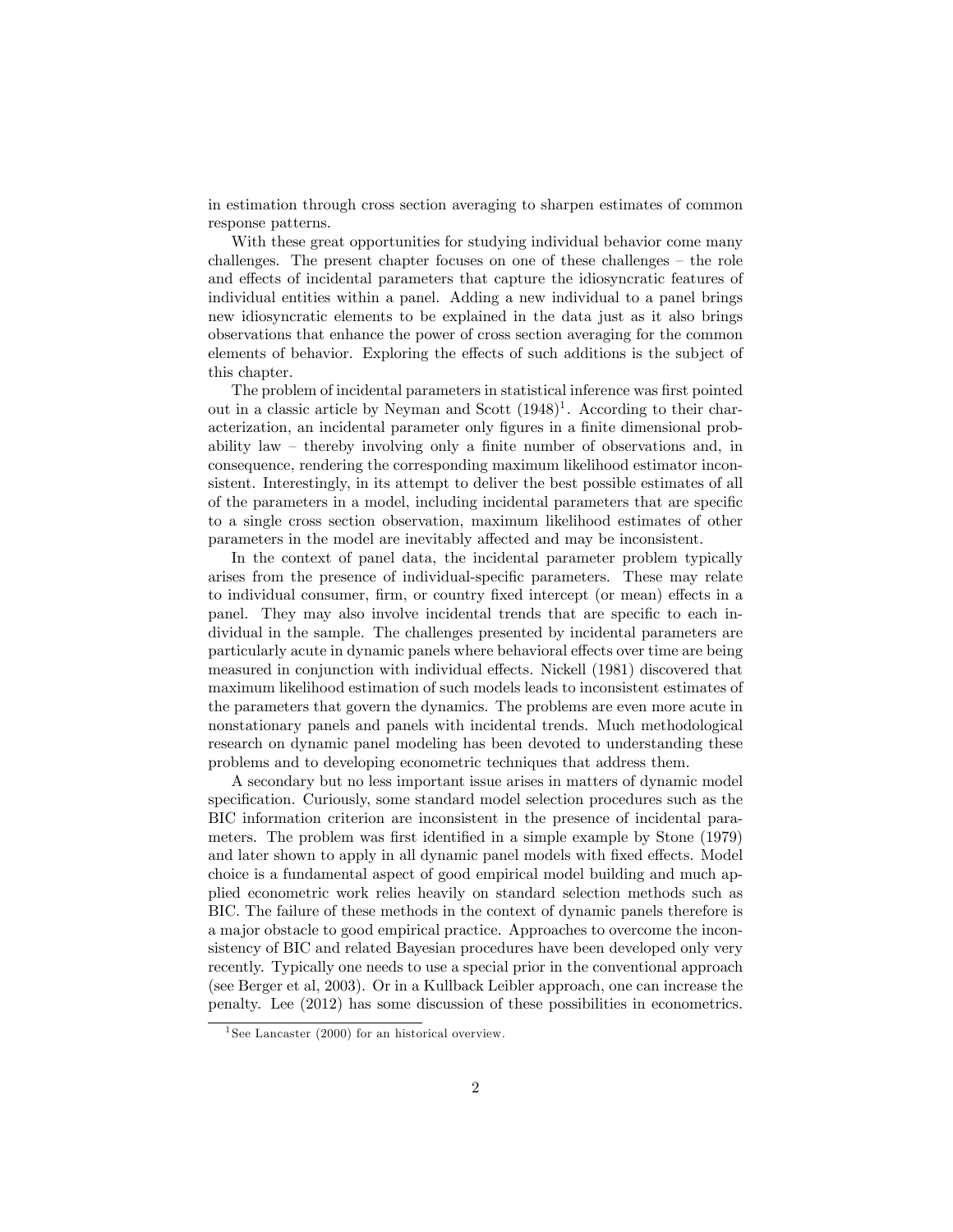in estimation through cross section averaging to sharpen estimates of common response patterns.

With these great opportunities for studying individual behavior come many challenges. The present chapter focuses on one of these challenges – the role and effects of incidental parameters that capture the idiosyncratic features of individual entities within a panel. Adding a new individual to a panel brings new idiosyncratic elements to be explained in the data just as it also brings observations that enhance the power of cross section averaging for the common elements of behavior. Exploring the effects of such additions is the subject of this chapter.

The problem of incidental parameters in statistical inference was first pointed out in a classic article by Neyman and Scott (1948)[1]. According to their characterization, an incidental parameter only figures in a finite dimensional probability law – thereby involving only a finite number of observations and, in consequence, rendering the corresponding maximum likelihood estimator inconsistent. Interestingly, in its attempt to deliver the best possible estimates of all of the parameters in a model, including incidental parameters that are specific to a single cross section observation, maximum likelihood estimates of other parameters in the model are inevitably affected and may be inconsistent.

In the context of panel data, the incidental parameter problem typically arises from the presence of individual-specific parameters. These may relate to individual consumer, firm, or country fixed intercept (or mean) effects in a panel. They may also involve incidental trends that are specific to each individual in the sample. The challenges presented by incidental parameters are particularly acute in dynamic panels where behavioral effects over time are being measured in conjunction with individual effects. Nickell (1981) discovered that maximum likelihood estimation of such models leads to inconsistent estimates of the parameters that govern the dynamics. The problems are even more acute in nonstationary panels and panels with incidental trends. Much methodological research on dynamic panel modeling has been devoted to understanding these problems and to developing econometric techniques that address them.

A secondary but no less important issue arises in matters of dynamic model specification. Curiously, some standard model selection procedures such as the BIC information criterion are inconsistent in the presence of incidental parameters. The problem was first identified in a simple example by Stone (1979) and later shown to apply in all dynamic panel models with fixed effects. Model choice is a fundamental aspect of good empirical model building and much applied econometric work relies heavily on standard selection methods such as BIC. The failure of these methods in the context of dynamic panels therefore is a major obstacle to good empirical practice. Approaches to overcome the inconsistency of BIC and related Bayesian procedures have been developed only very recently. Typically one needs to use a special prior in the conventional approach (see Berger et al, 2003). Or in a Kullback Leibler approach, one can increase the penalty. Lee (2012) has some discussion of these possibilities in econometrics.

[1] See Lancaster (2000) for an historical overview.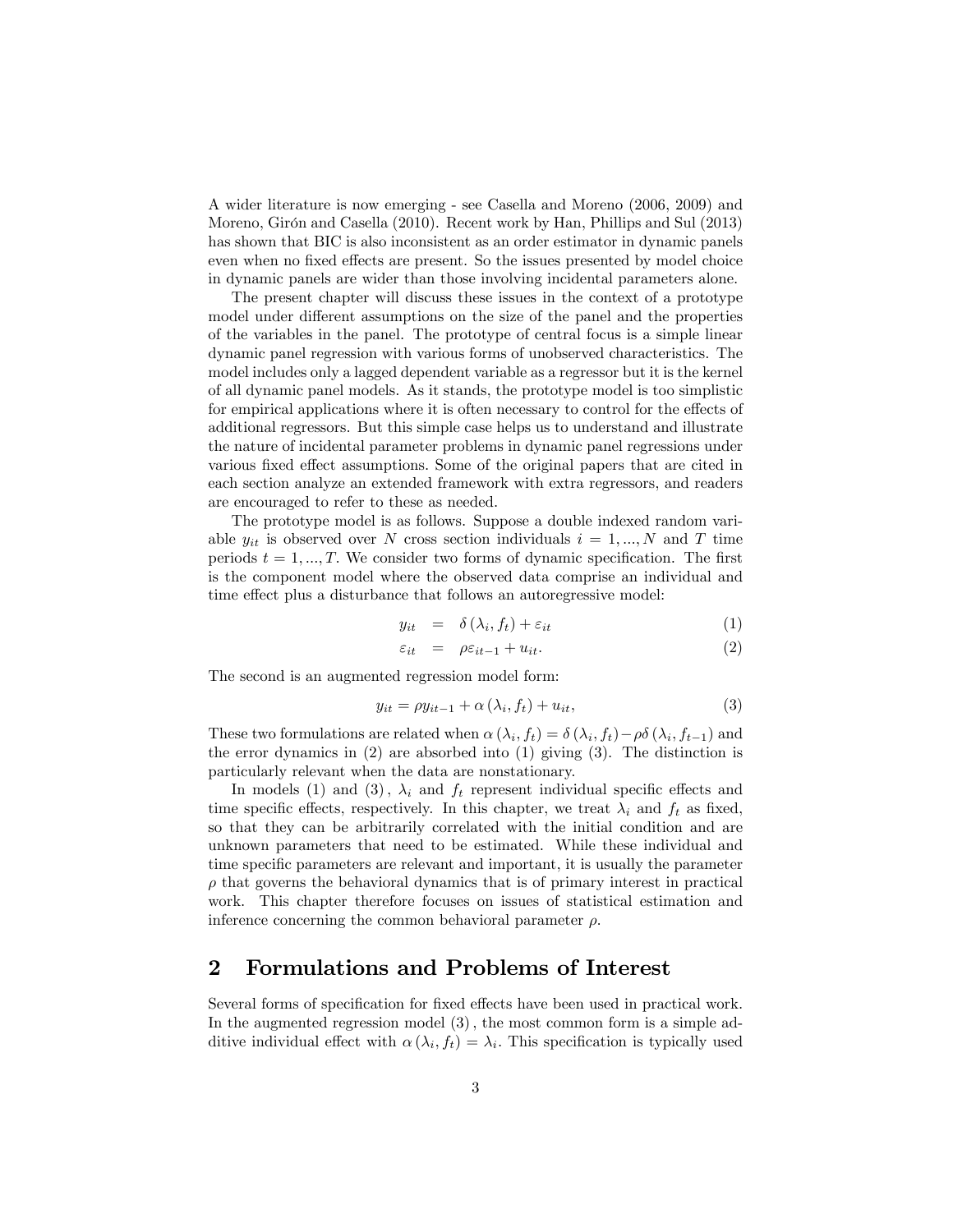A wider literature is now emerging - see Casella and Moreno (2006, 2009) and Moreno, Girón and Casella (2010). Recent work by Han, Phillips and Sul (2013) has shown that BIC is also inconsistent as an order estimator in dynamic panels even when no fixed effects are present. So the issues presented by model choice in dynamic panels are wider than those involving incidental parameters alone.

The present chapter will discuss these issues in the context of a prototype model under different assumptions on the size of the panel and the properties of the variables in the panel. The prototype of central focus is a simple linear dynamic panel regression with various forms of unobserved characteristics. The model includes only a lagged dependent variable as a regressor but it is the kernel of all dynamic panel models. As it stands, the prototype model is too simplistic for empirical applications where it is often necessary to control for the effects of additional regressors. But this simple case helps us to understand and illustrate the nature of incidental parameter problems in dynamic panel regressions under various fixed effect assumptions. Some of the original papers that are cited in each section analyze an extended framework with extra regressors, and readers are encouraged to refer to these as needed.

The prototype model is as follows. Suppose a double indexed random variable $y_{it}$ is observed over $N$ cross section individuals $i = 1, ..., N$ and $T$ time periods $t = 1, ..., T$. We consider two forms of dynamic specification. The first is the component model where the observed data comprise an individual and time effect plus a disturbance that follows an autoregressive model:

$$y_{it} = \delta(\lambda_i, f_t) + \varepsilon_{it} \tag{1}$$

$$\varepsilon_{it} = \rho\varepsilon_{it-1} + u_{it}. \tag{2}$$

The second is an augmented regression model form:

$$y_{it} = \rho y_{it-1} + \alpha(\lambda_i, f_t) + u_{it}, \tag{3}$$

These two formulations are related when $\alpha(\lambda_i, f_t) = \delta(\lambda_i, f_t) - \rho\delta(\lambda_i, f_{t-1})$ and the error dynamics in (2) are absorbed into (1) giving (3). The distinction is particularly relevant when the data are nonstationary.

In models (1) and (3), $\lambda_i$ and $f_t$ represent individual specific effects and time specific effects, respectively. In this chapter, we treat $\lambda_i$ and $f_t$ as fixed, so that they can be arbitrarily correlated with the initial condition and are unknown parameters that need to be estimated. While these individual and time specific parameters are relevant and important, it is usually the parameter $\rho$ that governs the behavioral dynamics that is of primary interest in practical work. This chapter therefore focuses on issues of statistical estimation and inference concerning the common behavioral parameter $\rho$.

## 2 Formulations and Problems of Interest

Several forms of specification for fixed effects have been used in practical work. In the augmented regression model (3), the most common form is a simple additive individual effect with $\alpha(\lambda_i, f_t) = \lambda_i$. This specification is typically used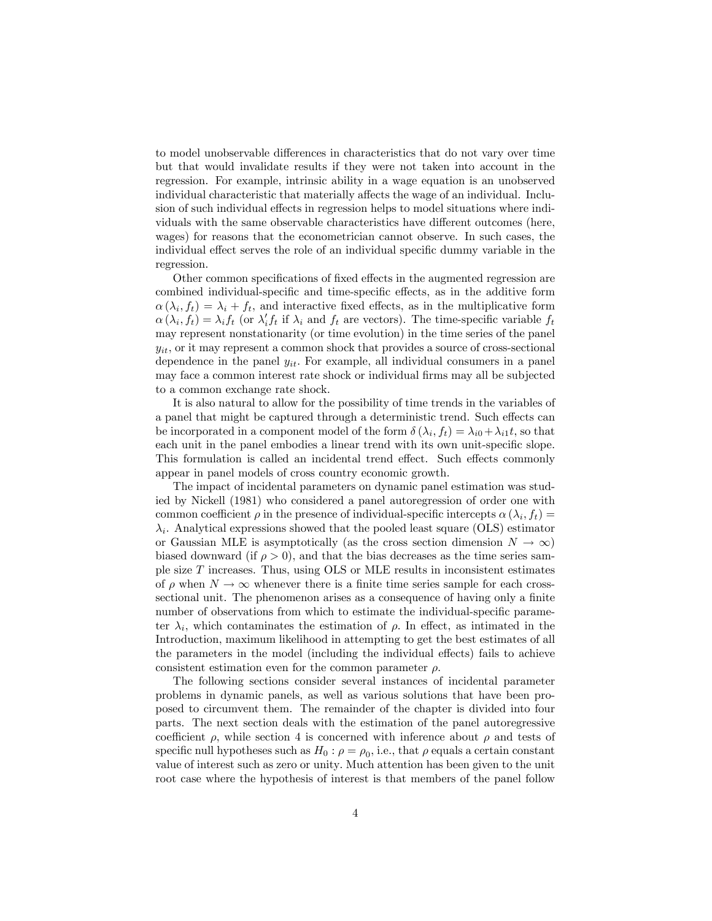to model unobservable differences in characteristics that do not vary over time but that would invalidate results if they were not taken into account in the regression. For example, intrinsic ability in a wage equation is an unobserved individual characteristic that materially affects the wage of an individual. Inclusion of such individual effects in regression helps to model situations where individuals with the same observable characteristics have different outcomes (here, wages) for reasons that the econometrician cannot observe. In such cases, the individual effect serves the role of an individual specific dummy variable in the regression.

Other common specifications of fixed effects in the augmented regression are combined individual-specific and time-specific effects, as in the additive form $\alpha(\lambda_i, f_t) = \lambda_i + f_t$, and interactive fixed effects, as in the multiplicative form $\alpha(\lambda_i, f_t) = \lambda_i f_t$ (or $\lambda_i' f_t$ if $\lambda_i$ and $f_t$ are vectors). The time-specific variable $f_t$ may represent nonstationarity (or time evolution) in the time series of the panel $y_{it}$, or it may represent a common shock that provides a source of cross-sectional dependence in the panel $y_{it}$. For example, all individual consumers in a panel may face a common interest rate shock or individual firms may all be subjected to a common exchange rate shock.

It is also natural to allow for the possibility of time trends in the variables of a panel that might be captured through a deterministic trend. Such effects can be incorporated in a component model of the form $\delta(\lambda_i, f_t) = \lambda_{i0} + \lambda_{i1} t$, so that each unit in the panel embodies a linear trend with its own unit-specific slope. This formulation is called an incidental trend effect. Such effects commonly appear in panel models of cross country economic growth.

The impact of incidental parameters on dynamic panel estimation was studied by Nickell (1981) who considered a panel autoregression of order one with common coefficient $\rho$ in the presence of individual-specific intercepts $\alpha(\lambda_i, f_t) = \lambda_i$. Analytical expressions showed that the pooled least square (OLS) estimator or Gaussian MLE is asymptotically (as the cross section dimension $N \to \infty$) biased downward (if $\rho > 0$), and that the bias decreases as the time series sample size $T$ increases. Thus, using OLS or MLE results in inconsistent estimates of $\rho$ when $N \to \infty$ whenever there is a finite time series sample for each cross-sectional unit. The phenomenon arises as a consequence of having only a finite number of observations from which to estimate the individual-specific parameter $\lambda_i$, which contaminates the estimation of $\rho$. In effect, as intimated in the Introduction, maximum likelihood in attempting to get the best estimates of all the parameters in the model (including the individual effects) fails to achieve consistent estimation even for the common parameter $\rho$.

The following sections consider several instances of incidental parameter problems in dynamic panels, as well as various solutions that have been proposed to circumvent them. The remainder of the chapter is divided into four parts. The next section deals with the estimation of the panel autoregressive coefficient $\rho$, while section 4 is concerned with inference about $\rho$ and tests of specific null hypotheses such as $H_0 : \rho = \rho_0$, i.e., that $\rho$ equals a certain constant value of interest such as zero or unity. Much attention has been given to the unit root case where the hypothesis of interest is that members of the panel follow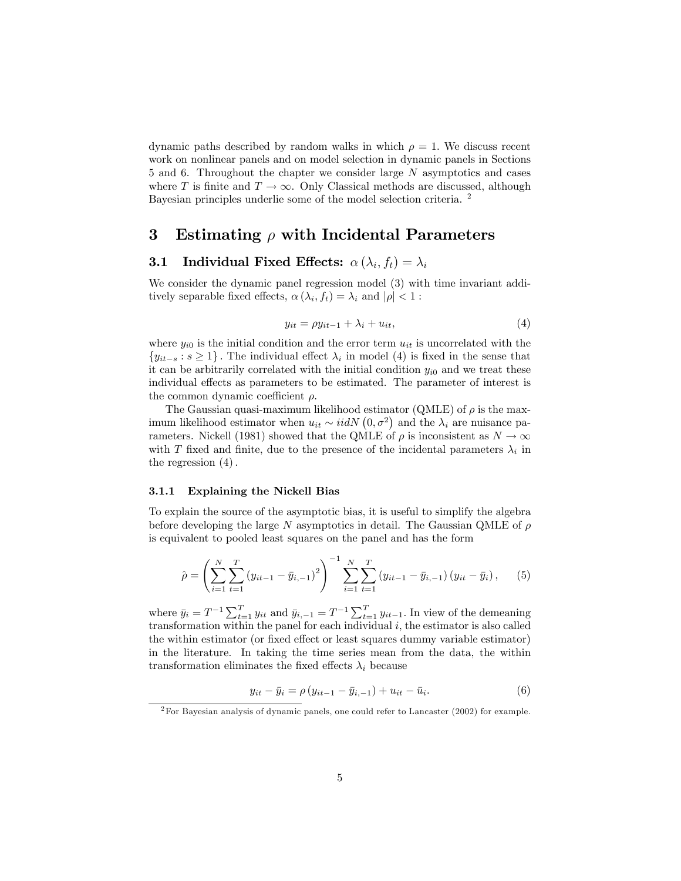dynamic paths described by random walks in which $\rho = 1$. We discuss recent work on nonlinear panels and on model selection in dynamic panels in Sections 5 and 6. Throughout the chapter we consider large $N$ asymptotics and cases where $T$ is finite and $T \to \infty$. Only Classical methods are discussed, although Bayesian principles underlie some of the model selection criteria. [2]

# 3 Estimating $\rho$ with Incidental Parameters

## 3.1 Individual Fixed Effects: $\alpha(\lambda_i, f_t) = \lambda_i$

We consider the dynamic panel regression model (3) with time invariant additively separable fixed effects, $\alpha(\lambda_i, f_t) = \lambda_i$ and $|\rho| < 1$ :

$$y_{it} = \rho y_{it-1} + \lambda_i + u_{it}, \tag{4}$$

where $y_{i0}$ is the initial condition and the error term $u_{it}$ is uncorrelated with the $\{y_{it-s} : s \geq 1\}$. The individual effect $\lambda_i$ in model (4) is fixed in the sense that it can be arbitrarily correlated with the initial condition $y_{i0}$ and we treat these individual effects as parameters to be estimated. The parameter of interest is the common dynamic coefficient $\rho$.

The Gaussian quasi-maximum likelihood estimator (QMLE) of $\rho$ is the maximum likelihood estimator when $u_{it} \sim iidN(0, \sigma^2)$ and the $\lambda_i$ are nuisance parameters. Nickell (1981) showed that the QMLE of $\rho$ is inconsistent as $N \to \infty$ with $T$ fixed and finite, due to the presence of the incidental parameters $\lambda_i$ in the regression (4).

### 3.1.1 Explaining the Nickell Bias

To explain the source of the asymptotic bias, it is useful to simplify the algebra before developing the large $N$ asymptotics in detail. The Gaussian QMLE of $\rho$ is equivalent to pooled least squares on the panel and has the form

$$\hat{\rho} = \left( \sum_{i=1}^{N} \sum_{t=1}^{T} (y_{it-1} - \bar{y}_{i,-1})^2 \right)^{-1} \sum_{i=1}^{N} \sum_{t=1}^{T} (y_{it-1} - \bar{y}_{i,-1})(y_{it} - \bar{y}_i), \tag{5}$$

where $\bar{y}_i = T^{-1} \sum_{t=1}^{T} y_{it}$ and $\bar{y}_{i,-1} = T^{-1} \sum_{t=1}^{T} y_{it-1}$. In view of the demeaning transformation within the panel for each individual $i$, the estimator is also called the within estimator (or fixed effect or least squares dummy variable estimator) in the literature. In taking the time series mean from the data, the within transformation eliminates the fixed effects $\lambda_i$ because

$$y_{it} - \bar{y}_i = \rho (y_{it-1} - \bar{y}_{i,-1}) + u_{it} - \bar{u}_i. \tag{6}$$

[2] For Bayesian analysis of dynamic panels, one could refer to Lancaster (2002) for example.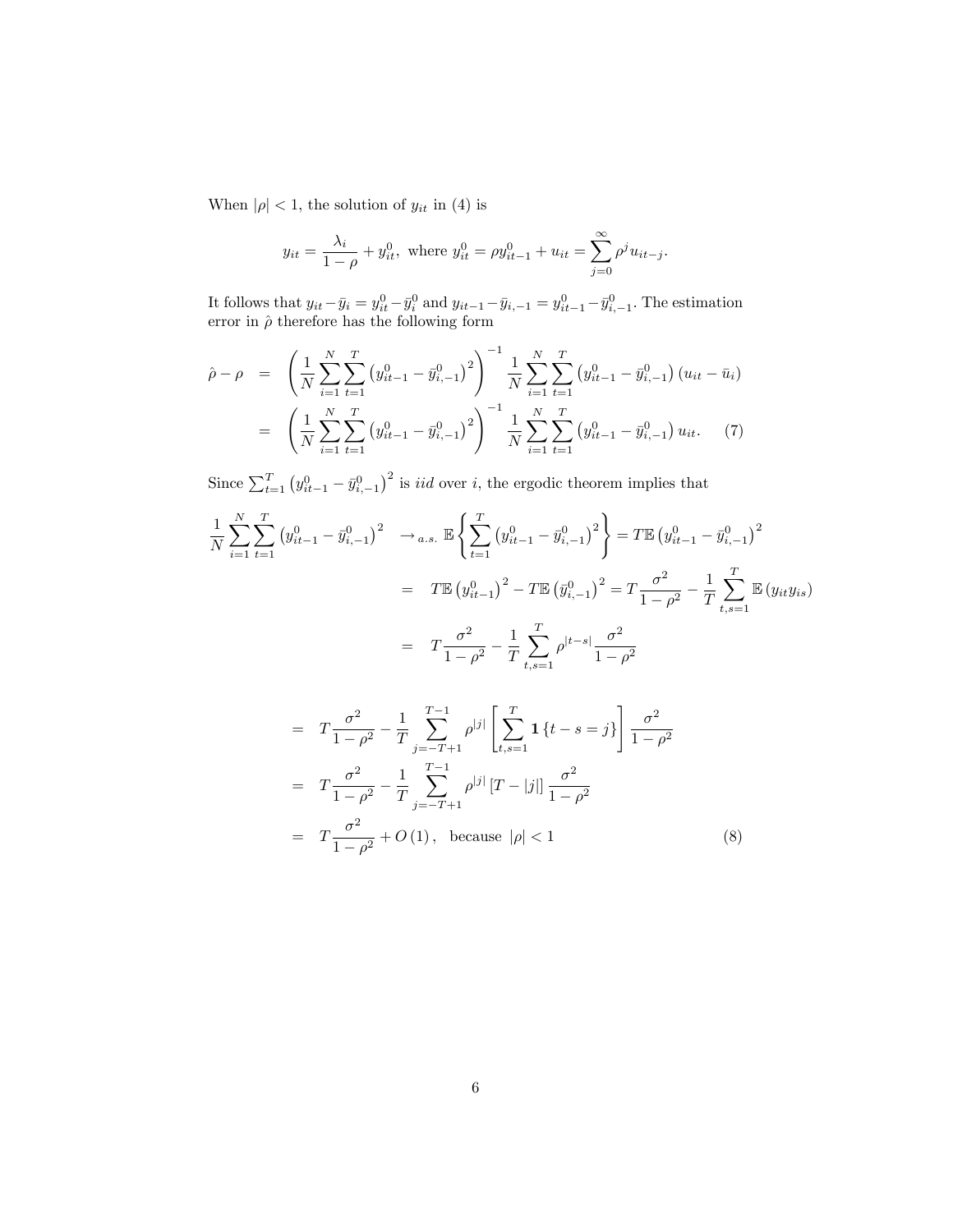When $|\rho| < 1$, the solution of $y_{it}$ in (4) is

$$y_{it} = \frac{\lambda_i}{1-\rho} + y_{it}^0, \text{ where } y_{it}^0 = \rho y_{it-1}^0 + u_{it} = \sum_{j=0}^{\infty} \rho^j u_{it-j}.$$

It follows that $y_{it} - \bar{y}_i = y_{it}^0 - \bar{y}_i^0$ and $y_{it-1} - \bar{y}_{i,-1} = y_{it-1}^0 - \bar{y}_{i,-1}^0$. The estimation error in $\hat{\rho}$ therefore has the following form

$$\begin{aligned}
\hat{\rho} - \rho &= \left( \frac{1}{N} \sum_{i=1}^{N} \sum_{t=1}^{T} \left( y_{it-1}^0 - \bar{y}_{i,-1}^0 \right)^2 \right)^{-1} \frac{1}{N} \sum_{i=1}^{N} \sum_{t=1}^{T} \left( y_{it-1}^0 - \bar{y}_{i,-1}^0 \right) \left( u_{it} - \bar{u}_i \right) \\
&= \left( \frac{1}{N} \sum_{i=1}^{N} \sum_{t=1}^{T} \left( y_{it-1}^0 - \bar{y}_{i,-1}^0 \right)^2 \right)^{-1} \frac{1}{N} \sum_{i=1}^{N} \sum_{t=1}^{T} \left( y_{it-1}^0 - \bar{y}_{i,-1}^0 \right) u_{it}. \qquad (7)
\end{aligned}$$

Since $\sum_{t=1}^{T} \left( y_{it-1}^0 - \bar{y}_{i,-1}^0 \right)^2$ is *iid* over $i$, the ergodic theorem implies that

$$\begin{aligned}
\frac{1}{N} \sum_{i=1}^{N} \sum_{t=1}^{T} \left( y_{it-1}^0 - \bar{y}_{i,-1}^0 \right)^2 &\to_{a.s.} \mathbb{E} \left\{ \sum_{t=1}^{T} \left( y_{it-1}^0 - \bar{y}_{i,-1}^0 \right)^2 \right\} = T \mathbb{E} \left( y_{it-1}^0 - \bar{y}_{i,-1}^0 \right)^2 \\
&= T \mathbb{E} \left( y_{it-1}^0 \right)^2 - T \mathbb{E} \left( \bar{y}_{i,-1}^0 \right)^2 = T \frac{\sigma^2}{1-\rho^2} - \frac{1}{T} \sum_{t,s=1}^{T} \mathbb{E} \left( y_{it} y_{is} \right) \\
&= T \frac{\sigma^2}{1-\rho^2} - \frac{1}{T} \sum_{t,s=1}^{T} \rho^{|t-s|} \frac{\sigma^2}{1-\rho^2}
\end{aligned}$$

$$\begin{aligned}
&= T \frac{\sigma^2}{1-\rho^2} - \frac{1}{T} \sum_{j=-T+1}^{T-1} \rho^{|j|} \left[ \sum_{t,s=1}^{T} \mathbf{1} \{ t - s = j \} \right] \frac{\sigma^2}{1-\rho^2} \\
&= T \frac{\sigma^2}{1-\rho^2} - \frac{1}{T} \sum_{j=-T+1}^{T-1} \rho^{|j|} \left[ T - |j| \right] \frac{\sigma^2}{1-\rho^2} \\
&= T \frac{\sigma^2}{1-\rho^2} + O(1), \quad \text{because } |\rho| < 1 \qquad (8)
\end{aligned}$$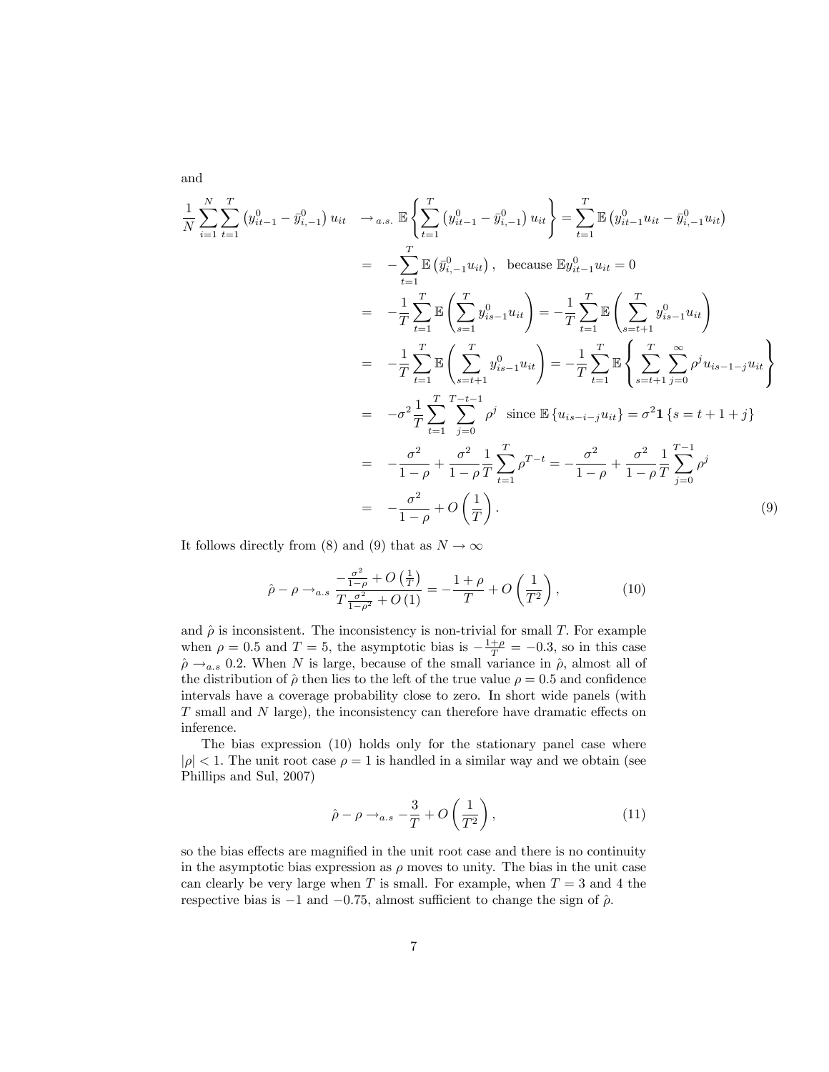and

$$
\begin{aligned}
\frac{1}{N}\sum_{i=1}^{N}\sum_{t=1}^{T}\left(y_{it-1}^{0}-\bar{y}_{i,-1}^{0}\right)u_{it} &\rightarrow_{a.s.} \mathbb{E}\left\{\sum_{t=1}^{T}\left(y_{it-1}^{0}-\bar{y}_{i,-1}^{0}\right)u_{it}\right\}=\sum_{t=1}^{T}\mathbb{E}\left(y_{it-1}^{0}u_{it}-\bar{y}_{i,-1}^{0}u_{it}\right) \\
&= -\sum_{t=1}^{T}\mathbb{E}\left(\bar{y}_{i,-1}^{0}u_{it}\right), \quad \text{because } \mathbb{E}y_{it-1}^{0}u_{it}=0 \\
&= -\frac{1}{T}\sum_{t=1}^{T}\mathbb{E}\left(\sum_{s=1}^{T}y_{is-1}^{0}u_{it}\right)=-\frac{1}{T}\sum_{t=1}^{T}\mathbb{E}\left(\sum_{s=t+1}^{T}y_{is-1}^{0}u_{it}\right) \\
&= -\frac{1}{T}\sum_{t=1}^{T}\mathbb{E}\left(\sum_{s=t+1}^{T}y_{is-1}^{0}u_{it}\right)=-\frac{1}{T}\sum_{t=1}^{T}\mathbb{E}\left\{\sum_{s=t+1}^{T}\sum_{j=0}^{\infty}\rho^{j}u_{is-1-j}u_{it}\right\} \\
&= -\sigma^{2}\frac{1}{T}\sum_{t=1}^{T}\sum_{j=0}^{T-t-1}\rho^{j} \quad \text{since } \mathbb{E}\left\{u_{is-i-j}u_{it}\right\}=\sigma^{2}\mathbf{1}\left\{s=t+1+j\right\} \\
&= -\frac{\sigma^{2}}{1-\rho}+\frac{\sigma^{2}}{1-\rho}\frac{1}{T}\sum_{t=1}^{T}\rho^{T-t}=-\frac{\sigma^{2}}{1-\rho}+\frac{\sigma^{2}}{1-\rho}\frac{1}{T}\sum_{j=0}^{T-1}\rho^{j} \\
&= -\frac{\sigma^{2}}{1-\rho}+O\left(\frac{1}{T}\right). \qquad (9)
\end{aligned}
$$

It follows directly from (8) and (9) that as $N\rightarrow\infty$

$$
\hat{\rho}-\rho \rightarrow_{a.s} \frac{-\frac{\sigma^{2}}{1-\rho}+O\left(\frac{1}{T}\right)}{T\frac{\sigma^{2}}{1-\rho^{2}}+O\left(1\right)}=-\frac{1+\rho}{T}+O\left(\frac{1}{T^{2}}\right), \qquad (10)
$$

and $\hat{\rho}$ is inconsistent. The inconsistency is non-trivial for small $T$. For example when $\rho=0.5$ and $T=5$, the asymptotic bias is $-\frac{1+\rho}{T}=-0.3$, so in this case $\hat{\rho}\rightarrow_{a.s} 0.2$. When $N$ is large, because of the small variance in $\hat{\rho}$, almost all of the distribution of $\hat{\rho}$ then lies to the left of the true value $\rho=0.5$ and confidence intervals have a coverage probability close to zero. In short wide panels (with $T$ small and $N$ large), the inconsistency can therefore have dramatic effects on inference.

The bias expression (10) holds only for the stationary panel case where $|\rho|<1$. The unit root case $\rho=1$ is handled in a similar way and we obtain (see Phillips and Sul, 2007)

$$
\hat{\rho}-\rho \rightarrow_{a.s} -\frac{3}{T}+O\left(\frac{1}{T^{2}}\right), \qquad (11)
$$

so the bias effects are magnified in the unit root case and there is no continuity in the asymptotic bias expression as $\rho$ moves to unity. The bias in the unit case can clearly be very large when $T$ is small. For example, when $T=3$ and 4 the respective bias is $-1$ and $-0.75$, almost sufficient to change the sign of $\hat{\rho}$.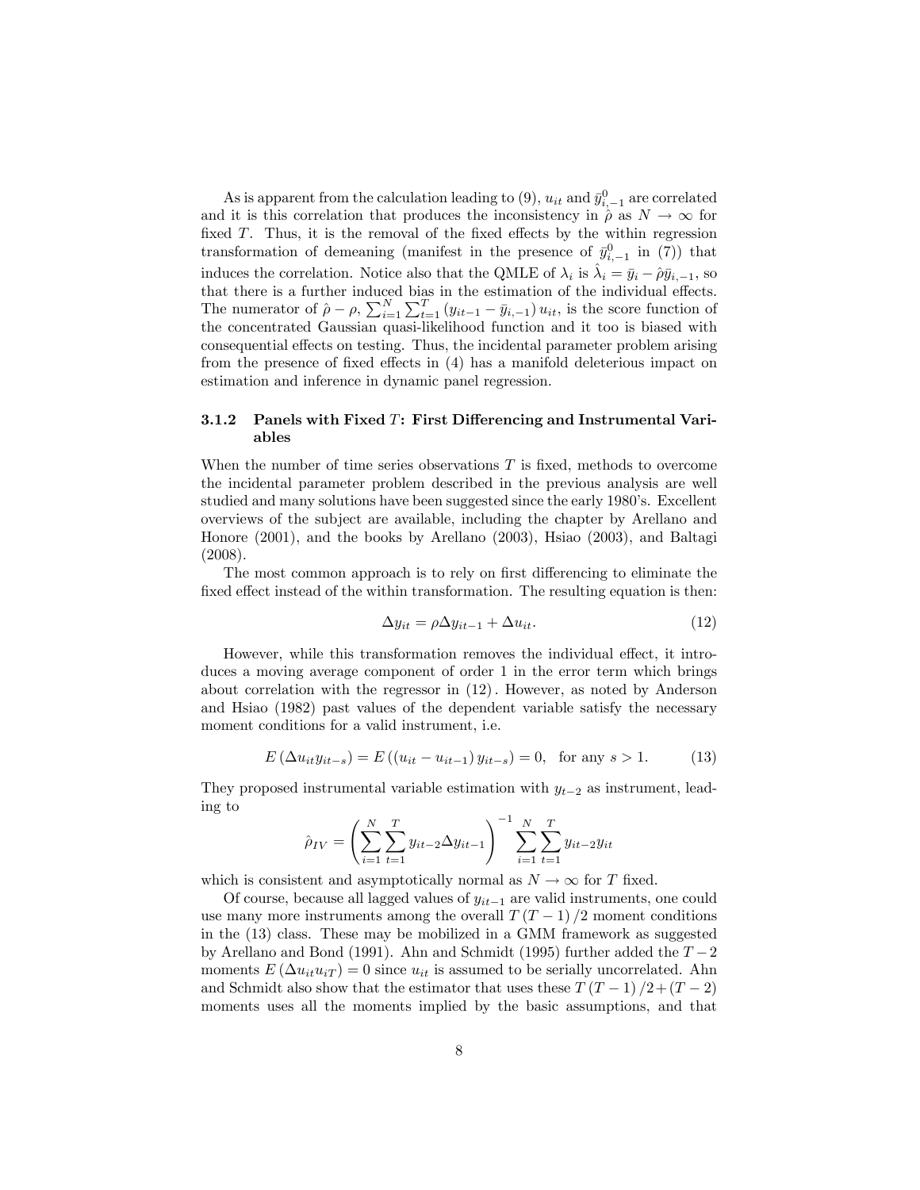As is apparent from the calculation leading to (9), $u_{it}$ and $\bar{y}^0_{i,-1}$ are correlated and it is this correlation that produces the inconsistency in $\hat{\rho}$ as $N \to \infty$ for fixed $T$. Thus, it is the removal of the fixed effects by the within regression transformation of demeaning (manifest in the presence of $\bar{y}^0_{i,-1}$ in (7)) that induces the correlation. Notice also that the QMLE of $\lambda_i$ is $\hat{\lambda}_i = \bar{y}_i - \hat{\rho}\bar{y}_{i,-1}$, so that there is a further induced bias in the estimation of the individual effects. The numerator of $\hat{\rho} - \rho$, $\sum_{i=1}^N \sum_{t=1}^T (y_{it-1} - \bar{y}_{i,-1}) u_{it}$, is the score function of the concentrated Gaussian quasi-likelihood function and it too is biased with consequential effects on testing. Thus, the incidental parameter problem arising from the presence of fixed effects in (4) has a manifold deleterious impact on estimation and inference in dynamic panel regression.

### 3.1.2 Panels with Fixed $T$: First Differencing and Instrumental Variables

When the number of time series observations $T$ is fixed, methods to overcome the incidental parameter problem described in the previous analysis are well studied and many solutions have been suggested since the early 1980's. Excellent overviews of the subject are available, including the chapter by Arellano and Honore (2001), and the books by Arellano (2003), Hsiao (2003), and Baltagi (2008).

The most common approach is to rely on first differencing to eliminate the fixed effect instead of the within transformation. The resulting equation is then:

$$\Delta y_{it} = \rho \Delta y_{it-1} + \Delta u_{it}. \tag{12}$$

However, while this transformation removes the individual effect, it introduces a moving average component of order 1 in the error term which brings about correlation with the regressor in (12). However, as noted by Anderson and Hsiao (1982) past values of the dependent variable satisfy the necessary moment conditions for a valid instrument, i.e.

$$E(\Delta u_{it} y_{it-s}) = E((u_{it} - u_{it-1}) y_{it-s}) = 0, \quad \text{for any } s > 1. \tag{13}$$

They proposed instrumental variable estimation with $y_{t-2}$ as instrument, leading to

$$\hat{\rho}_{IV} = \left( \sum_{i=1}^N \sum_{t=1}^T y_{it-2} \Delta y_{it-1} \right)^{-1} \sum_{i=1}^N \sum_{t=1}^T y_{it-2} y_{it}$$

which is consistent and asymptotically normal as $N \to \infty$ for $T$ fixed.

Of course, because all lagged values of $y_{it-1}$ are valid instruments, one could use many more instruments among the overall $T(T-1)/2$ moment conditions in the (13) class. These may be mobilized in a GMM framework as suggested by Arellano and Bond (1991). Ahn and Schmidt (1995) further added the $T-2$ moments $E(\Delta u_{it} u_{iT}) = 0$ since $u_{it}$ is assumed to be serially uncorrelated. Ahn and Schmidt also show that the estimator that uses these $T(T-1)/2 + (T-2)$ moments uses all the moments implied by the basic assumptions, and that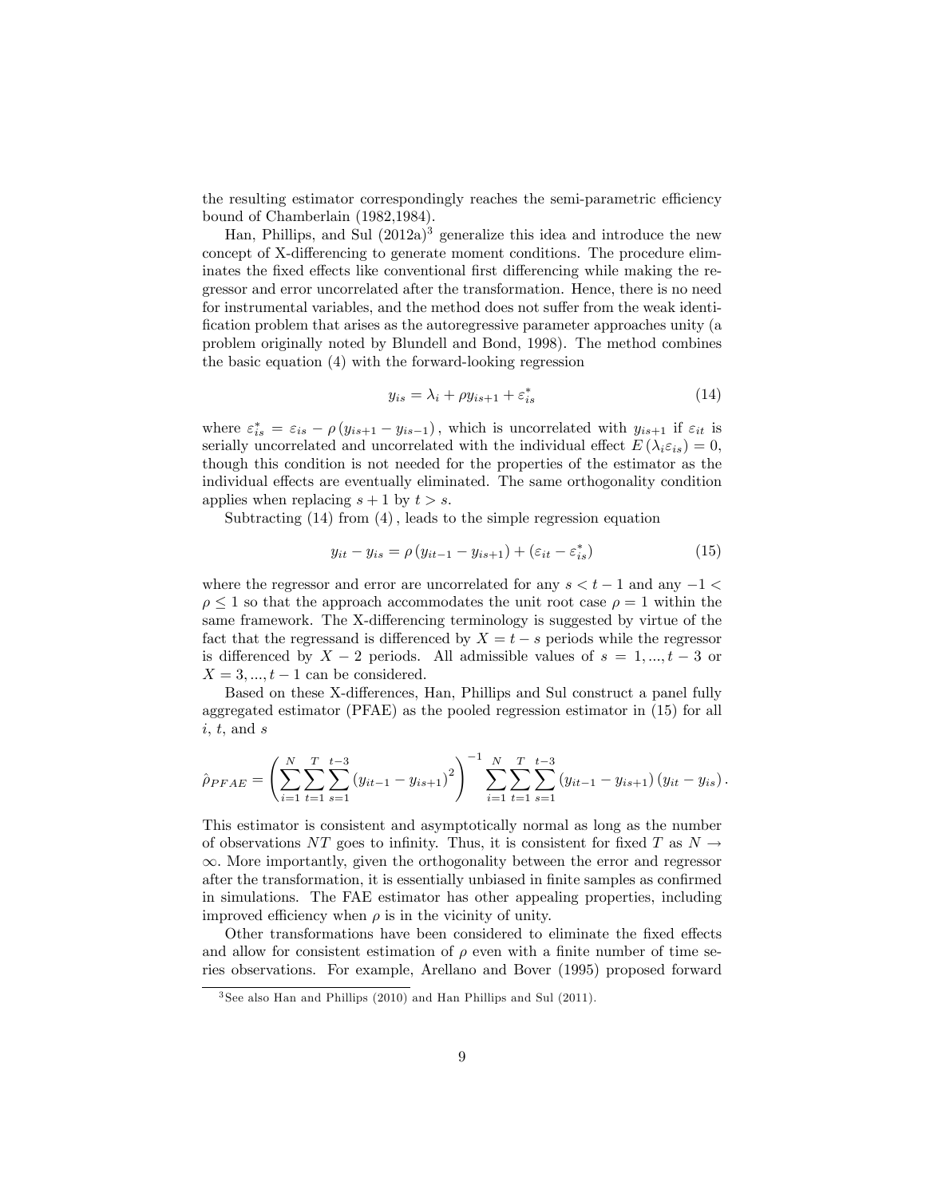the resulting estimator correspondingly reaches the semi-parametric efficiency bound of Chamberlain (1982,1984).

Han, Phillips, and Sul (2012a)[3] generalize this idea and introduce the new concept of X-differencing to generate moment conditions. The procedure eliminates the fixed effects like conventional first differencing while making the regressor and error uncorrelated after the transformation. Hence, there is no need for instrumental variables, and the method does not suffer from the weak identification problem that arises as the autoregressive parameter approaches unity (a problem originally noted by Blundell and Bond, 1998). The method combines the basic equation (4) with the forward-looking regression

$$y_{is} = \lambda_i + \rho y_{is+1} + \varepsilon_{is}^* \tag{14}$$

where $\varepsilon_{is}^* = \varepsilon_{is} - \rho\left(y_{is+1} - y_{is-1}\right)$, which is uncorrelated with $y_{is+1}$ if $\varepsilon_{it}$ is serially uncorrelated and uncorrelated with the individual effect $E\left(\lambda_i \varepsilon_{is}\right) = 0$, though this condition is not needed for the properties of the estimator as the individual effects are eventually eliminated. The same orthogonality condition applies when replacing $s+1$ by $t > s$.

Subtracting (14) from (4), leads to the simple regression equation

$$y_{it} - y_{is} = \rho\left(y_{it-1} - y_{is+1}\right) + \left(\varepsilon_{it} - \varepsilon_{is}^*\right) \tag{15}$$

where the regressor and error are uncorrelated for any $s < t-1$ and any $-1 < \rho \leq 1$ so that the approach accommodates the unit root case $\rho = 1$ within the same framework. The X-differencing terminology is suggested by virtue of the fact that the regressand is differenced by $X = t - s$ periods while the regressor is differenced by $X - 2$ periods. All admissible values of $s = 1, ..., t-3$ or $X = 3, ..., t-1$ can be considered.

Based on these X-differences, Han, Phillips and Sul construct a panel fully aggregated estimator (PFAE) as the pooled regression estimator in (15) for all $i$, $t$, and $s$

$$\hat{\rho}_{PFAE} = \left(\sum_{i=1}^{N}\sum_{t=1}^{T}\sum_{s=1}^{t-3}\left(y_{it-1} - y_{is+1}\right)^2\right)^{-1} \sum_{i=1}^{N}\sum_{t=1}^{T}\sum_{s=1}^{t-3}\left(y_{it-1} - y_{is+1}\right)\left(y_{it} - y_{is}\right).$$

This estimator is consistent and asymptotically normal as long as the number of observations $NT$ goes to infinity. Thus, it is consistent for fixed $T$ as $N \to \infty$. More importantly, given the orthogonality between the error and regressor after the transformation, it is essentially unbiased in finite samples as confirmed in simulations. The FAE estimator has other appealing properties, including improved efficiency when $\rho$ is in the vicinity of unity.

Other transformations have been considered to eliminate the fixed effects and allow for consistent estimation of $\rho$ even with a finite number of time series observations. For example, Arellano and Bover (1995) proposed forward

[3] See also Han and Phillips (2010) and Han Phillips and Sul (2011).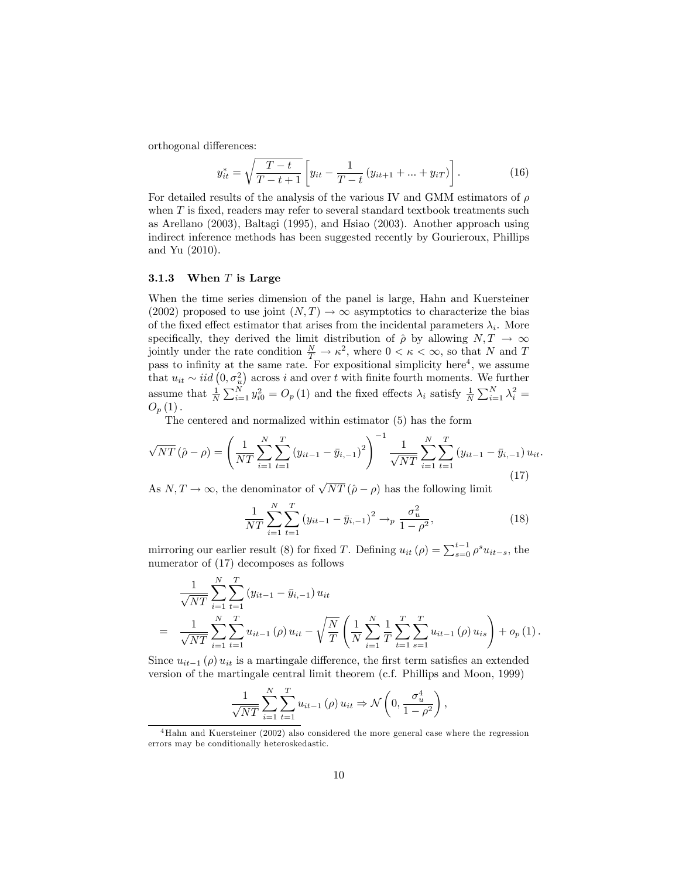orthogonal differences:

$$y_{it}^* = \sqrt{\frac{T-t}{T-t+1}} \left[ y_{it} - \frac{1}{T-t} \left( y_{it+1} + ... + y_{iT} \right) \right]. \tag{16}$$

For detailed results of the analysis of the various IV and GMM estimators of $\rho$ when $T$ is fixed, readers may refer to several standard textbook treatments such as Arellano (2003), Baltagi (1995), and Hsiao (2003). Another approach using indirect inference methods has been suggested recently by Gourieroux, Phillips and Yu (2010).

### 3.1.3 When $T$ is Large

When the time series dimension of the panel is large, Hahn and Kuersteiner (2002) proposed to use joint $(N, T) \to \infty$ asymptotics to characterize the bias of the fixed effect estimator that arises from the incidental parameters $\lambda_i$. More specifically, they derived the limit distribution of $\hat{\rho}$ by allowing $N, T \to \infty$ jointly under the rate condition $\frac{N}{T} \to \kappa^2$, where $0 < \kappa < \infty$, so that $N$ and $T$ pass to infinity at the same rate. For expositional simplicity here[4], we assume that $u_{it} \sim iid\left(0, \sigma_u^2\right)$ across $i$ and over $t$ with finite fourth moments. We further assume that $\frac{1}{N}\sum_{i=1}^N y_{i0}^2 = O_p(1)$ and the fixed effects $\lambda_i$ satisfy $\frac{1}{N}\sum_{i=1}^N \lambda_i^2 = O_p(1)$.

The centered and normalized within estimator (5) has the form

$$\sqrt{NT}\left(\hat{\rho} - \rho\right) = \left( \frac{1}{NT} \sum_{i=1}^N \sum_{t=1}^T \left( y_{it-1} - \bar{y}_{i,-1} \right)^2 \right)^{-1} \frac{1}{\sqrt{NT}} \sum_{i=1}^N \sum_{t=1}^T \left( y_{it-1} - \bar{y}_{i,-1} \right) u_{it}. \tag{17}$$

As $N, T \to \infty$, the denominator of $\sqrt{NT}\left(\hat{\rho} - \rho\right)$ has the following limit

$$\frac{1}{NT} \sum_{i=1}^N \sum_{t=1}^T \left( y_{it-1} - \bar{y}_{i,-1} \right)^2 \to_p \frac{\sigma_u^2}{1-\rho^2}, \tag{18}$$

mirroring our earlier result (8) for fixed $T$. Defining $u_{it}(\rho) = \sum_{s=0}^{t-1} \rho^s u_{it-s}$, the numerator of (17) decomposes as follows

$$\begin{aligned} & \frac{1}{\sqrt{NT}} \sum_{i=1}^N \sum_{t=1}^T \left( y_{it-1} - \bar{y}_{i,-1} \right) u_{it} \\ = \quad & \frac{1}{\sqrt{NT}} \sum_{i=1}^N \sum_{t=1}^T u_{it-1}(\rho) u_{it} - \sqrt{\frac{N}{T}} \left( \frac{1}{N} \sum_{i=1}^N \frac{1}{T} \sum_{t=1}^T \sum_{s=1}^T u_{it-1}(\rho) u_{is} \right) + o_p(1). \end{aligned}$$

Since $u_{it-1}(\rho) u_{it}$ is a martingale difference, the first term satisfies an extended version of the martingale central limit theorem (c.f. Phillips and Moon, 1999)

$$\frac{1}{\sqrt{NT}} \sum_{i=1}^N \sum_{t=1}^T u_{it-1}(\rho) u_{it} \Rightarrow \mathcal{N}\left(0, \frac{\sigma_u^4}{1-\rho^2}\right),$$

[4] Hahn and Kuersteiner (2002) also considered the more general case where the regression errors may be conditionally heteroskedastic.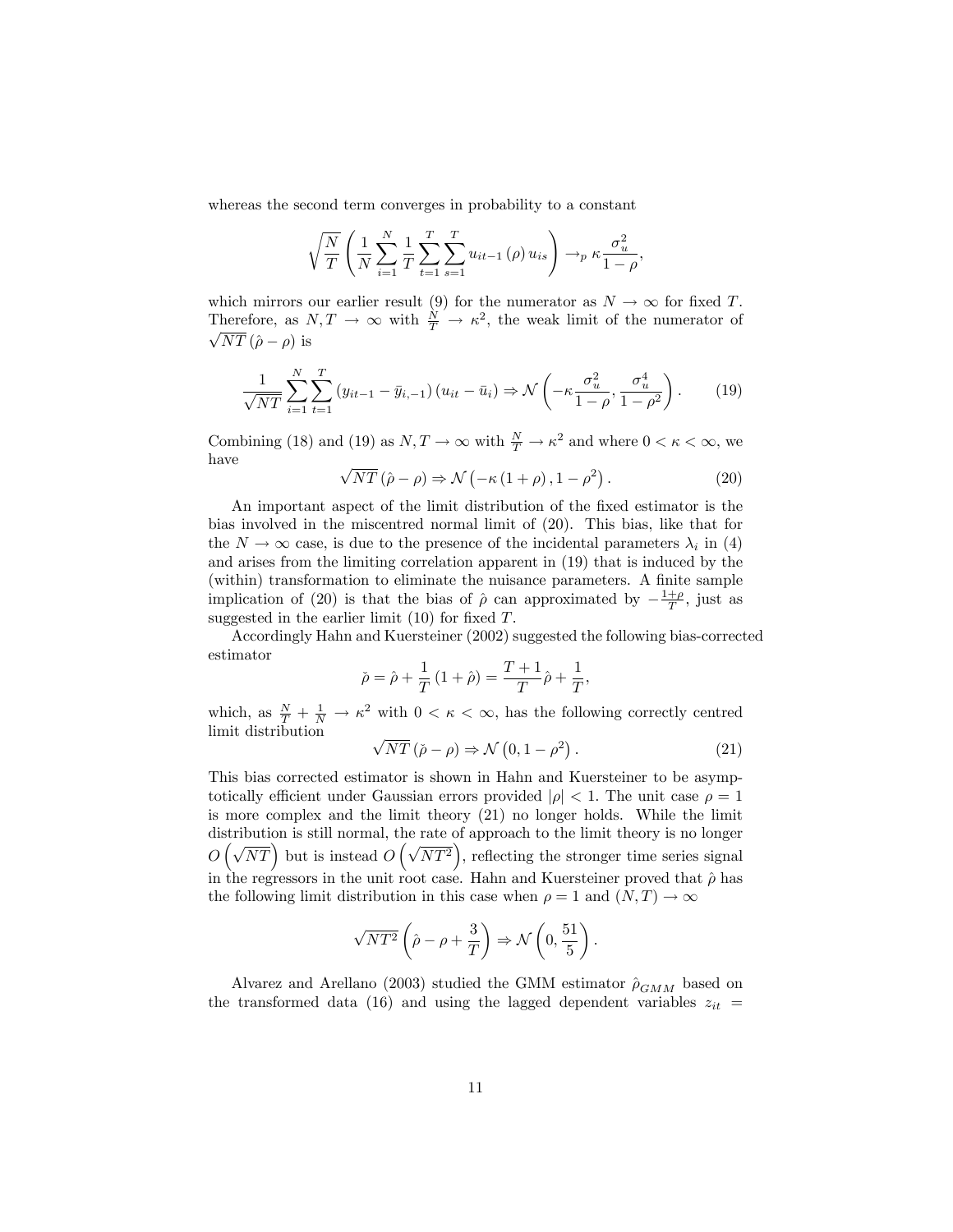whereas the second term converges in probability to a constant

$$\sqrt{\frac{N}{T}}\left(\frac{1}{N}\sum_{i=1}^{N}\frac{1}{T}\sum_{t=1}^{T}\sum_{s=1}^{T}u_{it-1}\left(\rho\right)u_{is}\right)\rightarrow_{p}\kappa\frac{\sigma_u^2}{1-\rho},$$

which mirrors our earlier result (9) for the numerator as $N\rightarrow\infty$ for fixed $T$. Therefore, as $N,T\rightarrow\infty$ with $\frac{N}{T}\rightarrow\kappa^2$, the weak limit of the numerator of $\sqrt{NT}\left(\hat{\rho}-\rho\right)$ is

$$\frac{1}{\sqrt{NT}}\sum_{i=1}^{N}\sum_{t=1}^{T}\left(y_{it-1}-\bar{y}_{i,-1}\right)\left(u_{it}-\bar{u}_i\right)\Rightarrow\mathcal{N}\left(-\kappa\frac{\sigma_u^2}{1-\rho},\frac{\sigma_u^4}{1-\rho^2}\right). \tag{19}$$

Combining (18) and (19) as $N,T\rightarrow\infty$ with $\frac{N}{T}\rightarrow\kappa^2$ and where $0<\kappa<\infty$, we have

$$\sqrt{NT}\left(\hat{\rho}-\rho\right)\Rightarrow\mathcal{N}\left(-\kappa\left(1+\rho\right),1-\rho^2\right). \tag{20}$$

An important aspect of the limit distribution of the fixed estimator is the bias involved in the miscentred normal limit of (20). This bias, like that for the $N\rightarrow\infty$ case, is due to the presence of the incidental parameters $\lambda_i$ in (4) and arises from the limiting correlation apparent in (19) that is induced by the (within) transformation to eliminate the nuisance parameters. A finite sample implication of (20) is that the bias of $\hat{\rho}$ can approximated by $-\frac{1+\rho}{T}$, just as suggested in the earlier limit (10) for fixed $T$.

Accordingly Hahn and Kuersteiner (2002) suggested the following bias-corrected estimator

$$\check{\rho}=\hat{\rho}+\frac{1}{T}\left(1+\hat{\rho}\right)=\frac{T+1}{T}\hat{\rho}+\frac{1}{T},$$

which, as $\frac{N}{T}+\frac{1}{N}\rightarrow\kappa^2$ with $0<\kappa<\infty$, has the following correctly centred limit distribution

$$\sqrt{NT}\left(\check{\rho}-\rho\right)\Rightarrow\mathcal{N}\left(0,1-\rho^2\right). \tag{21}$$

This bias corrected estimator is shown in Hahn and Kuersteiner to be asymptotically efficient under Gaussian errors provided $|\rho|<1$. The unit case $\rho=1$ is more complex and the limit theory (21) no longer holds. While the limit distribution is still normal, the rate of approach to the limit theory is no longer $O\left(\sqrt{NT}\right)$ but is instead $O\left(\sqrt{NT^2}\right)$, reflecting the stronger time series signal in the regressors in the unit root case. Hahn and Kuersteiner proved that $\hat{\rho}$ has the following limit distribution in this case when $\rho=1$ and $(N,T)\rightarrow\infty$

$$\sqrt{NT^2}\left(\hat{\rho}-\rho+\frac{3}{T}\right)\Rightarrow\mathcal{N}\left(0,\frac{51}{5}\right).$$

Alvarez and Arellano (2003) studied the GMM estimator $\hat{\rho}_{GMM}$ based on the transformed data (16) and using the lagged dependent variables $z_{it}=$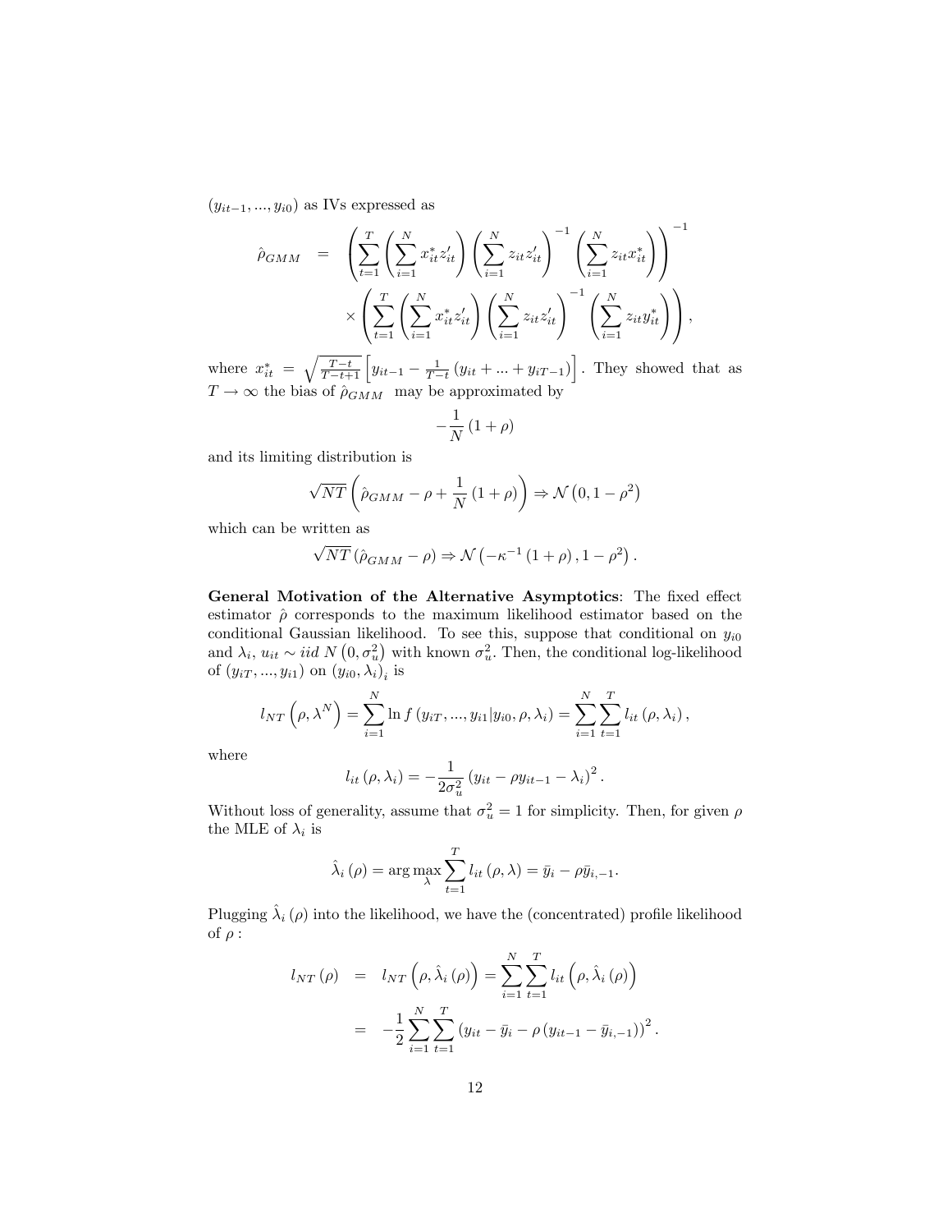$(y_{it-1}, ..., y_{i0})$ as IVs expressed as

$$
\begin{aligned}
\hat{\rho}_{GMM} &= \left( \sum_{t=1}^{T} \left( \sum_{i=1}^{N} x_{it}^{*} z_{it}' \right) \left( \sum_{i=1}^{N} z_{it} z_{it}' \right)^{-1} \left( \sum_{i=1}^{N} z_{it} x_{it}^{*} \right) \right)^{-1} \\
&\quad \times \left( \sum_{t=1}^{T} \left( \sum_{i=1}^{N} x_{it}^{*} z_{it}' \right) \left( \sum_{i=1}^{N} z_{it} z_{it}' \right)^{-1} \left( \sum_{i=1}^{N} z_{it} y_{it}^{*} \right) \right),
\end{aligned}
$$

where $x_{it}^{*} = \sqrt{\frac{T-t}{T-t+1}} \left[ y_{it-1} - \frac{1}{T-t} \left( y_{it} + ... + y_{iT-1} \right) \right]$. They showed that as $T \to \infty$ the bias of $\hat{\rho}_{GMM}$ may be approximated by

$$
-\frac{1}{N} \left( 1 + \rho \right)
$$

and its limiting distribution is

$$
\sqrt{NT} \left( \hat{\rho}_{GMM} - \rho + \frac{1}{N} \left( 1 + \rho \right) \right) \Rightarrow \mathcal{N} \left( 0, 1 - \rho^2 \right)
$$

which can be written as

$$
\sqrt{NT} \left( \hat{\rho}_{GMM} - \rho \right) \Rightarrow \mathcal{N} \left( -\kappa^{-1} \left( 1 + \rho \right), 1 - \rho^2 \right).
$$

**General Motivation of the Alternative Asymptotics**: The fixed effect estimator $\hat{\rho}$ corresponds to the maximum likelihood estimator based on the conditional Gaussian likelihood. To see this, suppose that conditional on $y_{i0}$ and $\lambda_i$, $u_{it} \sim iid\ N\left(0, \sigma_u^2\right)$ with known $\sigma_u^2$. Then, the conditional log-likelihood of $(y_{iT}, ..., y_{i1})$ on $(y_{i0}, \lambda_i)_i$ is

$$
l_{NT} \left( \rho, \lambda^N \right) = \sum_{i=1}^{N} \ln f \left( y_{iT}, ..., y_{i1} | y_{i0}, \rho, \lambda_i \right) = \sum_{i=1}^{N} \sum_{t=1}^{T} l_{it} \left( \rho, \lambda_i \right),
$$

where

$$
l_{it} \left( \rho, \lambda_i \right) = -\frac{1}{2\sigma_u^2} \left( y_{it} - \rho y_{it-1} - \lambda_i \right)^2.
$$

Without loss of generality, assume that $\sigma_u^2 = 1$ for simplicity. Then, for given $\rho$ the MLE of $\lambda_i$ is

$$
\hat{\lambda}_i \left( \rho \right) = \arg \max_{\lambda} \sum_{t=1}^{T} l_{it} \left( \rho, \lambda \right) = \bar{y}_i - \rho \bar{y}_{i,-1}.
$$

Plugging $\hat{\lambda}_i\left(\rho\right)$ into the likelihood, we have the (concentrated) profile likelihood of $\rho$ :

$$
\begin{aligned}
l_{NT} \left( \rho \right) &= l_{NT} \left( \rho, \hat{\lambda}_i \left( \rho \right) \right) = \sum_{i=1}^{N} \sum_{t=1}^{T} l_{it} \left( \rho, \hat{\lambda}_i \left( \rho \right) \right) \\
&= -\frac{1}{2} \sum_{i=1}^{N} \sum_{t=1}^{T} \left( y_{it} - \bar{y}_i - \rho \left( y_{it-1} - \bar{y}_{i,-1} \right) \right)^2.
\end{aligned}
$$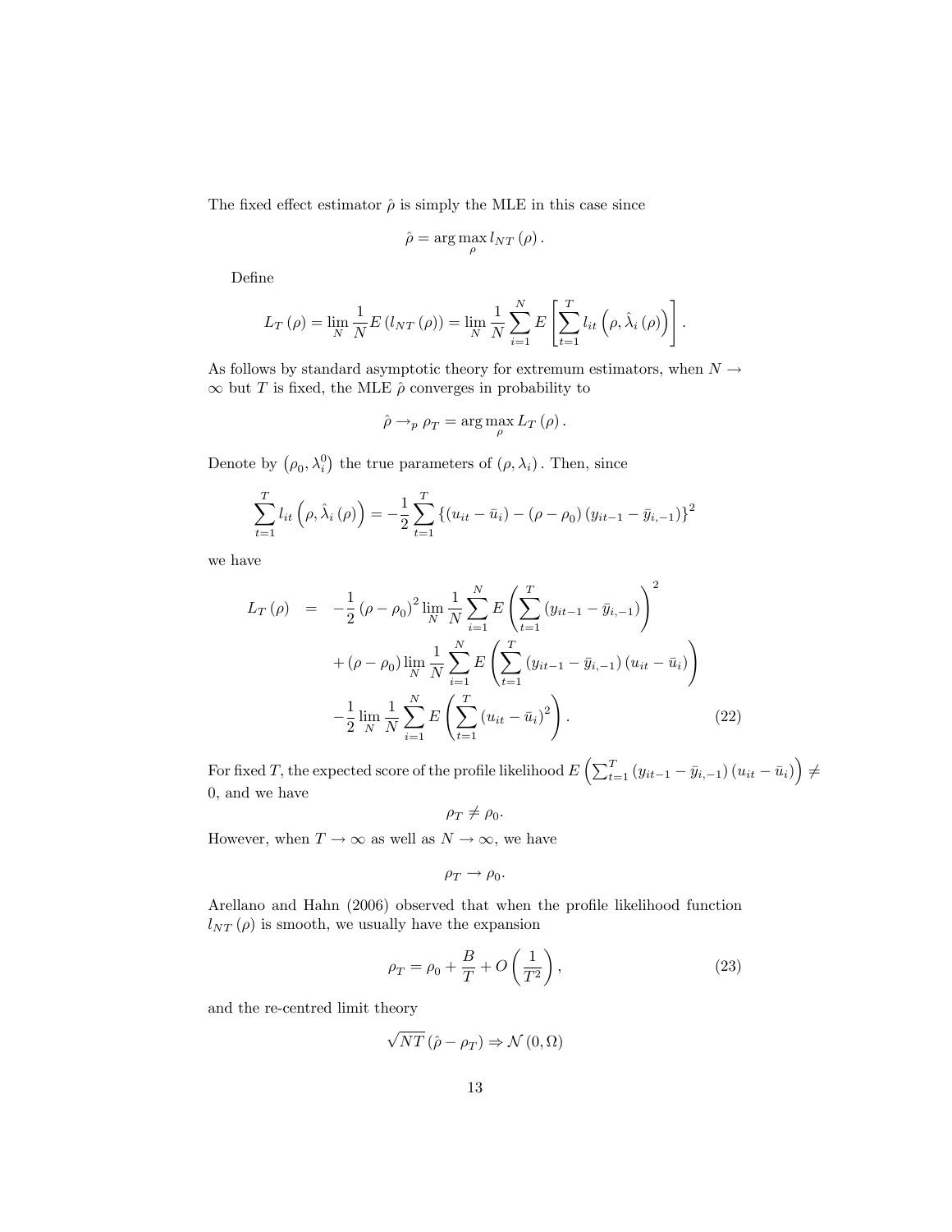The fixed effect estimator $\hat{\rho}$ is simply the MLE in this case since

$$\hat{\rho} = \arg\max_{\rho} l_{NT}(\rho).$$

Define

$$L_T(\rho) = \lim_N \frac{1}{N} E(l_{NT}(\rho)) = \lim_N \frac{1}{N} \sum_{i=1}^{N} E\left[\sum_{t=1}^{T} l_{it}\left(\rho, \hat{\lambda}_i(\rho)\right)\right].$$

As follows by standard asymptotic theory for extremum estimators, when $N \to \infty$ but $T$ is fixed, the MLE $\hat{\rho}$ converges in probability to

$$\hat{\rho} \to_p \rho_T = \arg\max_{\rho} L_T(\rho).$$

Denote by $\left(\rho_0, \lambda_i^0\right)$ the true parameters of $(\rho, \lambda_i)$. Then, since

$$\sum_{t=1}^{T} l_{it}\left(\rho, \hat{\lambda}_i(\rho)\right) = -\frac{1}{2}\sum_{t=1}^{T}\left\{(u_{it} - \bar{u}_i) - (\rho - \rho_0)(y_{it-1} - \bar{y}_{i,-1})\right\}^2$$

we have

$$\begin{aligned}
L_T(\rho) &= -\frac{1}{2}(\rho - \rho_0)^2 \lim_N \frac{1}{N}\sum_{i=1}^{N} E\left(\sum_{t=1}^{T}(y_{it-1} - \bar{y}_{i,-1})\right)^2 \\
&\quad + (\rho - \rho_0)\lim_N \frac{1}{N}\sum_{i=1}^{N} E\left(\sum_{t=1}^{T}(y_{it-1} - \bar{y}_{i,-1})(u_{it} - \bar{u}_i)\right) \\
&\quad - \frac{1}{2}\lim_N \frac{1}{N}\sum_{i=1}^{N} E\left(\sum_{t=1}^{T}(u_{it} - \bar{u}_i)^2\right). \qquad (22)
\end{aligned}$$

For fixed $T$, the expected score of the profile likelihood $E\left(\sum_{t=1}^{T}(y_{it-1} - \bar{y}_{i,-1})(u_{it} - \bar{u}_i)\right) \neq 0$, and we have

$$\rho_T \neq \rho_0.$$

However, when $T \to \infty$ as well as $N \to \infty$, we have

$$\rho_T \to \rho_0.$$

Arellano and Hahn (2006) observed that when the profile likelihood function $l_{NT}(\rho)$ is smooth, we usually have the expansion

$$\rho_T = \rho_0 + \frac{B}{T} + O\left(\frac{1}{T^2}\right), \qquad (23)$$

and the re-centred limit theory

$$\sqrt{NT}(\hat{\rho} - \rho_T) \Rightarrow \mathcal{N}(0, \Omega)$$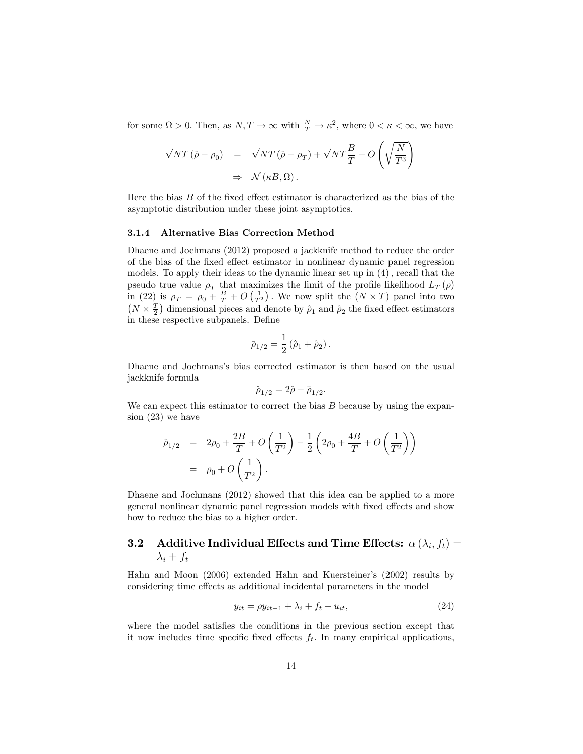for some $\Omega > 0$. Then, as $N, T \to \infty$ with $\frac{N}{T} \to \kappa^2$, where $0 < \kappa < \infty$, we have

$$
\begin{aligned}
\sqrt{NT}\left(\hat{\rho} - \rho_0\right) &= \sqrt{NT}\left(\hat{\rho} - \rho_T\right) + \sqrt{NT}\frac{B}{T} + O\left(\sqrt{\frac{N}{T^3}}\right) \\
&\Rightarrow \mathcal{N}\left(\kappa B, \Omega\right).
\end{aligned}
$$

Here the bias $B$ of the fixed effect estimator is characterized as the bias of the asymptotic distribution under these joint asymptotics.

#### 3.1.4 Alternative Bias Correction Method

Dhaene and Jochmans (2012) proposed a jackknife method to reduce the order of the bias of the fixed effect estimator in nonlinear dynamic panel regression models. To apply their ideas to the dynamic linear set up in (4), recall that the pseudo true value $\rho_T$ that maximizes the limit of the profile likelihood $L_T(\rho)$ in (22) is $\rho_T = \rho_0 + \frac{B}{T} + O\left(\frac{1}{T^2}\right)$. We now split the $(N \times T)$ panel into two $\left(N \times \frac{T}{2}\right)$ dimensional pieces and denote by $\hat{\rho}_1$ and $\hat{\rho}_2$ the fixed effect estimators in these respective subpanels. Define

$$
\bar{\rho}_{1/2} = \frac{1}{2}\left(\hat{\rho}_1 + \hat{\rho}_2\right).
$$

Dhaene and Jochmans's bias corrected estimator is then based on the usual jackknife formula

$$
\hat{\rho}_{1/2} = 2\hat{\rho} - \bar{\rho}_{1/2}.
$$

We can expect this estimator to correct the bias $B$ because by using the expansion (23) we have

$$
\begin{aligned}
\hat{\rho}_{1/2} &= 2\rho_0 + \frac{2B}{T} + O\left(\frac{1}{T^2}\right) - \frac{1}{2}\left(2\rho_0 + \frac{4B}{T} + O\left(\frac{1}{T^2}\right)\right) \\
&= \rho_0 + O\left(\frac{1}{T^2}\right).
\end{aligned}
$$

Dhaene and Jochmans (2012) showed that this idea can be applied to a more general nonlinear dynamic panel regression models with fixed effects and show how to reduce the bias to a higher order.

### 3.2 Additive Individual Effects and Time Effects: $\alpha(\lambda_i, f_t) = \lambda_i + f_t$

Hahn and Moon (2006) extended Hahn and Kuersteiner's (2002) results by considering time effects as additional incidental parameters in the model

$$
y_{it} = \rho y_{it-1} + \lambda_i + f_t + u_{it}, \tag{24}
$$

where the model satisfies the conditions in the previous section except that it now includes time specific fixed effects $f_t$. In many empirical applications,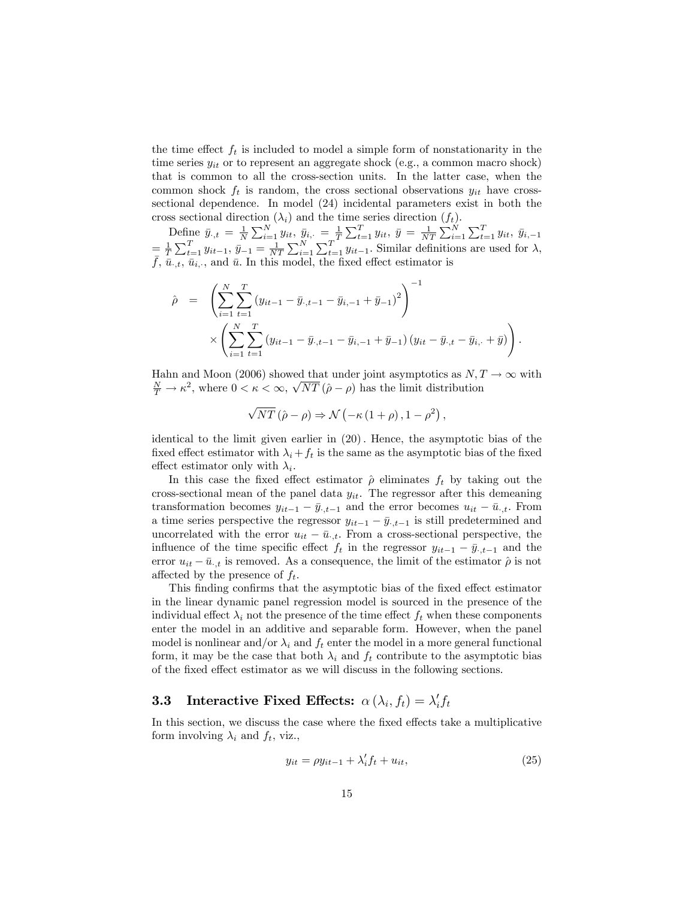the time effect $f_t$ is included to model a simple form of nonstationarity in the time series $y_{it}$ or to represent an aggregate shock (e.g., a common macro shock) that is common to all the cross-section units. In the latter case, when the common shock $f_t$ is random, the cross sectional observations $y_{it}$ have cross-sectional dependence. In model (24) incidental parameters exist in both the cross sectional direction ($\lambda_i$) and the time series direction ($f_t$).

Define $\bar{y}_{\cdot,t} = \frac{1}{N}\sum_{i=1}^{N} y_{it}$, $\bar{y}_{i,\cdot} = \frac{1}{T}\sum_{t=1}^{T} y_{it}$, $\bar{y} = \frac{1}{NT}\sum_{i=1}^{N}\sum_{t=1}^{T} y_{it}$, $\bar{y}_{i,-1} = \frac{1}{T}\sum_{t=1}^{T} y_{it-1}$, $\bar{y}_{-1} = \frac{1}{NT}\sum_{i=1}^{N}\sum_{t=1}^{T} y_{it-1}$. Similar definitions are used for $\lambda$, $\bar{f}$, $\bar{u}_{\cdot,t}$, $\bar{u}_{i,\cdot}$, and $\bar{u}$. In this model, the fixed effect estimator is

$$
\begin{aligned}
\hat{\rho} \;=\; & \left( \sum_{i=1}^{N}\sum_{t=1}^{T} \left( y_{it-1} - \bar{y}_{\cdot,t-1} - \bar{y}_{i,-1} + \bar{y}_{-1} \right)^2 \right)^{-1} \\
& \times \left( \sum_{i=1}^{N}\sum_{t=1}^{T} \left( y_{it-1} - \bar{y}_{\cdot,t-1} - \bar{y}_{i,-1} + \bar{y}_{-1} \right)\left( y_{it} - \bar{y}_{\cdot,t} - \bar{y}_{i,\cdot} + \bar{y} \right) \right).
\end{aligned}
$$

Hahn and Moon (2006) showed that under joint asymptotics as $N, T \to \infty$ with $\frac{N}{T} \to \kappa^2$, where $0 < \kappa < \infty$, $\sqrt{NT}\left(\hat{\rho} - \rho\right)$ has the limit distribution

$$
\sqrt{NT}\left(\hat{\rho} - \rho\right) \Rightarrow \mathcal{N}\left(-\kappa\left(1+\rho\right), 1-\rho^2\right),
$$

identical to the limit given earlier in (20). Hence, the asymptotic bias of the fixed effect estimator with $\lambda_i + f_t$ is the same as the asymptotic bias of the fixed effect estimator only with $\lambda_i$.

In this case the fixed effect estimator $\hat{\rho}$ eliminates $f_t$ by taking out the cross-sectional mean of the panel data $y_{it}$. The regressor after this demeaning transformation becomes $y_{it-1} - \bar{y}_{\cdot,t-1}$ and the error becomes $u_{it} - \bar{u}_{\cdot,t}$. From a time series perspective the regressor $y_{it-1} - \bar{y}_{\cdot,t-1}$ is still predetermined and uncorrelated with the error $u_{it} - \bar{u}_{\cdot,t}$. From a cross-sectional perspective, the influence of the time specific effect $f_t$ in the regressor $y_{it-1} - \bar{y}_{\cdot,t-1}$ and the error $u_{it} - \bar{u}_{\cdot,t}$ is removed. As a consequence, the limit of the estimator $\hat{\rho}$ is not affected by the presence of $f_t$.

This finding confirms that the asymptotic bias of the fixed effect estimator in the linear dynamic panel regression model is sourced in the presence of the individual effect $\lambda_i$ not the presence of the time effect $f_t$ when these components enter the model in an additive and separable form. However, when the panel model is nonlinear and/or $\lambda_i$ and $f_t$ enter the model in a more general functional form, it may be the case that both $\lambda_i$ and $f_t$ contribute to the asymptotic bias of the fixed effect estimator as we will discuss in the following sections.

### 3.3 Interactive Fixed Effects: $\alpha\left(\lambda_i, f_t\right) = \lambda_i' f_t$

In this section, we discuss the case where the fixed effects take a multiplicative form involving $\lambda_i$ and $f_t$, viz.,

$$
y_{it} = \rho y_{it-1} + \lambda_i' f_t + u_{it}, \tag{25}
$$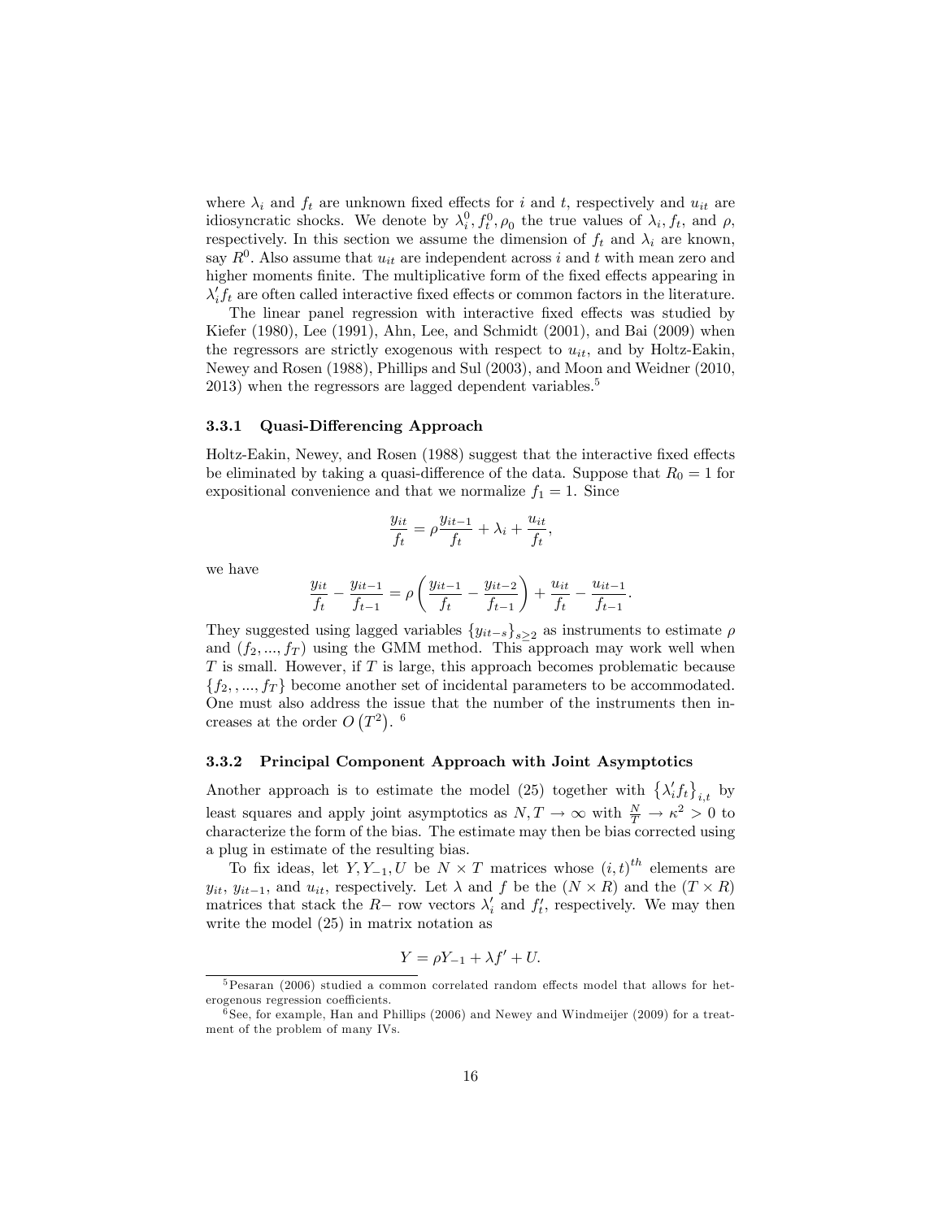where $\lambda_i$ and $f_t$ are unknown fixed effects for $i$ and $t$, respectively and $u_{it}$ are idiosyncratic shocks. We denote by $\lambda_i^0, f_t^0, \rho_0$ the true values of $\lambda_i, f_t$, and $\rho$, respectively. In this section we assume the dimension of $f_t$ and $\lambda_i$ are known, say $R^0$. Also assume that $u_{it}$ are independent across $i$ and $t$ with mean zero and higher moments finite. The multiplicative form of the fixed effects appearing in $\lambda_i' f_t$ are often called interactive fixed effects or common factors in the literature.

The linear panel regression with interactive fixed effects was studied by Kiefer (1980), Lee (1991), Ahn, Lee, and Schmidt (2001), and Bai (2009) when the regressors are strictly exogenous with respect to $u_{it}$, and by Holtz-Eakin, Newey and Rosen (1988), Phillips and Sul (2003), and Moon and Weidner (2010, 2013) when the regressors are lagged dependent variables.[5]

### 3.3.1 Quasi-Differencing Approach

Holtz-Eakin, Newey, and Rosen (1988) suggest that the interactive fixed effects be eliminated by taking a quasi-difference of the data. Suppose that $R_0 = 1$ for expositional convenience and that we normalize $f_1 = 1$. Since

$$\frac{y_{it}}{f_t} = \rho \frac{y_{it-1}}{f_t} + \lambda_i + \frac{u_{it}}{f_t},$$

we have

$$\frac{y_{it}}{f_t} - \frac{y_{it-1}}{f_{t-1}} = \rho \left( \frac{y_{it-1}}{f_t} - \frac{y_{it-2}}{f_{t-1}} \right) + \frac{u_{it}}{f_t} - \frac{u_{it-1}}{f_{t-1}}.$$

They suggested using lagged variables $\{y_{it-s}\}_{s\geq 2}$ as instruments to estimate $\rho$ and $(f_2, ..., f_T)$ using the GMM method. This approach may work well when $T$ is small. However, if $T$ is large, this approach becomes problematic because $\{f_2, , ..., f_T\}$ become another set of incidental parameters to be accommodated. One must also address the issue that the number of the instruments then increases at the order $O\left(T^2\right)$.[6]

### 3.3.2 Principal Component Approach with Joint Asymptotics

Another approach is to estimate the model (25) together with $\left\{\lambda_i' f_t\right\}_{i,t}$ by least squares and apply joint asymptotics as $N, T \to \infty$ with $\frac{N}{T} \to \kappa^2 > 0$ to characterize the form of the bias. The estimate may then be bias corrected using a plug in estimate of the resulting bias.

To fix ideas, let $Y, Y_{-1}, U$ be $N \times T$ matrices whose $(i,t)^{th}$ elements are $y_{it}$, $y_{it-1}$, and $u_{it}$, respectively. Let $\lambda$ and $f$ be the $(N \times R)$ and the $(T \times R)$ matrices that stack the $R-$ row vectors $\lambda_i'$ and $f_t'$, respectively. We may then write the model (25) in matrix notation as

$$Y = \rho Y_{-1} + \lambda f' + U.$$

[5] Pesaran (2006) studied a common correlated random effects model that allows for heterogenous regression coefficients.

[6] See, for example, Han and Phillips (2006) and Newey and Windmeijer (2009) for a treatment of the problem of many IVs.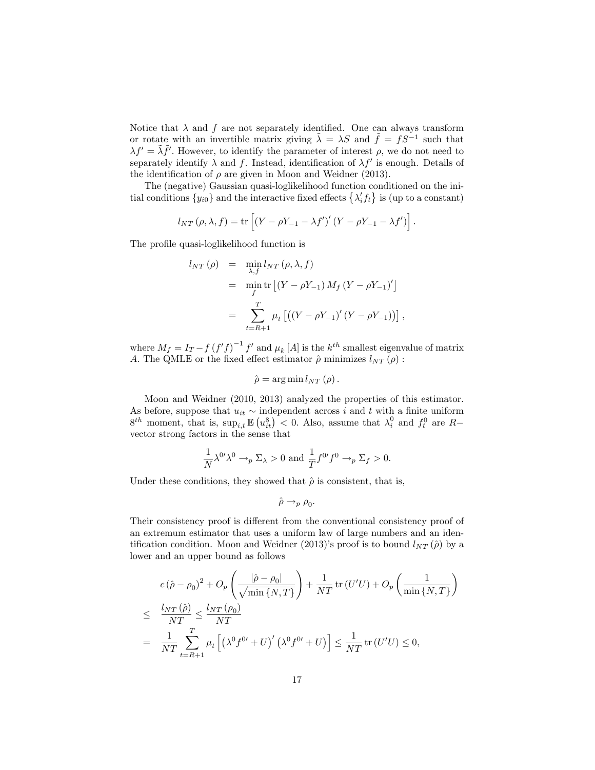Notice that $\lambda$ and $f$ are not separately identified. One can always transform or rotate with an invertible matrix giving $\tilde{\lambda} = \lambda S$ and $\tilde{f} = fS^{-1}$ such that $\lambda f' = \tilde{\lambda}\tilde{f}'$. However, to identify the parameter of interest $\rho$, we do not need to separately identify $\lambda$ and $f$. Instead, identification of $\lambda f'$ is enough. Details of the identification of $\rho$ are given in Moon and Weidner (2013).

The (negative) Gaussian quasi-loglikelihood function conditioned on the initial conditions $\{y_{i0}\}$ and the interactive fixed effects $\{\lambda_i' f_t\}$ is (up to a constant)

$$l_{NT}(\rho, \lambda, f) = \operatorname{tr}\left[(Y - \rho Y_{-1} - \lambda f')' (Y - \rho Y_{-1} - \lambda f')\right].$$

The profile quasi-loglikelihood function is

$$\begin{aligned}
l_{NT}(\rho) &= \min_{\lambda, f} l_{NT}(\rho, \lambda, f) \\
&= \min_{f} \operatorname{tr}\left[(Y - \rho Y_{-1}) M_f (Y - \rho Y_{-1})'\right] \\
&= \sum_{t=R+1}^{T} \mu_t \left[\left((Y - \rho Y_{-1})' (Y - \rho Y_{-1})\right)\right],
\end{aligned}$$

where $M_f = I_T - f(f'f)^{-1} f'$ and $\mu_k[A]$ is the $k^{th}$ smallest eigenvalue of matrix $A$. The QMLE or the fixed effect estimator $\hat{\rho}$ minimizes $l_{NT}(\rho)$ :

$$\hat{\rho} = \arg\min l_{NT}(\rho).$$

Moon and Weidner (2010, 2013) analyzed the properties of this estimator. As before, suppose that $u_{it} \sim$ independent across $i$ and $t$ with a finite uniform $8^{th}$ moment, that is, $\sup_{i,t} \mathbb{E}\left(u_{it}^8\right) < 0$. Also, assume that $\lambda_i^0$ and $f_t^0$ are $R-$vector strong factors in the sense that

$$\frac{1}{N}\lambda^{0\prime}\lambda^0 \to_p \Sigma_\lambda > 0 \text{ and } \frac{1}{T} f^{0\prime} f^0 \to_p \Sigma_f > 0.$$

Under these conditions, they showed that $\hat{\rho}$ is consistent, that is,

$$\hat{\rho} \to_p \rho_0.$$

Their consistency proof is different from the conventional consistency proof of an extremum estimator that uses a uniform law of large numbers and an identification condition. Moon and Weidner (2013)'s proof is to bound $l_{NT}(\hat{\rho})$ by a lower and an upper bound as follows

$$\begin{aligned}
& c(\hat{\rho} - \rho_0)^2 + O_p\left(\frac{|\hat{\rho} - \rho_0|}{\sqrt{\min\{N, T\}}}\right) + \frac{1}{NT}\operatorname{tr}(U'U) + O_p\left(\frac{1}{\min\{N, T\}}\right) \\
\leq\ & \frac{l_{NT}(\hat{\rho})}{NT} \leq \frac{l_{NT}(\rho_0)}{NT} \\
=\ & \frac{1}{NT}\sum_{t=R+1}^{T} \mu_t\left[\left(\lambda^0 f^{0\prime} + U\right)'\left(\lambda^0 f^{0\prime} + U\right)\right] \leq \frac{1}{NT}\operatorname{tr}(U'U) \leq 0,
\end{aligned}$$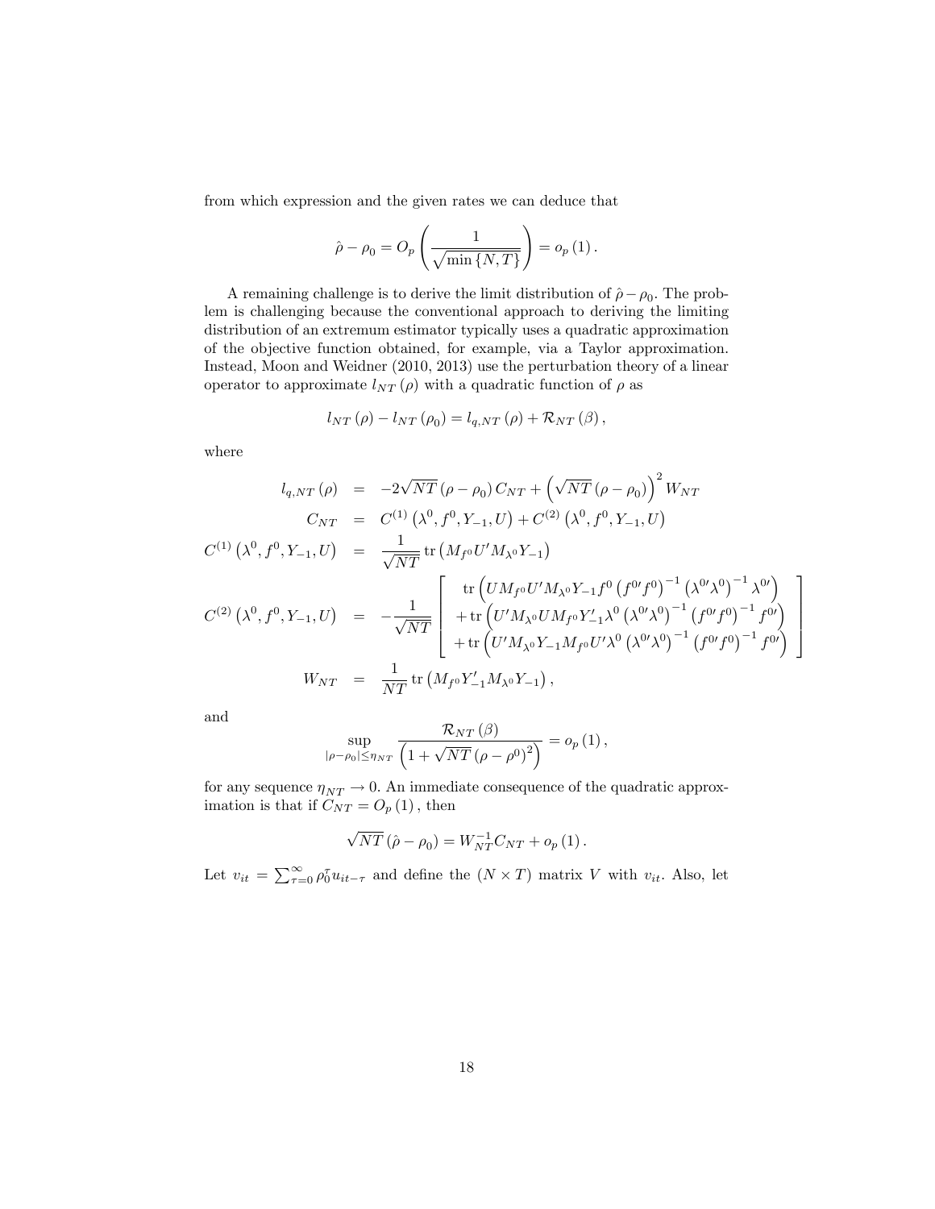from which expression and the given rates we can deduce that

$$\hat{\rho} - \rho_0 = O_p\left(\frac{1}{\sqrt{\min\{N, T\}}}\right) = o_p(1).$$

A remaining challenge is to derive the limit distribution of $\hat{\rho} - \rho_0$. The problem is challenging because the conventional approach to deriving the limiting distribution of an extremum estimator typically uses a quadratic approximation of the objective function obtained, for example, via a Taylor approximation. Instead, Moon and Weidner (2010, 2013) use the perturbation theory of a linear operator to approximate $l_{NT}(\rho)$ with a quadratic function of $\rho$ as

$$l_{NT}(\rho) - l_{NT}(\rho_0) = l_{q,NT}(\rho) + \mathcal{R}_{NT}(\beta),$$

where

$$\begin{aligned}
l_{q,NT}(\rho) &= -2\sqrt{NT}(\rho - \rho_0) C_{NT} + \left(\sqrt{NT}(\rho - \rho_0)\right)^2 W_{NT} \\
C_{NT} &= C^{(1)}\left(\lambda^0, f^0, Y_{-1}, U\right) + C^{(2)}\left(\lambda^0, f^0, Y_{-1}, U\right) \\
C^{(1)}\left(\lambda^0, f^0, Y_{-1}, U\right) &= \frac{1}{\sqrt{NT}} \operatorname{tr}\left(M_{f^0} U' M_{\lambda^0} Y_{-1}\right) \\
C^{(2)}\left(\lambda^0, f^0, Y_{-1}, U\right) &= -\frac{1}{\sqrt{NT}} \left[\begin{array}{l}
\operatorname{tr}\left(U M_{f^0} U' M_{\lambda^0} Y_{-1} f^0 \left(f^{0\prime} f^0\right)^{-1} \left(\lambda^{0\prime}\lambda^0\right)^{-1} \lambda^{0\prime}\right) \\
+\operatorname{tr}\left(U' M_{\lambda^0} U M_{f^0} Y_{-1}' \lambda^0 \left(\lambda^{0\prime}\lambda^0\right)^{-1} \left(f^{0\prime} f^0\right)^{-1} f^{0\prime}\right) \\
+\operatorname{tr}\left(U' M_{\lambda^0} Y_{-1} M_{f^0} U' \lambda^0 \left(\lambda^{0\prime}\lambda^0\right)^{-1} \left(f^{0\prime} f^0\right)^{-1} f^{0\prime}\right)
\end{array}\right] \\
W_{NT} &= \frac{1}{NT} \operatorname{tr}\left(M_{f^0} Y_{-1}' M_{\lambda^0} Y_{-1}\right),
\end{aligned}$$

and

$$\sup_{|\rho - \rho_0| \le \eta_{NT}} \frac{\mathcal{R}_{NT}(\beta)}{\left(1 + \sqrt{NT}(\rho - \rho^0)^2\right)} = o_p(1),$$

for any sequence $\eta_{NT} \to 0$. An immediate consequence of the quadratic approximation is that if $C_{NT} = O_p(1)$, then

$$\sqrt{NT}(\hat{\rho} - \rho_0) = W_{NT}^{-1} C_{NT} + o_p(1).$$

Let $v_{it} = \sum_{\tau=0}^{\infty} \rho_0^{\tau} u_{it-\tau}$ and define the $(N \times T)$ matrix $V$ with $v_{it}$. Also, let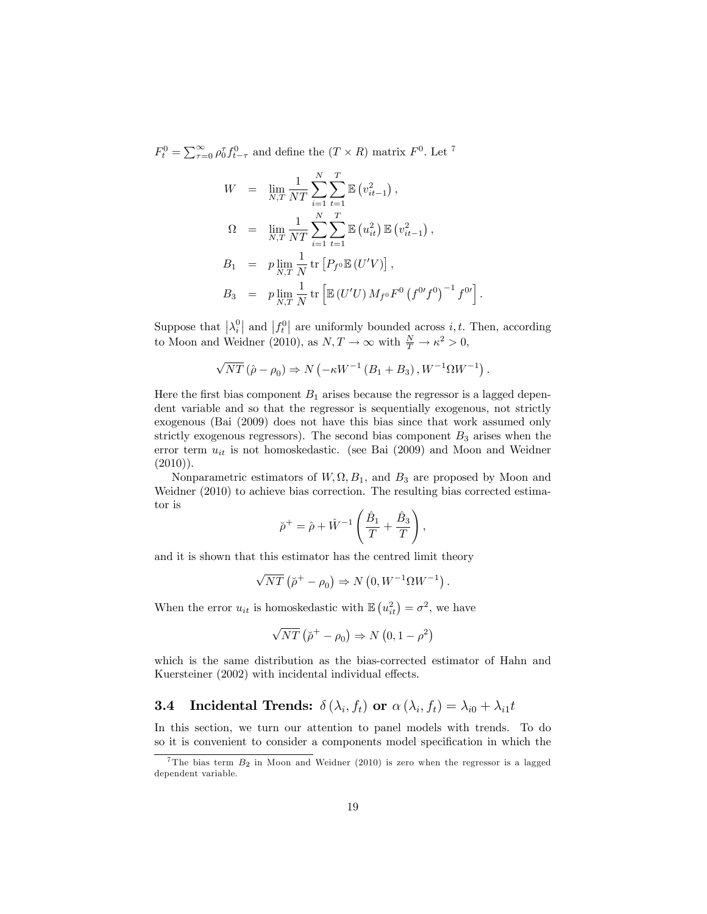$F_t^0 = \sum_{\tau=0}^{\infty} \rho_0^{\tau} f_{t-\tau}^0$ and define the $(T \times R)$ matrix $F^0$. Let [7]

$$
\begin{aligned}
W &= \lim_{N,T} \frac{1}{NT} \sum_{i=1}^{N} \sum_{t=1}^{T} \mathbb{E}\left(v_{it-1}^2\right), \\
\Omega &= \lim_{N,T} \frac{1}{NT} \sum_{i=1}^{N} \sum_{t=1}^{T} \mathbb{E}\left(u_{it}^2\right) \mathbb{E}\left(v_{it-1}^2\right), \\
B_1 &= p \lim_{N,T} \frac{1}{N} \operatorname{tr}\left[P_{f^0} \mathbb{E}\left(U'V\right)\right], \\
B_3 &= p \lim_{N,T} \frac{1}{N} \operatorname{tr}\left[\mathbb{E}\left(U'U\right) M_{f^0} F^0 \left(f^{0\prime} f^0\right)^{-1} f^{0\prime}\right].
\end{aligned}
$$

Suppose that $\left|\lambda_i^0\right|$ and $\left|f_t^0\right|$ are uniformly bounded across $i, t$. Then, according to Moon and Weidner (2010), as $N, T \to \infty$ with $\frac{N}{T} \to \kappa^2 > 0$,

$$
\sqrt{NT}\left(\hat{\rho} - \rho_0\right) \Rightarrow N\left(-\kappa W^{-1}\left(B_1 + B_3\right), W^{-1} \Omega W^{-1}\right).
$$

Here the first bias component $B_1$ arises because the regressor is a lagged dependent variable and so that the regressor is sequentially exogenous, not strictly exogenous (Bai (2009) does not have this bias since that work assumed only strictly exogenous regressors). The second bias component $B_3$ arises when the error term $u_{it}$ is not homoskedastic. (see Bai (2009) and Moon and Weidner (2010)).

Nonparametric estimators of $W, \Omega, B_1$, and $B_3$ are proposed by Moon and Weidner (2010) to achieve bias correction. The resulting bias corrected estimator is

$$
\breve{\rho}^{+} = \hat{\rho} + \hat{W}^{-1}\left(\frac{\hat{B}_1}{T} + \frac{\hat{B}_3}{T}\right),
$$

and it is shown that this estimator has the centred limit theory

$$
\sqrt{NT}\left(\breve{\rho}^{+} - \rho_0\right) \Rightarrow N\left(0, W^{-1} \Omega W^{-1}\right).
$$

When the error $u_{it}$ is homoskedastic with $\mathbb{E}\left(u_{it}^2\right) = \sigma^2$, we have

$$
\sqrt{NT}\left(\breve{\rho}^{+} - \rho_0\right) \Rightarrow N\left(0, 1 - \rho^2\right)
$$

which is the same distribution as the bias-corrected estimator of Hahn and Kuersteiner (2002) with incidental individual effects.

### 3.4 Incidental Trends: $\delta\left(\lambda_i, f_t\right)$ or $\alpha\left(\lambda_i, f_t\right) = \lambda_{i0} + \lambda_{i1} t$

In this section, we turn our attention to panel models with trends. To do so it is convenient to consider a components model specification in which the

[7] The bias term $B_2$ in Moon and Weidner (2010) is zero when the regressor is a lagged dependent variable.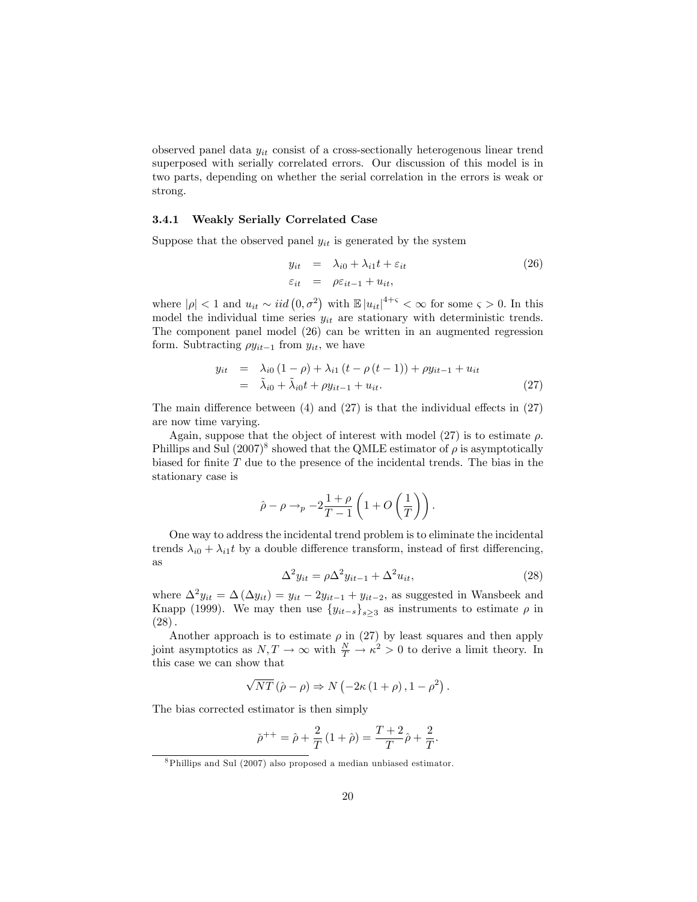observed panel data $y_{it}$ consist of a cross-sectionally heterogenous linear trend superposed with serially correlated errors. Our discussion of this model is in two parts, depending on whether the serial correlation in the errors is weak or strong.

### 3.4.1 Weakly Serially Correlated Case

Suppose that the observed panel $y_{it}$ is generated by the system

$$
\begin{aligned}
y_{it} &= \lambda_{i0} + \lambda_{i1} t + \varepsilon_{it} \\
\varepsilon_{it} &= \rho \varepsilon_{it-1} + u_{it},
\end{aligned}
\tag{26}
$$

where $|\rho| < 1$ and $u_{it} \sim iid\left(0, \sigma^2\right)$ with $\mathbb{E}\left|u_{it}\right|^{4+\varsigma} < \infty$ for some $\varsigma > 0$. In this model the individual time series $y_{it}$ are stationary with deterministic trends. The component panel model (26) can be written in an augmented regression form. Subtracting $\rho y_{it-1}$ from $y_{it}$, we have

$$
\begin{aligned}
y_{it} &= \lambda_{i0}\left(1-\rho\right) + \lambda_{i1}\left(t - \rho\left(t-1\right)\right) + \rho y_{it-1} + u_{it} \\
&= \tilde{\lambda}_{i0} + \tilde{\lambda}_{i0} t + \rho y_{it-1} + u_{it}.
\end{aligned}
\tag{27}
$$

The main difference between (4) and (27) is that the individual effects in (27) are now time varying.

Again, suppose that the object of interest with model (27) is to estimate $\rho$. Phillips and Sul (2007)[8] showed that the QMLE estimator of $\rho$ is asymptotically biased for finite $T$ due to the presence of the incidental trends. The bias in the stationary case is

$$
\hat{\rho} - \rho \rightarrow_p -2\frac{1+\rho}{T-1}\left(1 + O\left(\frac{1}{T}\right)\right).
$$

One way to address the incidental trend problem is to eliminate the incidental trends $\lambda_{i0} + \lambda_{i1} t$ by a double difference transform, instead of first differencing, as

$$
\Delta^2 y_{it} = \rho \Delta^2 y_{it-1} + \Delta^2 u_{it},
\tag{28}
$$

where $\Delta^2 y_{it} = \Delta\left(\Delta y_{it}\right) = y_{it} - 2y_{it-1} + y_{it-2}$, as suggested in Wansbeek and Knapp (1999). We may then use $\left\{y_{it-s}\right\}_{s\geq 3}$ as instruments to estimate $\rho$ in (28).

Another approach is to estimate $\rho$ in (27) by least squares and then apply joint asymptotics as $N, T \rightarrow \infty$ with $\frac{N}{T} \rightarrow \kappa^2 > 0$ to derive a limit theory. In this case we can show that

$$
\sqrt{NT}\left(\hat{\rho} - \rho\right) \Rightarrow N\left(-2\kappa\left(1+\rho\right), 1-\rho^2\right).
$$

The bias corrected estimator is then simply

$$
\check{\rho}^{++} = \hat{\rho} + \frac{2}{T}\left(1 + \hat{\rho}\right) = \frac{T+2}{T}\hat{\rho} + \frac{2}{T}.
$$

[8] Phillips and Sul (2007) also proposed a median unbiased estimator.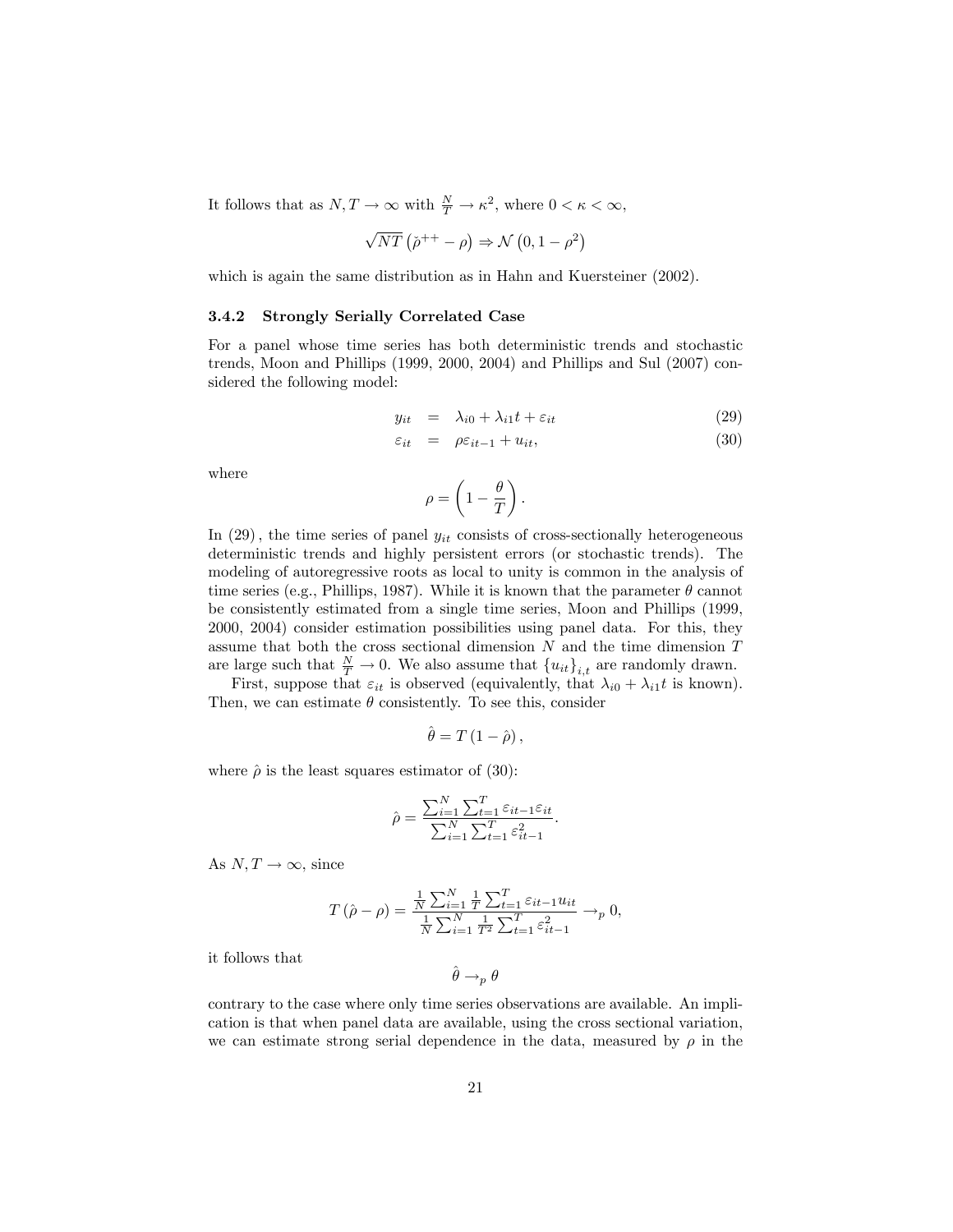It follows that as $N, T \to \infty$ with $\frac{N}{T} \to \kappa^2$, where $0 < \kappa < \infty$,

$$\sqrt{NT}\left(\check{\rho}^{++} - \rho\right) \Rightarrow \mathcal{N}\left(0, 1 - \rho^2\right)$$

which is again the same distribution as in Hahn and Kuersteiner (2002).

### 3.4.2 Strongly Serially Correlated Case

For a panel whose time series has both deterministic trends and stochastic trends, Moon and Phillips (1999, 2000, 2004) and Phillips and Sul (2007) considered the following model:

$$y_{it} = \lambda_{i0} + \lambda_{i1} t + \varepsilon_{it} \tag{29}$$

$$\varepsilon_{it} = \rho \varepsilon_{it-1} + u_{it}, \tag{30}$$

where

$$\rho = \left(1 - \frac{\theta}{T}\right).$$

In (29), the time series of panel $y_{it}$ consists of cross-sectionally heterogeneous deterministic trends and highly persistent errors (or stochastic trends). The modeling of autoregressive roots as local to unity is common in the analysis of time series (e.g., Phillips, 1987). While it is known that the parameter $\theta$ cannot be consistently estimated from a single time series, Moon and Phillips (1999, 2000, 2004) consider estimation possibilities using panel data. For this, they assume that both the cross sectional dimension $N$ and the time dimension $T$ are large such that $\frac{N}{T} \to 0$. We also assume that $\{u_{it}\}_{i,t}$ are randomly drawn.

First, suppose that $\varepsilon_{it}$ is observed (equivalently, that $\lambda_{i0} + \lambda_{i1} t$ is known). Then, we can estimate $\theta$ consistently. To see this, consider

$$\hat{\theta} = T\left(1 - \hat{\rho}\right),$$

where $\hat{\rho}$ is the least squares estimator of (30):

$$\hat{\rho} = \frac{\sum_{i=1}^N \sum_{t=1}^T \varepsilon_{it-1}\varepsilon_{it}}{\sum_{i=1}^N \sum_{t=1}^T \varepsilon_{it-1}^2}.$$

As $N, T \to \infty$, since

$$T\left(\hat{\rho} - \rho\right) = \frac{\frac{1}{N}\sum_{i=1}^N \frac{1}{T}\sum_{t=1}^T \varepsilon_{it-1} u_{it}}{\frac{1}{N}\sum_{i=1}^N \frac{1}{T^2}\sum_{t=1}^T \varepsilon_{it-1}^2} \to_p 0,$$

it follows that

$$\hat{\theta} \to_p \theta$$

contrary to the case where only time series observations are available. An implication is that when panel data are available, using the cross sectional variation, we can estimate strong serial dependence in the data, measured by $\rho$ in the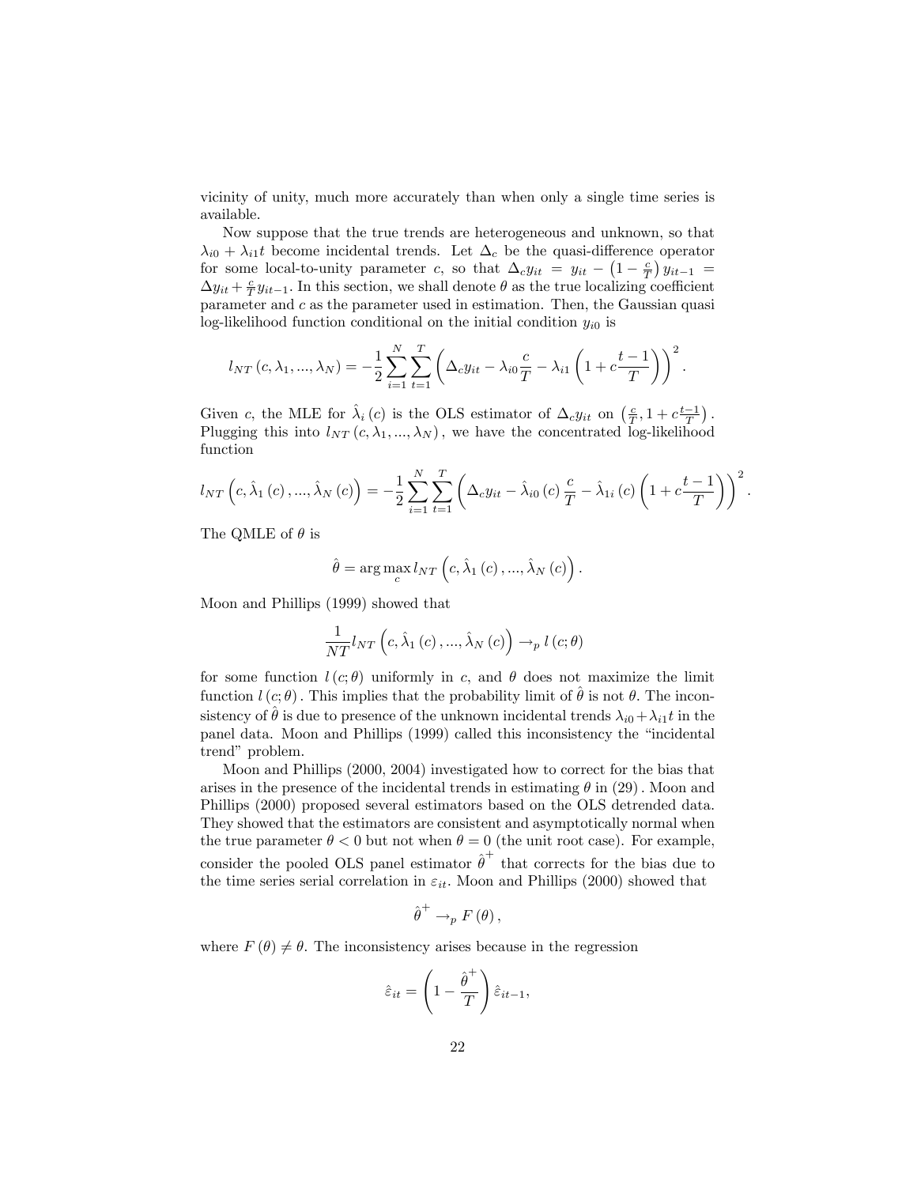vicinity of unity, much more accurately than when only a single time series is available.

Now suppose that the true trends are heterogeneous and unknown, so that $\lambda_{i0} + \lambda_{i1} t$ become incidental trends. Let $\Delta_c$ be the quasi-difference operator for some local-to-unity parameter $c$, so that $\Delta_c y_{it} = y_{it} - \left(1 - \frac{c}{T}\right) y_{it-1} = \Delta y_{it} + \frac{c}{T} y_{it-1}$. In this section, we shall denote $\theta$ as the true localizing coefficient parameter and $c$ as the parameter used in estimation. Then, the Gaussian quasi log-likelihood function conditional on the initial condition $y_{i0}$ is

$$l_{NT}\left(c, \lambda_1, ..., \lambda_N\right) = -\frac{1}{2} \sum_{i=1}^{N} \sum_{t=1}^{T} \left( \Delta_c y_{it} - \lambda_{i0} \frac{c}{T} - \lambda_{i1} \left(1 + c\frac{t-1}{T}\right)\right)^2.$$

Given $c$, the MLE for $\hat{\lambda}_i(c)$ is the OLS estimator of $\Delta_c y_{it}$ on $\left(\frac{c}{T}, 1 + c\frac{t-1}{T}\right)$. Plugging this into $l_{NT}\left(c, \lambda_1, ..., \lambda_N\right)$, we have the concentrated log-likelihood function

$$l_{NT}\left(c, \hat{\lambda}_1(c), ..., \hat{\lambda}_N(c)\right) = -\frac{1}{2} \sum_{i=1}^{N} \sum_{t=1}^{T} \left( \Delta_c y_{it} - \hat{\lambda}_{i0}(c) \frac{c}{T} - \hat{\lambda}_{1i}(c) \left(1 + c\frac{t-1}{T}\right)\right)^2.$$

The QMLE of $\theta$ is

$$\hat{\theta} = \arg\max_c l_{NT}\left(c, \hat{\lambda}_1(c), ..., \hat{\lambda}_N(c)\right).$$

Moon and Phillips (1999) showed that

$$\frac{1}{NT} l_{NT}\left(c, \hat{\lambda}_1(c), ..., \hat{\lambda}_N(c)\right) \to_p l(c; \theta)$$

for some function $l(c;\theta)$ uniformly in $c$, and $\theta$ does not maximize the limit function $l(c;\theta)$. This implies that the probability limit of $\hat{\theta}$ is not $\theta$. The inconsistency of $\hat{\theta}$ is due to presence of the unknown incidental trends $\lambda_{i0} + \lambda_{i1} t$ in the panel data. Moon and Phillips (1999) called this inconsistency the "incidental trend" problem.

Moon and Phillips (2000, 2004) investigated how to correct for the bias that arises in the presence of the incidental trends in estimating $\theta$ in (29). Moon and Phillips (2000) proposed several estimators based on the OLS detrended data. They showed that the estimators are consistent and asymptotically normal when the true parameter $\theta < 0$ but not when $\theta = 0$ (the unit root case). For example, consider the pooled OLS panel estimator $\hat{\theta}^+$ that corrects for the bias due to the time series serial correlation in $\varepsilon_{it}$. Moon and Phillips (2000) showed that

$$\hat{\theta}^+ \to_p F(\theta),$$

where $F(\theta) \neq \theta$. The inconsistency arises because in the regression

$$\hat{\varepsilon}_{it} = \left(1 - \frac{\hat{\theta}^+}{T}\right) \hat{\varepsilon}_{it-1},$$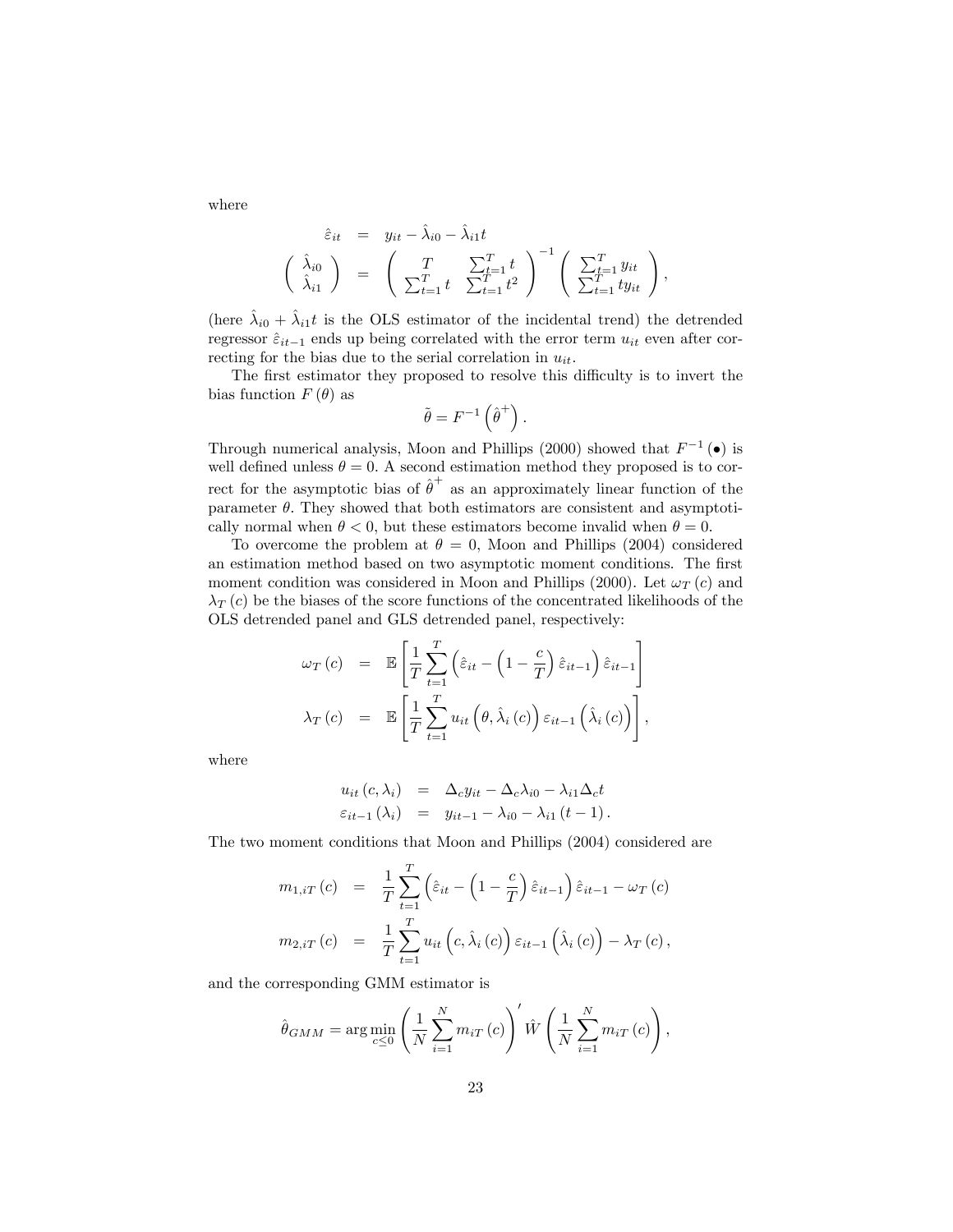where

$$
\begin{aligned}
\hat{\varepsilon}_{it} &= y_{it} - \hat{\lambda}_{i0} - \hat{\lambda}_{i1} t \\
\begin{pmatrix} \hat{\lambda}_{i0} \\ \hat{\lambda}_{i1} \end{pmatrix} &= \begin{pmatrix} T & \sum_{t=1}^{T} t \\ \sum_{t=1}^{T} t & \sum_{t=1}^{T} t^2 \end{pmatrix}^{-1} \begin{pmatrix} \sum_{t=1}^{T} y_{it} \\ \sum_{t=1}^{T} t y_{it} \end{pmatrix},
\end{aligned}
$$

(here $\hat{\lambda}_{i0} + \hat{\lambda}_{i1} t$ is the OLS estimator of the incidental trend) the detrended regressor $\hat{\varepsilon}_{it-1}$ ends up being correlated with the error term $u_{it}$ even after correcting for the bias due to the serial correlation in $u_{it}$.

The first estimator they proposed to resolve this difficulty is to invert the bias function $F(\theta)$ as

$$
\tilde{\theta} = F^{-1}\left(\hat{\theta}^{+}\right).
$$

Through numerical analysis, Moon and Phillips (2000) showed that $F^{-1}(\bullet)$ is well defined unless $\theta = 0$. A second estimation method they proposed is to correct for the asymptotic bias of $\hat{\theta}^{+}$ as an approximately linear function of the parameter $\theta$. They showed that both estimators are consistent and asymptotically normal when $\theta < 0$, but these estimators become invalid when $\theta = 0$.

To overcome the problem at $\theta = 0$, Moon and Phillips (2004) considered an estimation method based on two asymptotic moment conditions. The first moment condition was considered in Moon and Phillips (2000). Let $\omega_T(c)$ and $\lambda_T(c)$ be the biases of the score functions of the concentrated likelihoods of the OLS detrended panel and GLS detrended panel, respectively:

$$
\begin{aligned}
\omega_T(c) &= \mathbb{E}\left[\frac{1}{T}\sum_{t=1}^{T}\left(\hat{\varepsilon}_{it} - \left(1 - \frac{c}{T}\right)\hat{\varepsilon}_{it-1}\right)\hat{\varepsilon}_{it-1}\right] \\
\lambda_T(c) &= \mathbb{E}\left[\frac{1}{T}\sum_{t=1}^{T} u_{it}\left(\theta, \hat{\lambda}_i(c)\right)\varepsilon_{it-1}\left(\hat{\lambda}_i(c)\right)\right],
\end{aligned}
$$

where

$$
\begin{aligned}
u_{it}(c, \lambda_i) &= \Delta_c y_{it} - \Delta_c \lambda_{i0} - \lambda_{i1}\Delta_c t \\
\varepsilon_{it-1}(\lambda_i) &= y_{it-1} - \lambda_{i0} - \lambda_{i1}(t-1).
\end{aligned}
$$

The two moment conditions that Moon and Phillips (2004) considered are

$$
\begin{aligned}
m_{1,iT}(c) &= \frac{1}{T}\sum_{t=1}^{T}\left(\hat{\varepsilon}_{it} - \left(1 - \frac{c}{T}\right)\hat{\varepsilon}_{it-1}\right)\hat{\varepsilon}_{it-1} - \omega_T(c) \\
m_{2,iT}(c) &= \frac{1}{T}\sum_{t=1}^{T} u_{it}\left(c, \hat{\lambda}_i(c)\right)\varepsilon_{it-1}\left(\hat{\lambda}_i(c)\right) - \lambda_T(c),
\end{aligned}
$$

and the corresponding GMM estimator is

$$
\hat{\theta}_{GMM} = \arg\min_{c \leq 0}\left(\frac{1}{N}\sum_{i=1}^{N} m_{iT}(c)\right)' \hat{W}\left(\frac{1}{N}\sum_{i=1}^{N} m_{iT}(c)\right),
$$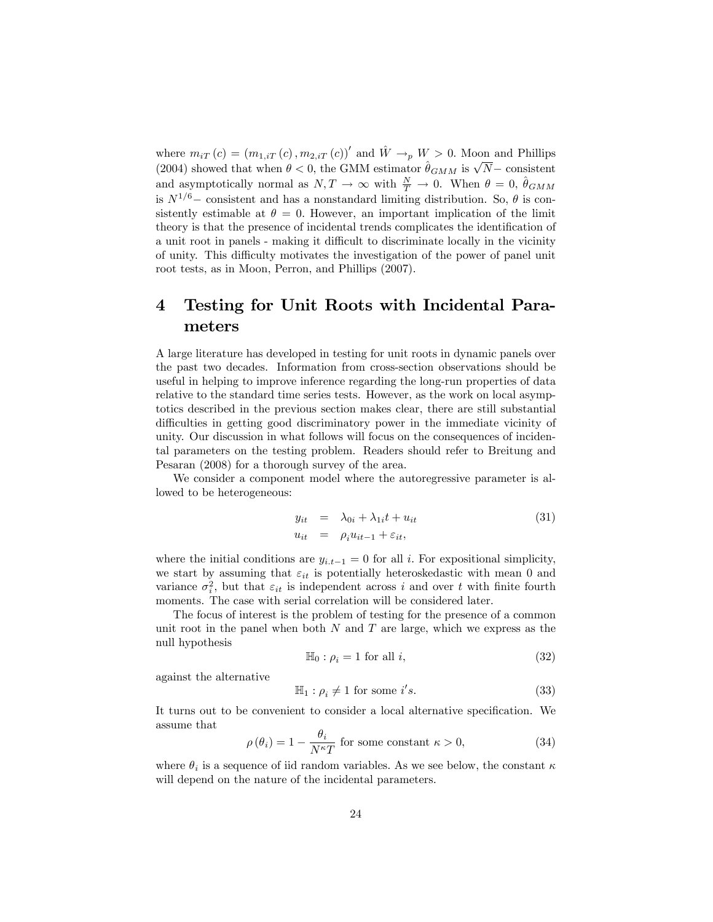where $m_{iT}(c) = (m_{1,iT}(c), m_{2,iT}(c))'$ and $\hat{W} \to_p W > 0$. Moon and Phillips (2004) showed that when $\theta < 0$, the GMM estimator $\hat{\theta}_{GMM}$ is $\sqrt{N}-$ consistent and asymptotically normal as $N, T \to \infty$ with $\frac{N}{T} \to 0$. When $\theta = 0$, $\hat{\theta}_{GMM}$ is $N^{1/6}-$ consistent and has a nonstandard limiting distribution. So, $\theta$ is consistently estimable at $\theta = 0$. However, an important implication of the limit theory is that the presence of incidental trends complicates the identification of a unit root in panels - making it difficult to discriminate locally in the vicinity of unity. This difficulty motivates the investigation of the power of panel unit root tests, as in Moon, Perron, and Phillips (2007).

# 4 Testing for Unit Roots with Incidental Parameters

A large literature has developed in testing for unit roots in dynamic panels over the past two decades. Information from cross-section observations should be useful in helping to improve inference regarding the long-run properties of data relative to the standard time series tests. However, as the work on local asymptotics described in the previous section makes clear, there are still substantial difficulties in getting good discriminatory power in the immediate vicinity of unity. Our discussion in what follows will focus on the consequences of incidental parameters on the testing problem. Readers should refer to Breitung and Pesaran (2008) for a thorough survey of the area.

We consider a component model where the autoregressive parameter is allowed to be heterogeneous:

$$
\begin{aligned}
y_{it} &= \lambda_{0i} + \lambda_{1i} t + u_{it} \\
u_{it} &= \rho_i u_{it-1} + \varepsilon_{it},
\end{aligned}
\tag{31}
$$

where the initial conditions are $y_{i,t-1} = 0$ for all $i$. For expositional simplicity, we start by assuming that $\varepsilon_{it}$ is potentially heteroskedastic with mean 0 and variance $\sigma_i^2$, but that $\varepsilon_{it}$ is independent across $i$ and over $t$ with finite fourth moments. The case with serial correlation will be considered later.

The focus of interest is the problem of testing for the presence of a common unit root in the panel when both $N$ and $T$ are large, which we express as the null hypothesis

$$
\mathbb{H}_0 : \rho_i = 1 \text{ for all } i,
\tag{32}
$$

against the alternative

$$
\mathbb{H}_1 : \rho_i \neq 1 \text{ for some } i's.
\tag{33}
$$

It turns out to be convenient to consider a local alternative specification. We assume that

$$
\rho(\theta_i) = 1 - \frac{\theta_i}{N^\kappa T} \text{ for some constant } \kappa > 0,
\tag{34}
$$

where $\theta_i$ is a sequence of iid random variables. As we see below, the constant $\kappa$ will depend on the nature of the incidental parameters.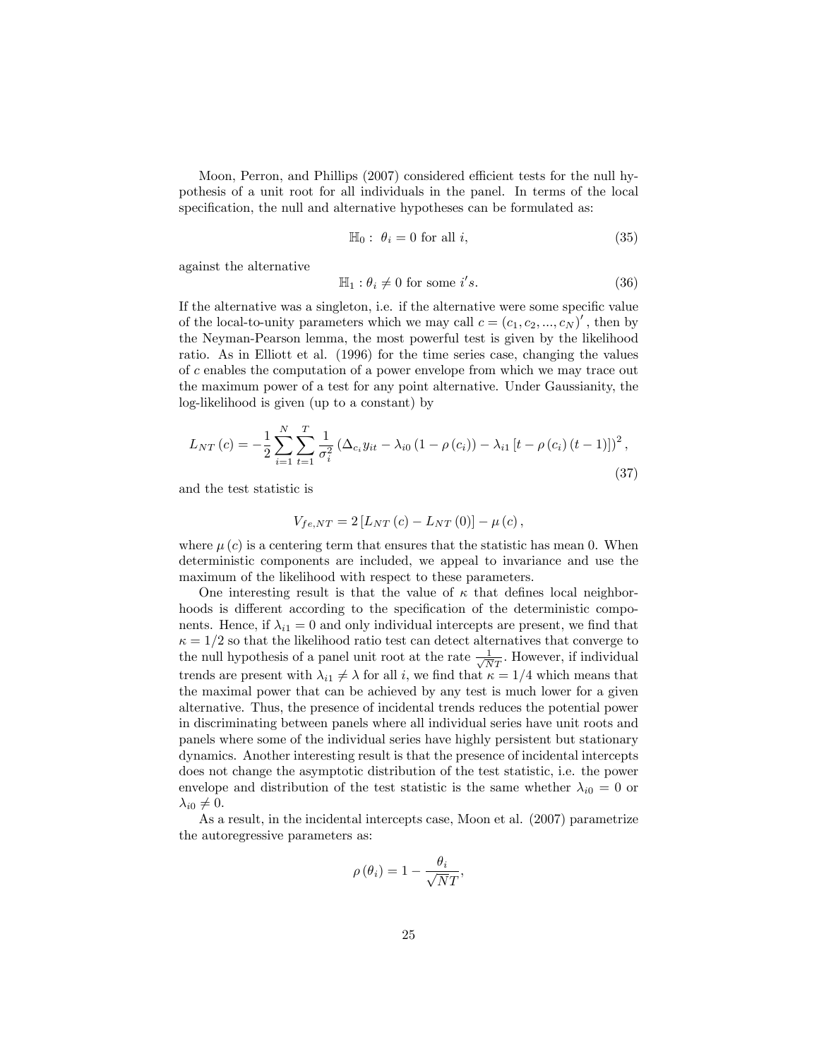Moon, Perron, and Phillips (2007) considered efficient tests for the null hypothesis of a unit root for all individuals in the panel. In terms of the local specification, the null and alternative hypotheses can be formulated as:

$$\mathbb{H}_0 : \ \theta_i = 0 \text{ for all } i, \tag{35}$$

against the alternative

$$\mathbb{H}_1 : \theta_i \neq 0 \text{ for some } i's. \tag{36}$$

If the alternative was a singleton, i.e. if the alternative were some specific value of the local-to-unity parameters which we may call $c = (c_1, c_2, ..., c_N)'$, then by the Neyman-Pearson lemma, the most powerful test is given by the likelihood ratio. As in Elliott et al. (1996) for the time series case, changing the values of $c$ enables the computation of a power envelope from which we may trace out the maximum power of a test for any point alternative. Under Gaussianity, the log-likelihood is given (up to a constant) by

$$L_{NT}(c) = -\frac{1}{2}\sum_{i=1}^{N}\sum_{t=1}^{T}\frac{1}{\sigma_i^2}\left(\Delta_{c_i} y_{it} - \lambda_{i0}\left(1-\rho\left(c_i\right)\right) - \lambda_{i1}\left[t - \rho\left(c_i\right)(t-1)\right]\right)^2, \tag{37}$$

and the test statistic is

$$V_{fe,NT} = 2\left[L_{NT}(c) - L_{NT}(0)\right] - \mu(c),$$

where $\mu(c)$ is a centering term that ensures that the statistic has mean 0. When deterministic components are included, we appeal to invariance and use the maximum of the likelihood with respect to these parameters.

One interesting result is that the value of $\kappa$ that defines local neighborhoods is different according to the specification of the deterministic components. Hence, if $\lambda_{i1} = 0$ and only individual intercepts are present, we find that $\kappa = 1/2$ so that the likelihood ratio test can detect alternatives that converge to the null hypothesis of a panel unit root at the rate $\frac{1}{\sqrt{NT}}$. However, if individual trends are present with $\lambda_{i1} \neq \lambda$ for all $i$, we find that $\kappa = 1/4$ which means that the maximal power that can be achieved by any test is much lower for a given alternative. Thus, the presence of incidental trends reduces the potential power in discriminating between panels where all individual series have unit roots and panels where some of the individual series have highly persistent but stationary dynamics. Another interesting result is that the presence of incidental intercepts does not change the asymptotic distribution of the test statistic, i.e. the power envelope and distribution of the test statistic is the same whether $\lambda_{i0} = 0$ or $\lambda_{i0} \neq 0$.

As a result, in the incidental intercepts case, Moon et al. (2007) parametrize the autoregressive parameters as:

$$\rho(\theta_i) = 1 - \frac{\theta_i}{\sqrt{N}T},$$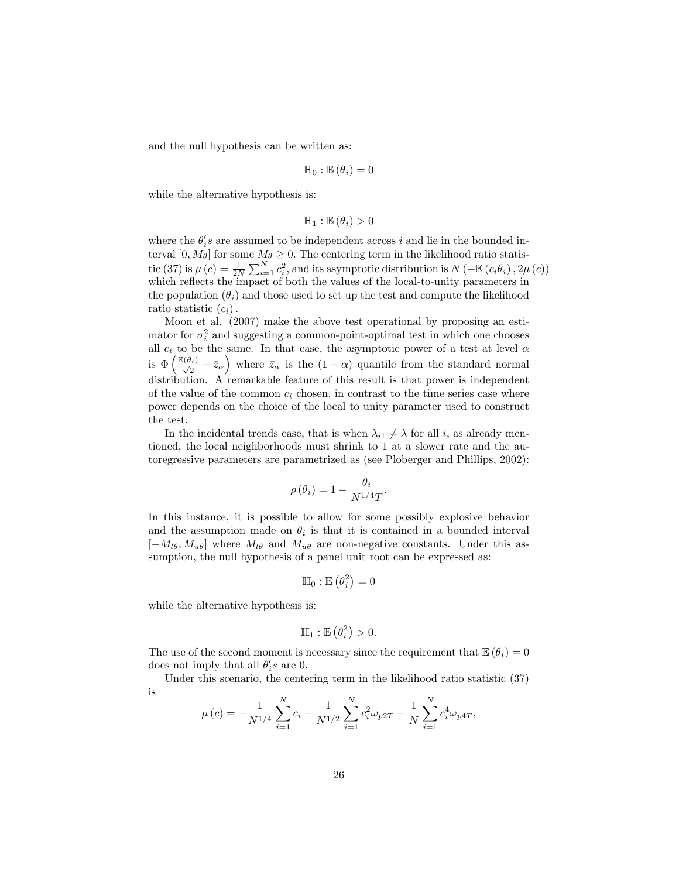and the null hypothesis can be written as:

$$\mathbb{H}_0 : \mathbb{E}(\theta_i) = 0$$

while the alternative hypothesis is:

$$\mathbb{H}_1 : \mathbb{E}(\theta_i) > 0$$

where the $\theta_i's$ are assumed to be independent across $i$ and lie in the bounded interval $[0, M_\theta]$ for some $M_\theta \geq 0$. The centering term in the likelihood ratio statistic (37) is $\mu(c) = \frac{1}{2N}\sum_{i=1}^{N} c_i^2$, and its asymptotic distribution is $N(-\mathbb{E}(c_i\theta_i), 2\mu(c))$ which reflects the impact of both the values of the local-to-unity parameters in the population $(\theta_i)$ and those used to set up the test and compute the likelihood ratio statistic $(c_i)$.

Moon et al. (2007) make the above test operational by proposing an estimator for $\sigma_i^2$ and suggesting a common-point-optimal test in which one chooses all $c_i$ to be the same. In that case, the asymptotic power of a test at level $\alpha$ is $\Phi\left(\frac{\mathbb{E}(\theta_i)}{\sqrt{2}} - \bar{z}_\alpha\right)$ where $\bar{z}_\alpha$ is the $(1-\alpha)$ quantile from the standard normal distribution. A remarkable feature of this result is that power is independent of the value of the common $c_i$ chosen, in contrast to the time series case where power depends on the choice of the local to unity parameter used to construct the test.

In the incidental trends case, that is when $\lambda_{i1} \neq \lambda$ for all $i$, as already mentioned, the local neighborhoods must shrink to 1 at a slower rate and the autoregressive parameters are parametrized as (see Ploberger and Phillips, 2002):

$$\rho(\theta_i) = 1 - \frac{\theta_i}{N^{1/4}T}.$$

In this instance, it is possible to allow for some possibly explosive behavior and the assumption made on $\theta_i$ is that it is contained in a bounded interval $[-M_{l\theta}, M_{u\theta}]$ where $M_{l\theta}$ and $M_{u\theta}$ are non-negative constants. Under this assumption, the null hypothesis of a panel unit root can be expressed as:

$$\mathbb{H}_0 : \mathbb{E}\left(\theta_i^2\right) = 0$$

while the alternative hypothesis is:

$$\mathbb{H}_1 : \mathbb{E}\left(\theta_i^2\right) > 0.$$

The use of the second moment is necessary since the requirement that $\mathbb{E}(\theta_i) = 0$ does not imply that all $\theta_i's$ are 0.

Under this scenario, the centering term in the likelihood ratio statistic (37) is

$$\mu(c) = -\frac{1}{N^{1/4}}\sum_{i=1}^{N} c_i - \frac{1}{N^{1/2}}\sum_{i=1}^{N} c_i^2 \omega_{p2T} - \frac{1}{N}\sum_{i=1}^{N} c_i^4 \omega_{p4T},$$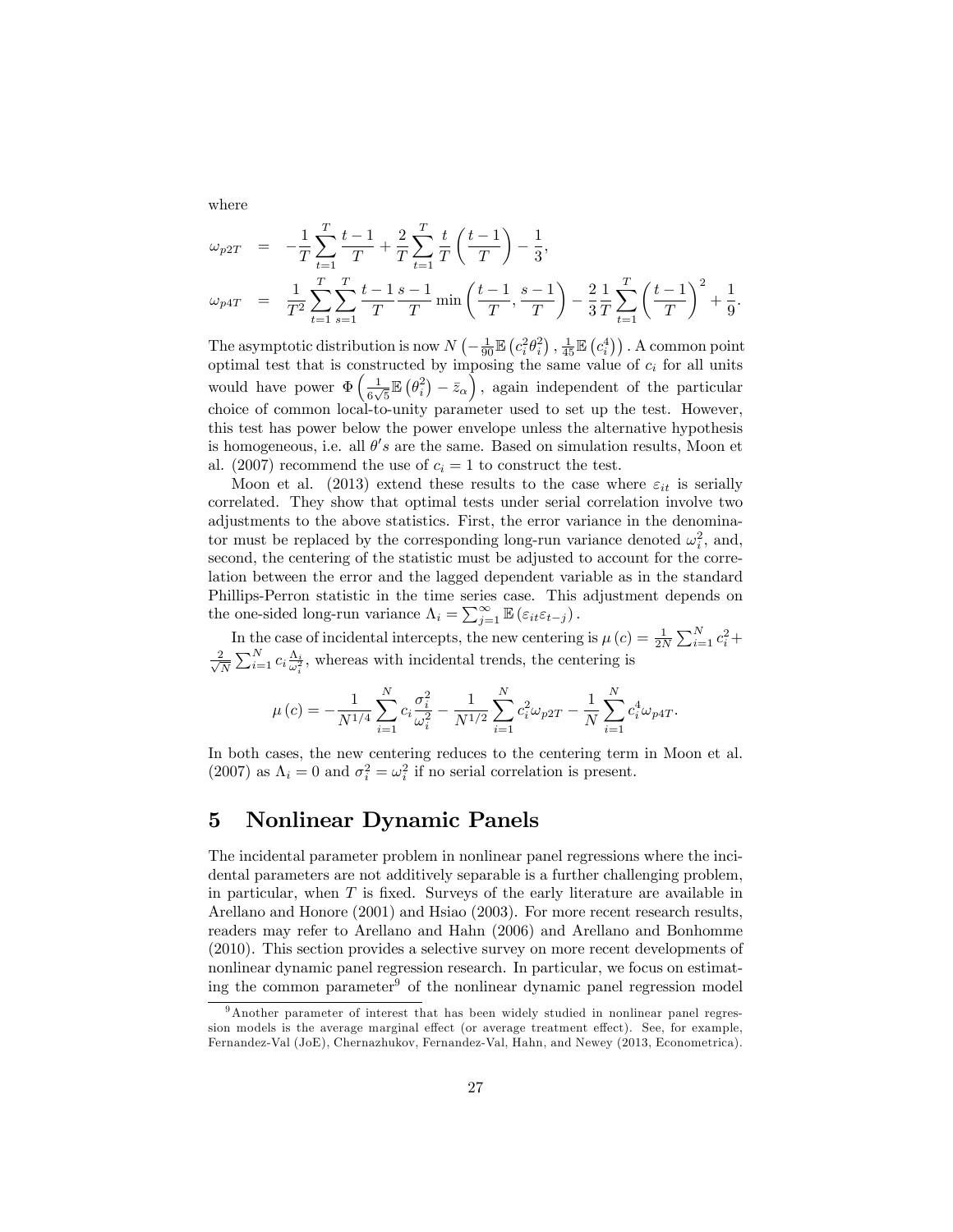where

$$
\begin{aligned}
\omega_{p2T} &= -\frac{1}{T}\sum_{t=1}^{T}\frac{t-1}{T} + \frac{2}{T}\sum_{t=1}^{T}\frac{t}{T}\left(\frac{t-1}{T}\right) - \frac{1}{3}, \\
\omega_{p4T} &= \frac{1}{T^2}\sum_{t=1}^{T}\sum_{s=1}^{T}\frac{t-1}{T}\frac{s-1}{T}\min\left(\frac{t-1}{T},\frac{s-1}{T}\right) - \frac{2}{3}\frac{1}{T}\sum_{t=1}^{T}\left(\frac{t-1}{T}\right)^2 + \frac{1}{9}.
\end{aligned}
$$

The asymptotic distribution is now $N\left(-\frac{1}{90}\mathbb{E}\left(c_i^2\theta_i^2\right), \frac{1}{45}\mathbb{E}\left(c_i^4\right)\right)$. A common point optimal test that is constructed by imposing the same value of $c_i$ for all units would have power $\Phi\left(\frac{1}{6\sqrt{5}}\mathbb{E}\left(\theta_i^2\right) - \bar{z}_\alpha\right)$, again independent of the particular choice of common local-to-unity parameter used to set up the test. However, this test has power below the power envelope unless the alternative hypothesis is homogeneous, i.e. all $\theta' s$ are the same. Based on simulation results, Moon et al. (2007) recommend the use of $c_i = 1$ to construct the test.

Moon et al. (2013) extend these results to the case where $\varepsilon_{it}$ is serially correlated. They show that optimal tests under serial correlation involve two adjustments to the above statistics. First, the error variance in the denominator must be replaced by the corresponding long-run variance denoted $\omega_i^2$, and, second, the centering of the statistic must be adjusted to account for the correlation between the error and the lagged dependent variable as in the standard Phillips-Perron statistic in the time series case. This adjustment depends on the one-sided long-run variance $\Lambda_i = \sum_{j=1}^{\infty}\mathbb{E}\left(\varepsilon_{it}\varepsilon_{t-j}\right)$.

In the case of incidental intercepts, the new centering is $\mu(c) = \frac{1}{2N}\sum_{i=1}^{N}c_i^2 + \frac{2}{\sqrt{N}}\sum_{i=1}^{N}c_i\frac{\Lambda_i}{\omega_i^2}$, whereas with incidental trends, the centering is

$$
\mu(c) = -\frac{1}{N^{1/4}}\sum_{i=1}^{N}c_i\frac{\sigma_i^2}{\omega_i^2} - \frac{1}{N^{1/2}}\sum_{i=1}^{N}c_i^2\omega_{p2T} - \frac{1}{N}\sum_{i=1}^{N}c_i^4\omega_{p4T}.
$$

In both cases, the new centering reduces to the centering term in Moon et al. (2007) as $\Lambda_i = 0$ and $\sigma_i^2 = \omega_i^2$ if no serial correlation is present.

# 5 Nonlinear Dynamic Panels

The incidental parameter problem in nonlinear panel regressions where the incidental parameters are not additively separable is a further challenging problem, in particular, when $T$ is fixed. Surveys of the early literature are available in Arellano and Honore (2001) and Hsiao (2003). For more recent research results, readers may refer to Arellano and Hahn (2006) and Arellano and Bonhomme (2010). This section provides a selective survey on more recent developments of nonlinear dynamic panel regression research. In particular, we focus on estimating the common parameter[9] of the nonlinear dynamic panel regression model

[9] Another parameter of interest that has been widely studied in nonlinear panel regression models is the average marginal effect (or average treatment effect). See, for example, Fernandez-Val (JoE), Chernazhukov, Fernandez-Val, Hahn, and Newey (2013, Econometrica).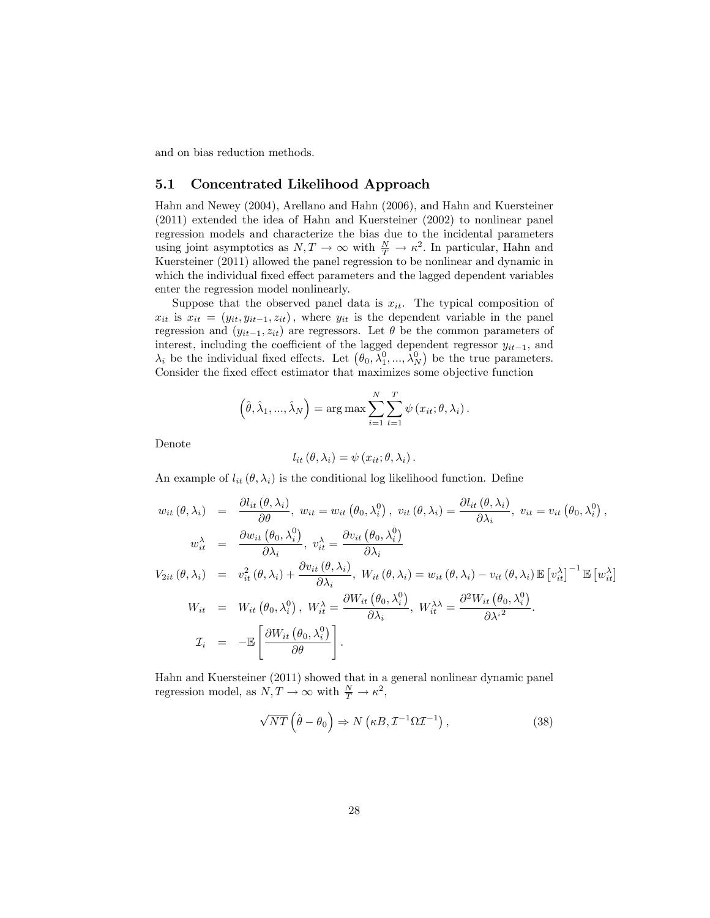and on bias reduction methods.

## 5.1 Concentrated Likelihood Approach

Hahn and Newey (2004), Arellano and Hahn (2006), and Hahn and Kuersteiner (2011) extended the idea of Hahn and Kuersteiner (2002) to nonlinear panel regression models and characterize the bias due to the incidental parameters using joint asymptotics as $N, T \to \infty$ with $\frac{N}{T} \to \kappa^2$. In particular, Hahn and Kuersteiner (2011) allowed the panel regression to be nonlinear and dynamic in which the individual fixed effect parameters and the lagged dependent variables enter the regression model nonlinearly.

Suppose that the observed panel data is $x_{it}$. The typical composition of $x_{it}$ is $x_{it} = (y_{it}, y_{it-1}, z_{it})$, where $y_{it}$ is the dependent variable in the panel regression and $(y_{it-1}, z_{it})$ are regressors. Let $\theta$ be the common parameters of interest, including the coefficient of the lagged dependent regressor $y_{it-1}$, and $\lambda_i$ be the individual fixed effects. Let $\left(\theta_0, \lambda_1^0, ..., \lambda_N^0\right)$ be the true parameters. Consider the fixed effect estimator that maximizes some objective function

$$\left(\hat{\theta}, \hat{\lambda}_1, ..., \hat{\lambda}_N\right) = \arg\max \sum_{i=1}^{N} \sum_{t=1}^{T} \psi\left(x_{it}; \theta, \lambda_i\right).$$

Denote

$$l_{it}\left(\theta, \lambda_i\right) = \psi\left(x_{it}; \theta, \lambda_i\right).$$

An example of $l_{it}\left(\theta, \lambda_i\right)$ is the conditional log likelihood function. Define

$$\begin{aligned}
w_{it}\left(\theta, \lambda_i\right) &= \frac{\partial l_{it}\left(\theta, \lambda_i\right)}{\partial \theta},\ w_{it} = w_{it}\left(\theta_0, \lambda_i^0\right),\ v_{it}\left(\theta, \lambda_i\right) = \frac{\partial l_{it}\left(\theta, \lambda_i\right)}{\partial \lambda_i},\ v_{it} = v_{it}\left(\theta_0, \lambda_i^0\right), \\
w_{it}^{\lambda} &= \frac{\partial w_{it}\left(\theta_0, \lambda_i^0\right)}{\partial \lambda_i},\ v_{it}^{\lambda} = \frac{\partial v_{it}\left(\theta_0, \lambda_i^0\right)}{\partial \lambda_i} \\
V_{2it}\left(\theta, \lambda_i\right) &= v_{it}^2\left(\theta, \lambda_i\right) + \frac{\partial v_{it}\left(\theta, \lambda_i\right)}{\partial \lambda_i},\ W_{it}\left(\theta, \lambda_i\right) = w_{it}\left(\theta, \lambda_i\right) - v_{it}\left(\theta, \lambda_i\right) \mathbb{E}\left[v_{it}^{\lambda}\right]^{-1} \mathbb{E}\left[w_{it}^{\lambda}\right] \\
W_{it} &= W_{it}\left(\theta_0, \lambda_i^0\right),\ W_{it}^{\lambda} = \frac{\partial W_{it}\left(\theta_0, \lambda_i^0\right)}{\partial \lambda_i},\ W_{it}^{\lambda\lambda} = \frac{\partial^2 W_{it}\left(\theta_0, \lambda_i^0\right)}{\partial {\lambda^i}^2}. \\
\mathcal{I}_i &= -\mathbb{E}\left[\frac{\partial W_{it}\left(\theta_0, \lambda_i^0\right)}{\partial \theta}\right].
\end{aligned}$$

Hahn and Kuersteiner (2011) showed that in a general nonlinear dynamic panel regression model, as $N, T \to \infty$ with $\frac{N}{T} \to \kappa^2$,

$$\sqrt{NT}\left(\hat{\theta} - \theta_0\right) \Rightarrow N\left(\kappa B, \mathcal{I}^{-1} \Omega \mathcal{I}^{-1}\right), \tag{38}$$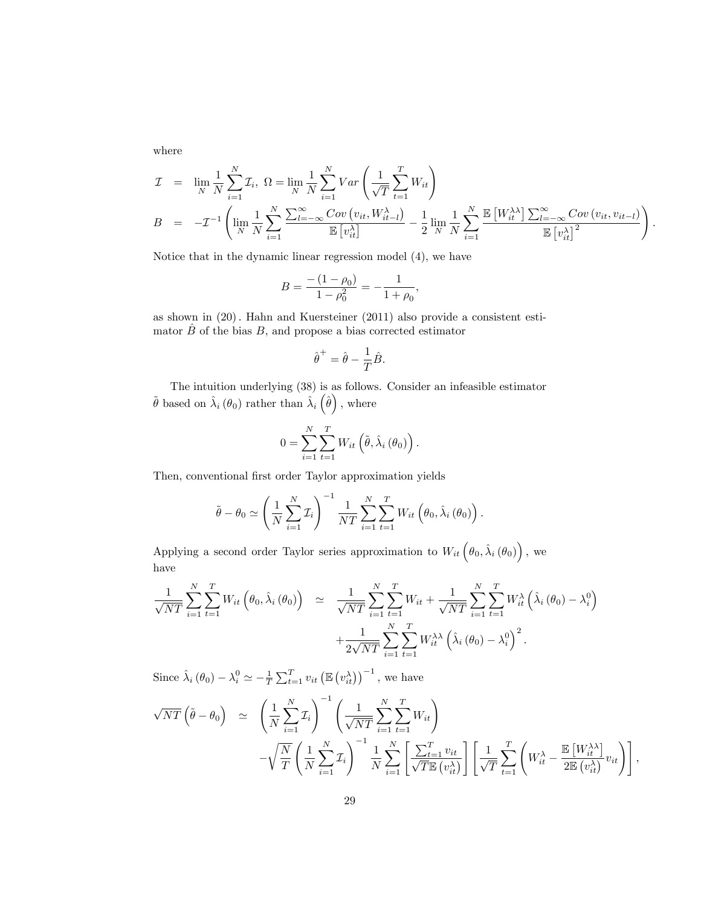where

$$
\begin{aligned}
\mathcal{I} &= \lim_N \frac{1}{N}\sum_{i=1}^{N}\mathcal{I}_i,\ \Omega = \lim_N \frac{1}{N}\sum_{i=1}^{N} Var\left(\frac{1}{\sqrt{T}}\sum_{t=1}^{T} W_{it}\right) \\
B &= -\mathcal{I}^{-1}\left(\lim_N \frac{1}{N}\sum_{i=1}^{N}\frac{\sum_{l=-\infty}^{\infty} Cov\left(v_{it}, W_{it-l}^{\lambda}\right)}{\mathbb{E}\left[v_{it}^{\lambda}\right]} - \frac{1}{2}\lim_N \frac{1}{N}\sum_{i=1}^{N}\frac{\mathbb{E}\left[W_{it}^{\lambda\lambda}\right]\sum_{l=-\infty}^{\infty} Cov\left(v_{it}, v_{it-l}\right)}{\mathbb{E}\left[v_{it}^{\lambda}\right]^2}\right).
\end{aligned}
$$

Notice that in the dynamic linear regression model (4), we have

$$
B = \frac{-\left(1-\rho_0\right)}{1-\rho_0^2} = -\frac{1}{1+\rho_0},
$$

as shown in (20). Hahn and Kuersteiner (2011) also provide a consistent estimator $\hat{B}$ of the bias $B$, and propose a bias corrected estimator

$$
\hat{\theta}^{+} = \hat{\theta} - \frac{1}{T}\hat{B}.
$$

The intuition underlying (38) is as follows. Consider an infeasible estimator $\tilde{\theta}$ based on $\hat{\lambda}_i\left(\theta_0\right)$ rather than $\hat{\lambda}_i\left(\hat{\theta}\right)$, where

$$
0 = \sum_{i=1}^{N}\sum_{t=1}^{T} W_{it}\left(\tilde{\theta}, \hat{\lambda}_i\left(\theta_0\right)\right).
$$

Then, conventional first order Taylor approximation yields

$$
\tilde{\theta} - \theta_0 \simeq \left(\frac{1}{N}\sum_{i=1}^{N}\mathcal{I}_i\right)^{-1}\frac{1}{NT}\sum_{i=1}^{N}\sum_{t=1}^{T} W_{it}\left(\theta_0, \hat{\lambda}_i\left(\theta_0\right)\right).
$$

Applying a second order Taylor series approximation to $W_{it}\left(\theta_0, \hat{\lambda}_i\left(\theta_0\right)\right)$, we have

$$
\begin{aligned}
\frac{1}{\sqrt{NT}}\sum_{i=1}^{N}\sum_{t=1}^{T} W_{it}\left(\theta_0, \hat{\lambda}_i\left(\theta_0\right)\right) &\simeq \frac{1}{\sqrt{NT}}\sum_{i=1}^{N}\sum_{t=1}^{T} W_{it} + \frac{1}{\sqrt{NT}}\sum_{i=1}^{N}\sum_{t=1}^{T} W_{it}^{\lambda}\left(\hat{\lambda}_i\left(\theta_0\right) - \lambda_i^0\right) \\
&\quad + \frac{1}{2\sqrt{NT}}\sum_{i=1}^{N}\sum_{t=1}^{T} W_{it}^{\lambda\lambda}\left(\hat{\lambda}_i\left(\theta_0\right) - \lambda_i^0\right)^2.
\end{aligned}
$$

Since $\hat{\lambda}_i\left(\theta_0\right) - \lambda_i^0 \simeq -\frac{1}{T}\sum_{t=1}^{T} v_{it}\left(\mathbb{E}\left(v_{it}^{\lambda}\right)\right)^{-1}$, we have

$$
\begin{aligned}
\sqrt{NT}\left(\tilde{\theta} - \theta_0\right) &\simeq \left(\frac{1}{N}\sum_{i=1}^{N}\mathcal{I}_i\right)^{-1}\left(\frac{1}{\sqrt{NT}}\sum_{i=1}^{N}\sum_{t=1}^{T} W_{it}\right) \\
&\quad - \sqrt{\frac{N}{T}}\left(\frac{1}{N}\sum_{i=1}^{N}\mathcal{I}_i\right)^{-1}\frac{1}{N}\sum_{i=1}^{N}\left[\frac{\sum_{t=1}^{T} v_{it}}{\sqrt{T}\mathbb{E}\left(v_{it}^{\lambda}\right)}\right]\left[\frac{1}{\sqrt{T}}\sum_{t=1}^{T}\left(W_{it}^{\lambda} - \frac{\mathbb{E}\left[W_{it}^{\lambda\lambda}\right]}{2\mathbb{E}\left(v_{it}^{\lambda}\right)} v_{it}\right)\right],
\end{aligned}
$$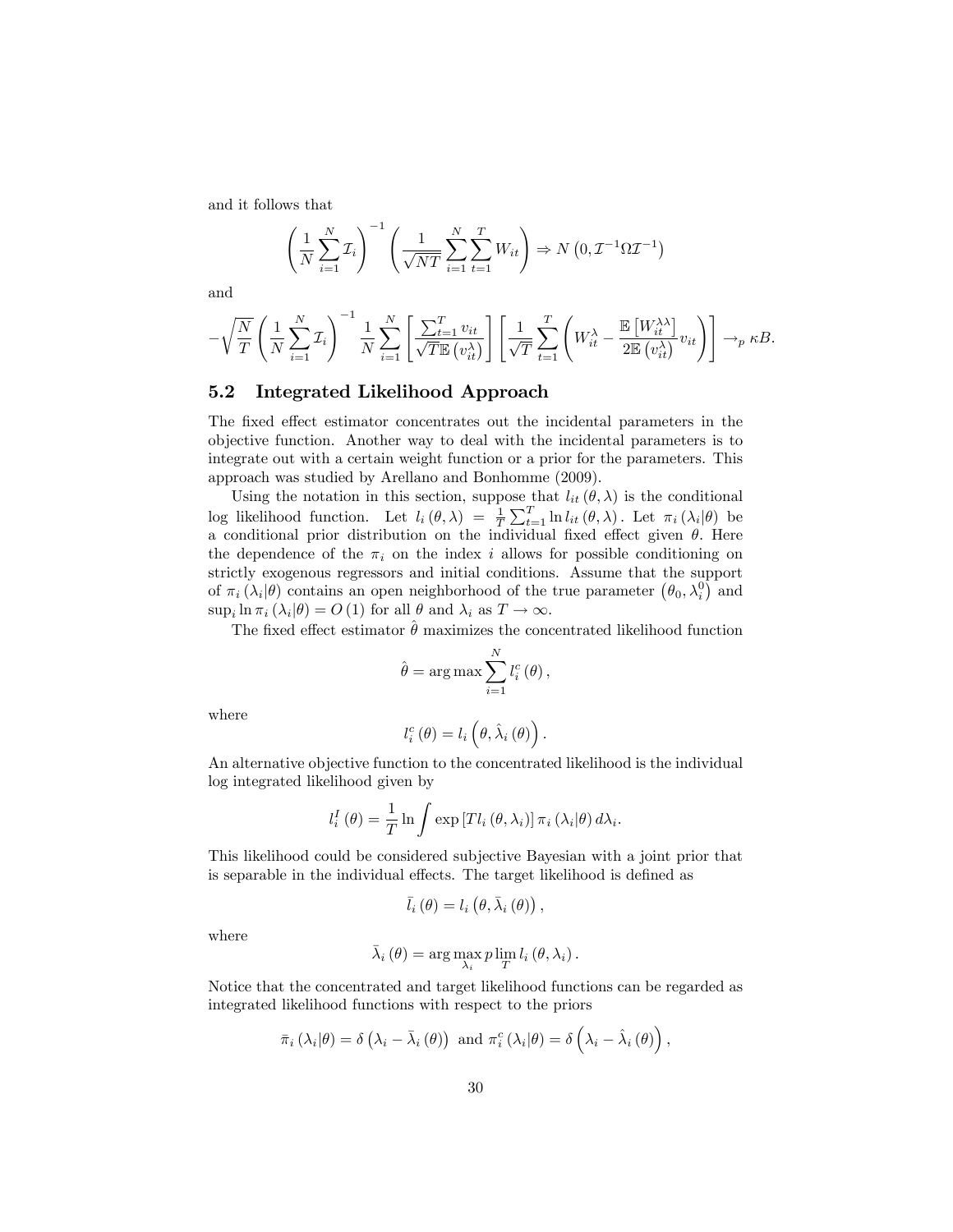and it follows that

$$\left(\frac{1}{N}\sum_{i=1}^{N}\mathcal{I}_i\right)^{-1}\left(\frac{1}{\sqrt{NT}}\sum_{i=1}^{N}\sum_{t=1}^{T}W_{it}\right)\Rightarrow N\left(0,\mathcal{I}^{-1}\Omega\mathcal{I}^{-1}\right)$$

and

$$-\sqrt{\frac{N}{T}}\left(\frac{1}{N}\sum_{i=1}^{N}\mathcal{I}_i\right)^{-1}\frac{1}{N}\sum_{i=1}^{N}\left[\frac{\sum_{t=1}^{T}v_{it}}{\sqrt{T}\mathbb{E}\left(v_{it}^{\lambda}\right)}\right]\left[\frac{1}{\sqrt{T}}\sum_{t=1}^{T}\left(W_{it}^{\lambda}-\frac{\mathbb{E}\left[W_{it}^{\lambda\lambda}\right]}{2\mathbb{E}\left(v_{it}^{\lambda}\right)}v_{it}\right)\right]\rightarrow_p \kappa B.$$

## 5.2 Integrated Likelihood Approach

The fixed effect estimator concentrates out the incidental parameters in the objective function. Another way to deal with the incidental parameters is to integrate out with a certain weight function or a prior for the parameters. This approach was studied by Arellano and Bonhomme (2009).

Using the notation in this section, suppose that $l_{it}(\theta,\lambda)$ is the conditional log likelihood function. Let $l_i(\theta,\lambda)=\frac{1}{T}\sum_{t=1}^{T}\ln l_{it}(\theta,\lambda)$. Let $\pi_i(\lambda_i|\theta)$ be a conditional prior distribution on the individual fixed effect given $\theta$. Here the dependence of the $\pi_i$ on the index $i$ allows for possible conditioning on strictly exogenous regressors and initial conditions. Assume that the support of $\pi_i(\lambda_i|\theta)$ contains an open neighborhood of the true parameter $\left(\theta_0,\lambda_i^0\right)$ and $\sup_i \ln\pi_i(\lambda_i|\theta)=O(1)$ for all $\theta$ and $\lambda_i$ as $T\rightarrow\infty$.

The fixed effect estimator $\hat{\theta}$ maximizes the concentrated likelihood function

$$\hat{\theta}=\arg\max\sum_{i=1}^{N}l_i^c(\theta),$$

where

$$l_i^c(\theta)=l_i\left(\theta,\hat{\lambda}_i(\theta)\right).$$

An alternative objective function to the concentrated likelihood is the individual log integrated likelihood given by

$$l_i^I(\theta)=\frac{1}{T}\ln\int\exp\left[Tl_i(\theta,\lambda_i)\right]\pi_i(\lambda_i|\theta)\,d\lambda_i.$$

This likelihood could be considered subjective Bayesian with a joint prior that is separable in the individual effects. The target likelihood is defined as

$$\bar{l}_i(\theta)=l_i\left(\theta,\bar{\lambda}_i(\theta)\right),$$

where

$$\bar{\lambda}_i(\theta)=\arg\max_{\lambda_i}p\lim_{T}l_i(\theta,\lambda_i).$$

Notice that the concentrated and target likelihood functions can be regarded as integrated likelihood functions with respect to the priors

$$\bar{\pi}_i(\lambda_i|\theta)=\delta\left(\lambda_i-\bar{\lambda}_i(\theta)\right)\text{ and }\pi_i^c(\lambda_i|\theta)=\delta\left(\lambda_i-\hat{\lambda}_i(\theta)\right),$$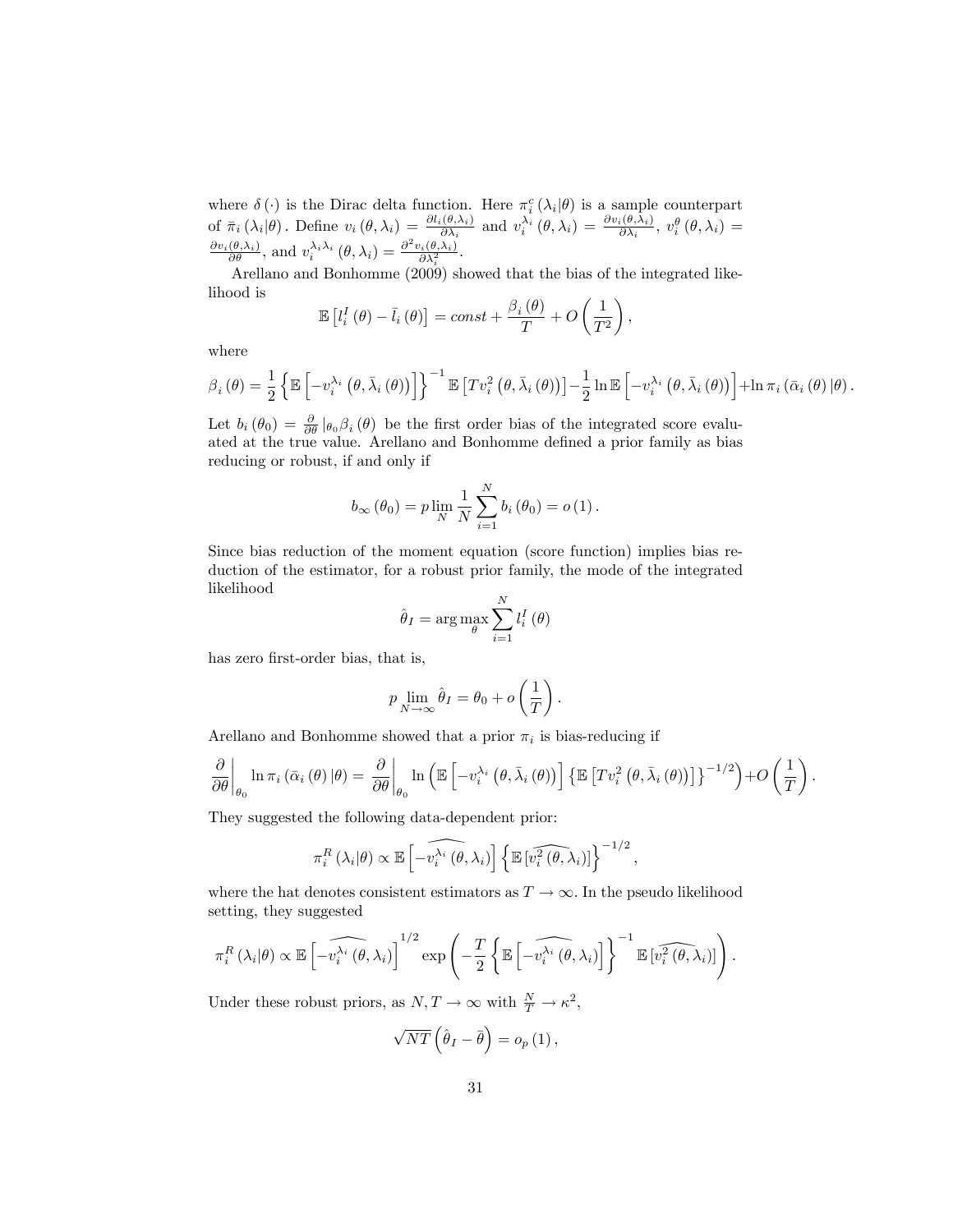where $\delta(\cdot)$ is the Dirac delta function. Here $\pi_i^c(\lambda_i|\theta)$ is a sample counterpart of $\bar{\pi}_i(\lambda_i|\theta)$. Define $v_i(\theta,\lambda_i) = \frac{\partial l_i(\theta,\lambda_i)}{\partial \lambda_i}$ and $v_i^{\lambda_i}(\theta,\lambda_i) = \frac{\partial v_i(\theta,\lambda_i)}{\partial \lambda_i}$, $v_i^{\theta}(\theta,\lambda_i) = \frac{\partial v_i(\theta,\lambda_i)}{\partial \theta}$, and $v_i^{\lambda_i\lambda_i}(\theta,\lambda_i) = \frac{\partial^2 v_i(\theta,\lambda_i)}{\partial \lambda_i^2}$.

Arellano and Bonhomme (2009) showed that the bias of the integrated likelihood is

$$\mathbb{E}\left[l_i^I(\theta) - \bar{l}_i(\theta)\right] = const + \frac{\beta_i(\theta)}{T} + O\left(\frac{1}{T^2}\right),$$

where

$$\beta_i(\theta) = \frac{1}{2}\left\{\mathbb{E}\left[-v_i^{\lambda_i}\left(\theta,\bar{\lambda}_i(\theta)\right)\right]\right\}^{-1}\mathbb{E}\left[Tv_i^2\left(\theta,\bar{\lambda}_i(\theta)\right)\right] - \frac{1}{2}\ln\mathbb{E}\left[-v_i^{\lambda_i}\left(\theta,\bar{\lambda}_i(\theta)\right)\right] + \ln\pi_i\left(\bar{\alpha}_i(\theta)|\theta\right).$$

Let $b_i(\theta_0) = \frac{\partial}{\partial\theta}|_{\theta_0}\beta_i(\theta)$ be the first order bias of the integrated score evaluated at the true value. Arellano and Bonhomme defined a prior family as bias reducing or robust, if and only if

$$b_\infty(\theta_0) = p\lim_N \frac{1}{N}\sum_{i=1}^N b_i(\theta_0) = o(1).$$

Since bias reduction of the moment equation (score function) implies bias reduction of the estimator, for a robust prior family, the mode of the integrated likelihood

$$\hat{\theta}_I = \arg\max_\theta \sum_{i=1}^N l_i^I(\theta)$$

has zero first-order bias, that is,

$$p\lim_{N\to\infty}\hat{\theta}_I = \theta_0 + o\left(\frac{1}{T}\right).$$

Arellano and Bonhomme showed that a prior $\pi_i$ is bias-reducing if

$$\left.\frac{\partial}{\partial\theta}\right|_{\theta_0}\ln\pi_i\left(\bar{\alpha}_i(\theta)|\theta\right) = \left.\frac{\partial}{\partial\theta}\right|_{\theta_0}\ln\left(\mathbb{E}\left[-v_i^{\lambda_i}\left(\theta,\bar{\lambda}_i(\theta)\right)\right]\left\{\mathbb{E}\left[Tv_i^2\left(\theta,\bar{\lambda}_i(\theta)\right)\right]\right\}^{-1/2}\right) + O\left(\frac{1}{T}\right).$$

They suggested the following data-dependent prior:

$$\pi_i^R(\lambda_i|\theta) \propto \mathbb{E}\left[\widehat{-v_i^{\lambda_i}(\theta,\lambda_i)}\right]\left\{\mathbb{E}\left[\widehat{v_i^2(\theta,\lambda_i)}\right]\right\}^{-1/2},$$

where the hat denotes consistent estimators as $T\to\infty$. In the pseudo likelihood setting, they suggested

$$\pi_i^R(\lambda_i|\theta) \propto \mathbb{E}\left[\widehat{-v_i^{\lambda_i}(\theta,\lambda_i)}\right]^{1/2}\exp\left(-\frac{T}{2}\left\{\mathbb{E}\left[\widehat{-v_i^{\lambda_i}(\theta,\lambda_i)}\right]\right\}^{-1}\mathbb{E}\left[\widehat{v_i^2(\theta,\lambda_i)}\right]\right).$$

Under these robust priors, as $N,T\to\infty$ with $\frac{N}{T}\to\kappa^2$,

$$\sqrt{NT}\left(\hat{\theta}_I - \bar{\theta}\right) = o_p(1),$$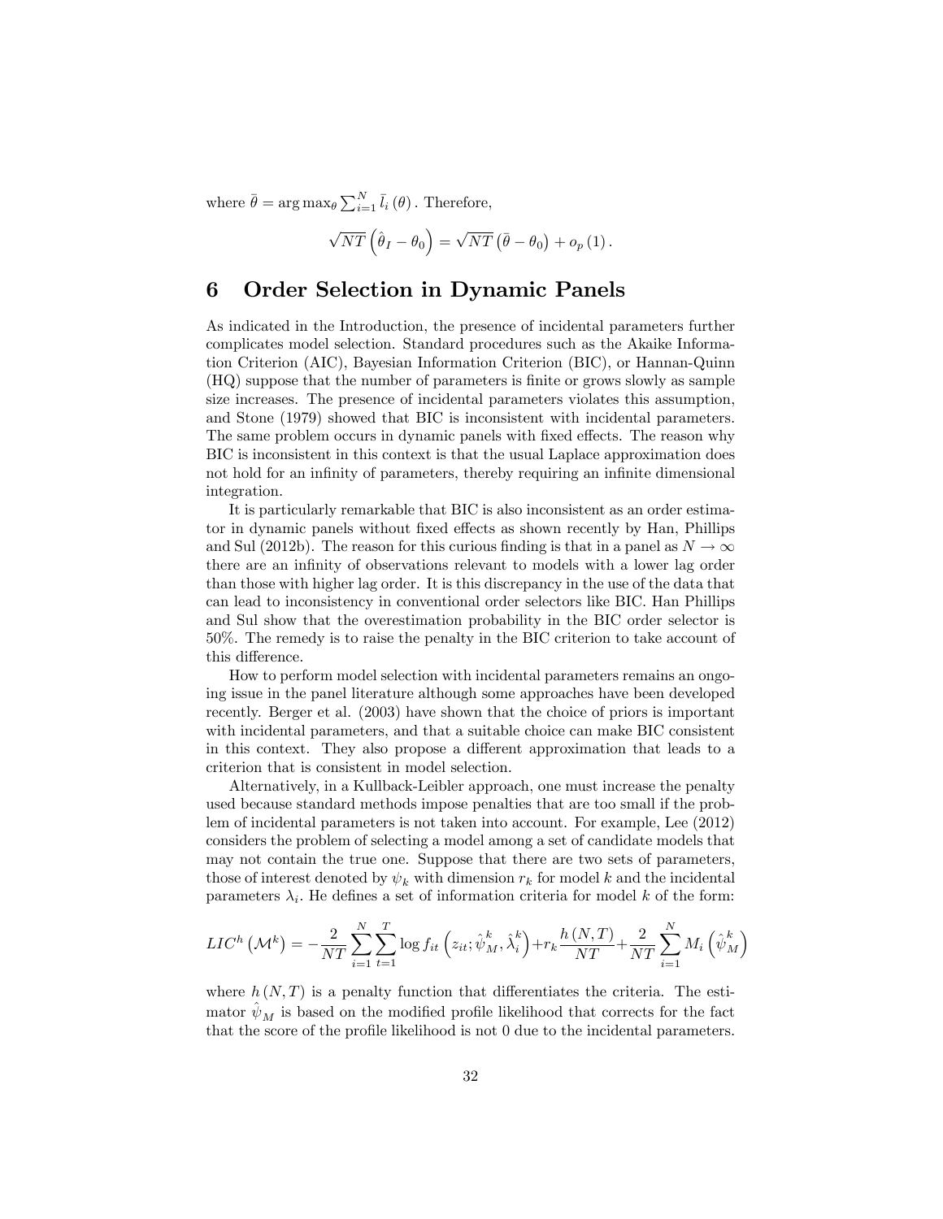where $\bar{\theta} = \arg\max_\theta \sum_{i=1}^N \bar{l}_i(\theta)$. Therefore,

$$\sqrt{NT}\left(\hat{\theta}_I - \theta_0\right) = \sqrt{NT}\left(\bar{\theta} - \theta_0\right) + o_p(1).$$

# 6 Order Selection in Dynamic Panels

As indicated in the Introduction, the presence of incidental parameters further complicates model selection. Standard procedures such as the Akaike Information Criterion (AIC), Bayesian Information Criterion (BIC), or Hannan-Quinn (HQ) suppose that the number of parameters is finite or grows slowly as sample size increases. The presence of incidental parameters violates this assumption, and Stone (1979) showed that BIC is inconsistent with incidental parameters. The same problem occurs in dynamic panels with fixed effects. The reason why BIC is inconsistent in this context is that the usual Laplace approximation does not hold for an infinity of parameters, thereby requiring an infinite dimensional integration.

It is particularly remarkable that BIC is also inconsistent as an order estimator in dynamic panels without fixed effects as shown recently by Han, Phillips and Sul (2012b). The reason for this curious finding is that in a panel as $N \to \infty$ there are an infinity of observations relevant to models with a lower lag order than those with higher lag order. It is this discrepancy in the use of the data that can lead to inconsistency in conventional order selectors like BIC. Han Phillips and Sul show that the overestimation probability in the BIC order selector is 50%. The remedy is to raise the penalty in the BIC criterion to take account of this difference.

How to perform model selection with incidental parameters remains an ongoing issue in the panel literature although some approaches have been developed recently. Berger et al. (2003) have shown that the choice of priors is important with incidental parameters, and that a suitable choice can make BIC consistent in this context. They also propose a different approximation that leads to a criterion that is consistent in model selection.

Alternatively, in a Kullback-Leibler approach, one must increase the penalty used because standard methods impose penalties that are too small if the problem of incidental parameters is not taken into account. For example, Lee (2012) considers the problem of selecting a model among a set of candidate models that may not contain the true one. Suppose that there are two sets of parameters, those of interest denoted by $\psi_k$ with dimension $r_k$ for model $k$ and the incidental parameters $\lambda_i$. He defines a set of information criteria for model $k$ of the form:

$$LIC^h\left(\mathcal{M}^k\right) = -\frac{2}{NT}\sum_{i=1}^N\sum_{t=1}^T \log f_{it}\left(z_{it}; \hat{\psi}_M^k, \hat{\lambda}_i^k\right) + r_k\frac{h(N,T)}{NT} + \frac{2}{NT}\sum_{i=1}^N M_i\left(\hat{\psi}_M^k\right)$$

where $h(N,T)$ is a penalty function that differentiates the criteria. The estimator $\hat{\psi}_M$ is based on the modified profile likelihood that corrects for the fact that the score of the profile likelihood is not 0 due to the incidental parameters.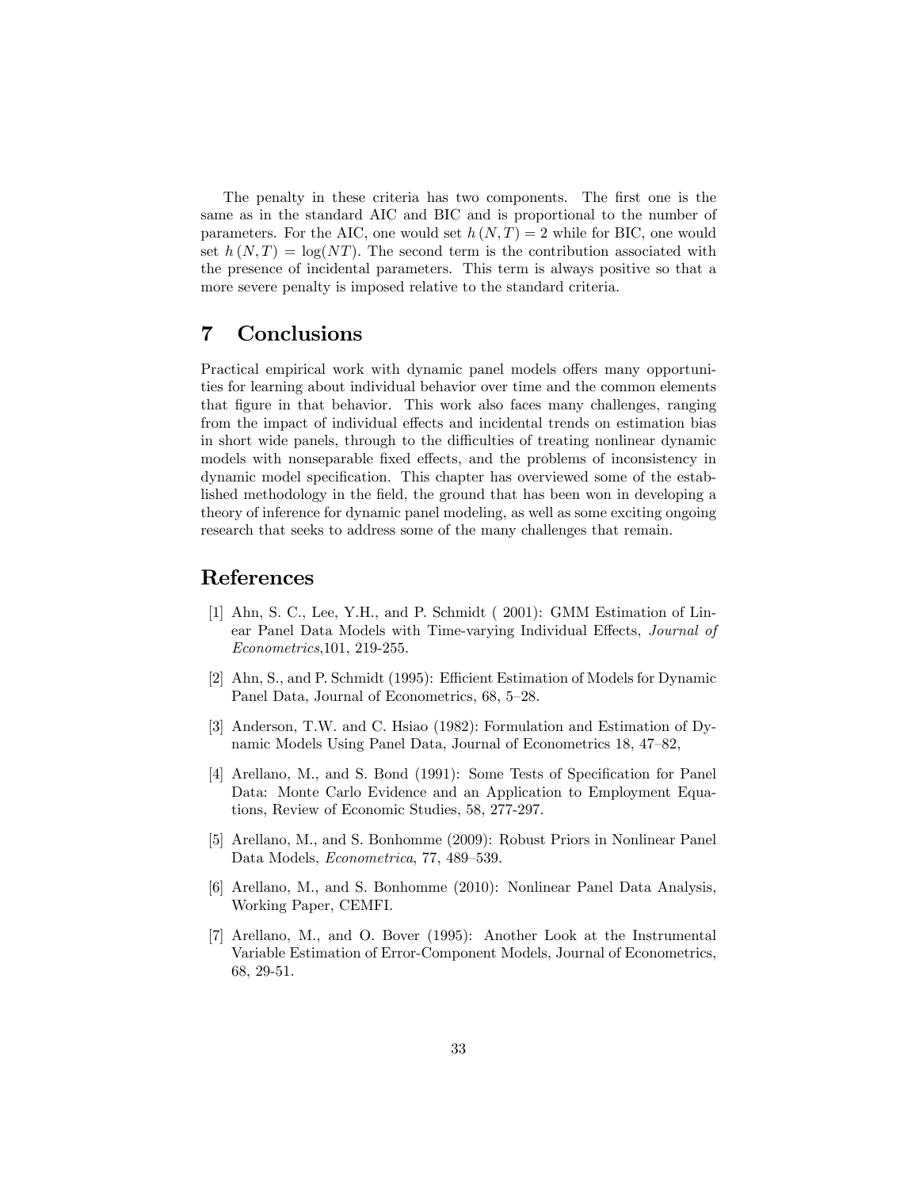The penalty in these criteria has two components. The first one is the same as in the standard AIC and BIC and is proportional to the number of parameters. For the AIC, one would set $h(N,T) = 2$ while for BIC, one would set $h(N,T) = \log(NT)$. The second term is the contribution associated with the presence of incidental parameters. This term is always positive so that a more severe penalty is imposed relative to the standard criteria.

# 7 Conclusions

Practical empirical work with dynamic panel models offers many opportunities for learning about individual behavior over time and the common elements that figure in that behavior. This work also faces many challenges, ranging from the impact of individual effects and incidental trends on estimation bias in short wide panels, through to the difficulties of treating nonlinear dynamic models with nonseparable fixed effects, and the problems of inconsistency in dynamic model specification. This chapter has overviewed some of the established methodology in the field, the ground that has been won in developing a theory of inference for dynamic panel modeling, as well as some exciting ongoing research that seeks to address some of the many challenges that remain.

# References

[1] Ahn, S. C., Lee, Y.H., and P. Schmidt ( 2001): GMM Estimation of Linear Panel Data Models with Time-varying Individual Effects, *Journal of Econometrics*,101, 219-255.

[2] Ahn, S., and P. Schmidt (1995): Efficient Estimation of Models for Dynamic Panel Data, Journal of Econometrics, 68, 5–28.

[3] Anderson, T.W. and C. Hsiao (1982): Formulation and Estimation of Dynamic Models Using Panel Data, Journal of Econometrics 18, 47–82,

[4] Arellano, M., and S. Bond (1991): Some Tests of Specification for Panel Data: Monte Carlo Evidence and an Application to Employment Equations, Review of Economic Studies, 58, 277-297.

[5] Arellano, M., and S. Bonhomme (2009): Robust Priors in Nonlinear Panel Data Models, *Econometrica*, 77, 489–539.

[6] Arellano, M., and S. Bonhomme (2010): Nonlinear Panel Data Analysis, Working Paper, CEMFI.

[7] Arellano, M., and O. Bover (1995): Another Look at the Instrumental Variable Estimation of Error-Component Models, Journal of Econometrics, 68, 29-51.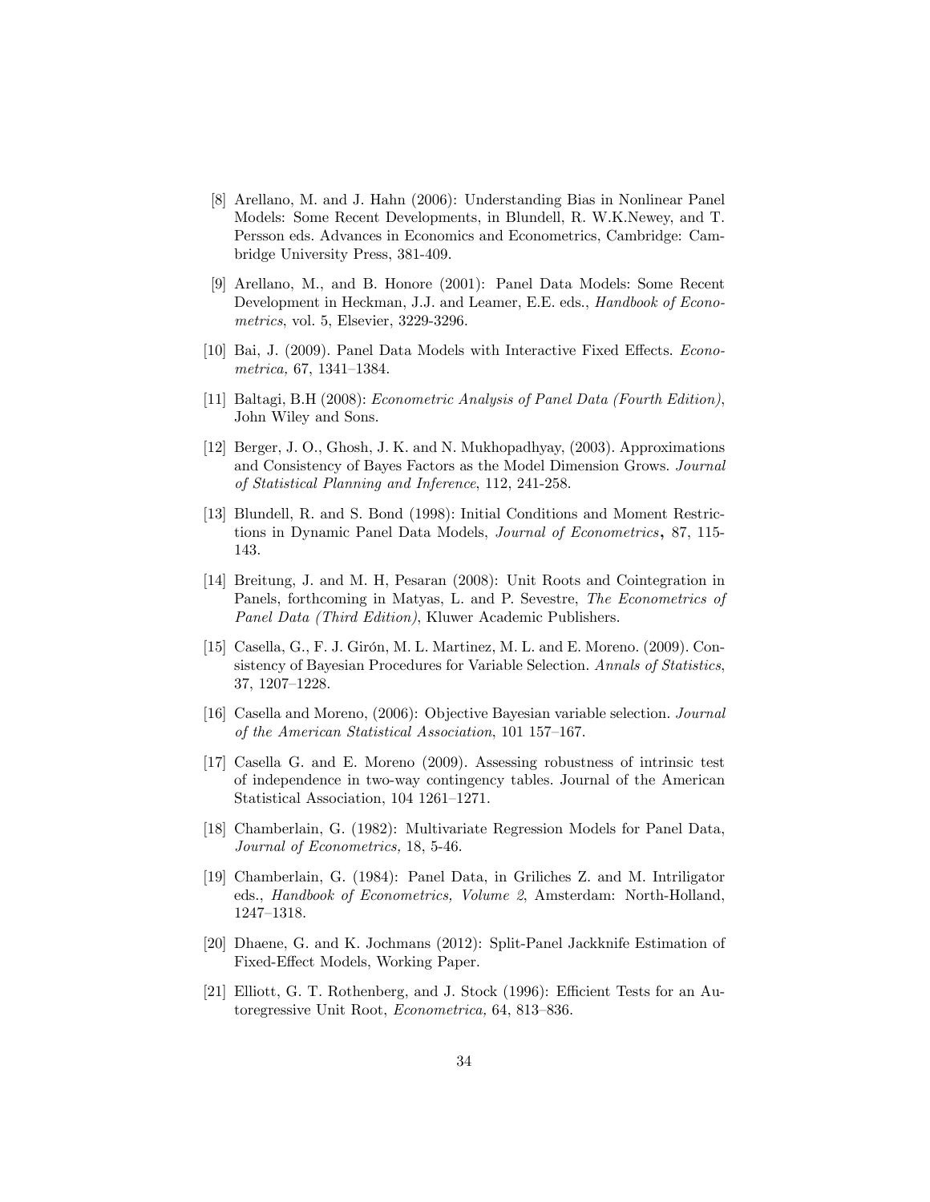[8] Arellano, M. and J. Hahn (2006): Understanding Bias in Nonlinear Panel Models: Some Recent Developments, in Blundell, R. W.K.Newey, and T. Persson eds. Advances in Economics and Econometrics, Cambridge: Cambridge University Press, 381-409.

[9] Arellano, M., and B. Honore (2001): Panel Data Models: Some Recent Development in Heckman, J.J. and Leamer, E.E. eds., *Handbook of Econometrics*, vol. 5, Elsevier, 3229-3296.

[10] Bai, J. (2009). Panel Data Models with Interactive Fixed Effects. *Econometrica,* 67, 1341–1384.

[11] Baltagi, B.H (2008): *Econometric Analysis of Panel Data (Fourth Edition)*, John Wiley and Sons.

[12] Berger, J. O., Ghosh, J. K. and N. Mukhopadhyay, (2003). Approximations and Consistency of Bayes Factors as the Model Dimension Grows. *Journal of Statistical Planning and Inference*, 112, 241-258.

[13] Blundell, R. and S. Bond (1998): Initial Conditions and Moment Restrictions in Dynamic Panel Data Models, *Journal of Econometrics*, 87, 115-143.

[14] Breitung, J. and M. H, Pesaran (2008): Unit Roots and Cointegration in Panels, forthcoming in Matyas, L. and P. Sevestre, *The Econometrics of Panel Data (Third Edition)*, Kluwer Academic Publishers.

[15] Casella, G., F. J. Girón, M. L. Martinez, M. L. and E. Moreno. (2009). Consistency of Bayesian Procedures for Variable Selection. *Annals of Statistics*, 37, 1207–1228.

[16] Casella and Moreno, (2006): Objective Bayesian variable selection. *Journal of the American Statistical Association*, 101 157–167.

[17] Casella G. and E. Moreno (2009). Assessing robustness of intrinsic test of independence in two-way contingency tables. Journal of the American Statistical Association, 104 1261–1271.

[18] Chamberlain, G. (1982): Multivariate Regression Models for Panel Data, *Journal of Econometrics,* 18, 5-46.

[19] Chamberlain, G. (1984): Panel Data, in Griliches Z. and M. Intriligator eds., *Handbook of Econometrics, Volume 2*, Amsterdam: North-Holland, 1247–1318.

[20] Dhaene, G. and K. Jochmans (2012): Split-Panel Jackknife Estimation of Fixed-Effect Models, Working Paper.

[21] Elliott, G. T. Rothenberg, and J. Stock (1996): Efficient Tests for an Autoregressive Unit Root, *Econometrica,* 64, 813–836.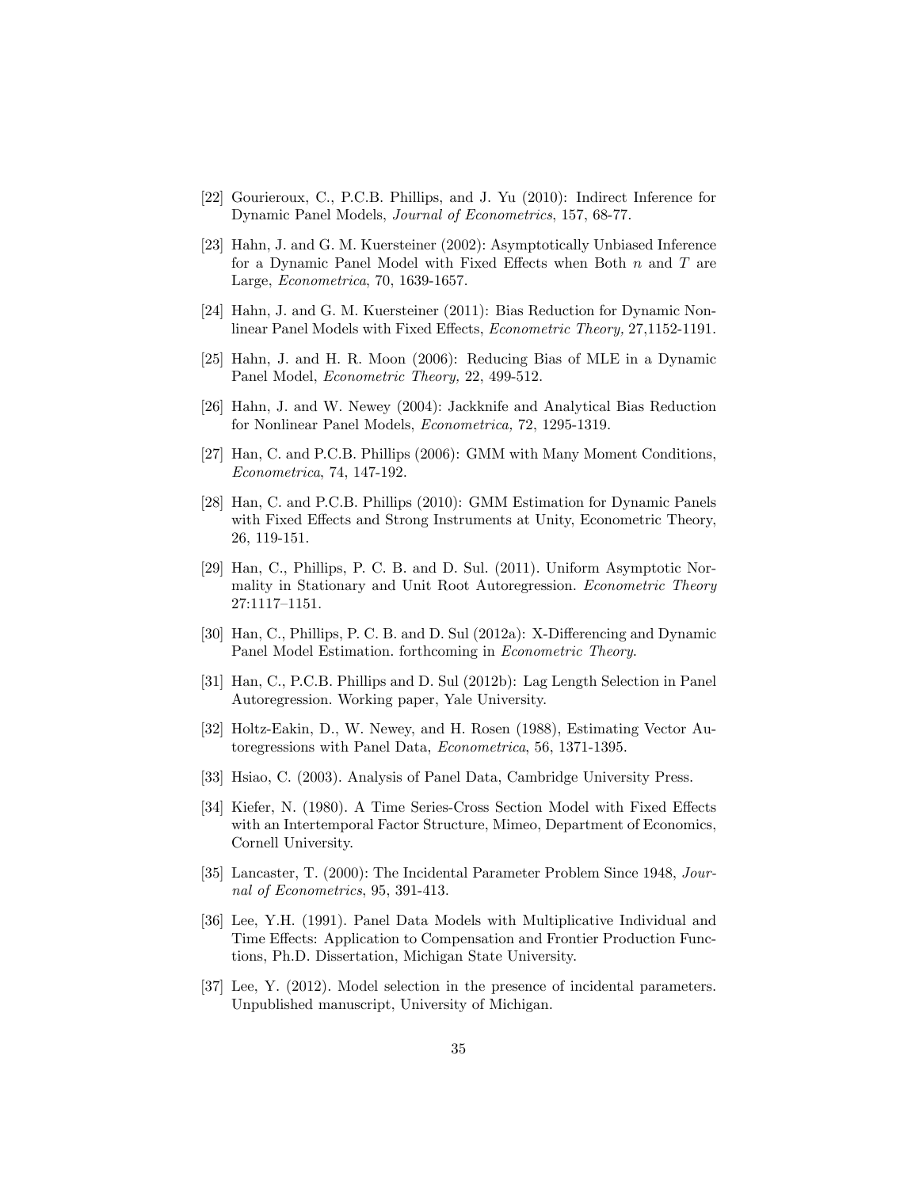[22] Gourieroux, C., P.C.B. Phillips, and J. Yu (2010): Indirect Inference for Dynamic Panel Models, *Journal of Econometrics*, 157, 68-77.

[23] Hahn, J. and G. M. Kuersteiner (2002): Asymptotically Unbiased Inference for a Dynamic Panel Model with Fixed Effects when Both $n$ and $T$ are Large, *Econometrica*, 70, 1639-1657.

[24] Hahn, J. and G. M. Kuersteiner (2011): Bias Reduction for Dynamic Nonlinear Panel Models with Fixed Effects, *Econometric Theory,* 27,1152-1191.

[25] Hahn, J. and H. R. Moon (2006): Reducing Bias of MLE in a Dynamic Panel Model, *Econometric Theory,* 22, 499-512.

[26] Hahn, J. and W. Newey (2004): Jackknife and Analytical Bias Reduction for Nonlinear Panel Models, *Econometrica,* 72, 1295-1319.

[27] Han, C. and P.C.B. Phillips (2006): GMM with Many Moment Conditions, *Econometrica*, 74, 147-192.

[28] Han, C. and P.C.B. Phillips (2010): GMM Estimation for Dynamic Panels with Fixed Effects and Strong Instruments at Unity, Econometric Theory, 26, 119-151.

[29] Han, C., Phillips, P. C. B. and D. Sul. (2011). Uniform Asymptotic Normality in Stationary and Unit Root Autoregression. *Econometric Theory* 27:1117–1151.

[30] Han, C., Phillips, P. C. B. and D. Sul (2012a): X-Differencing and Dynamic Panel Model Estimation. forthcoming in *Econometric Theory*.

[31] Han, C., P.C.B. Phillips and D. Sul (2012b): Lag Length Selection in Panel Autoregression. Working paper, Yale University.

[32] Holtz-Eakin, D., W. Newey, and H. Rosen (1988), Estimating Vector Autoregressions with Panel Data, *Econometrica*, 56, 1371-1395.

[33] Hsiao, C. (2003). Analysis of Panel Data, Cambridge University Press.

[34] Kiefer, N. (1980). A Time Series-Cross Section Model with Fixed Effects with an Intertemporal Factor Structure, Mimeo, Department of Economics, Cornell University.

[35] Lancaster, T. (2000): The Incidental Parameter Problem Since 1948, *Journal of Econometrics*, 95, 391-413.

[36] Lee, Y.H. (1991). Panel Data Models with Multiplicative Individual and Time Effects: Application to Compensation and Frontier Production Functions, Ph.D. Dissertation, Michigan State University.

[37] Lee, Y. (2012). Model selection in the presence of incidental parameters. Unpublished manuscript, University of Michigan.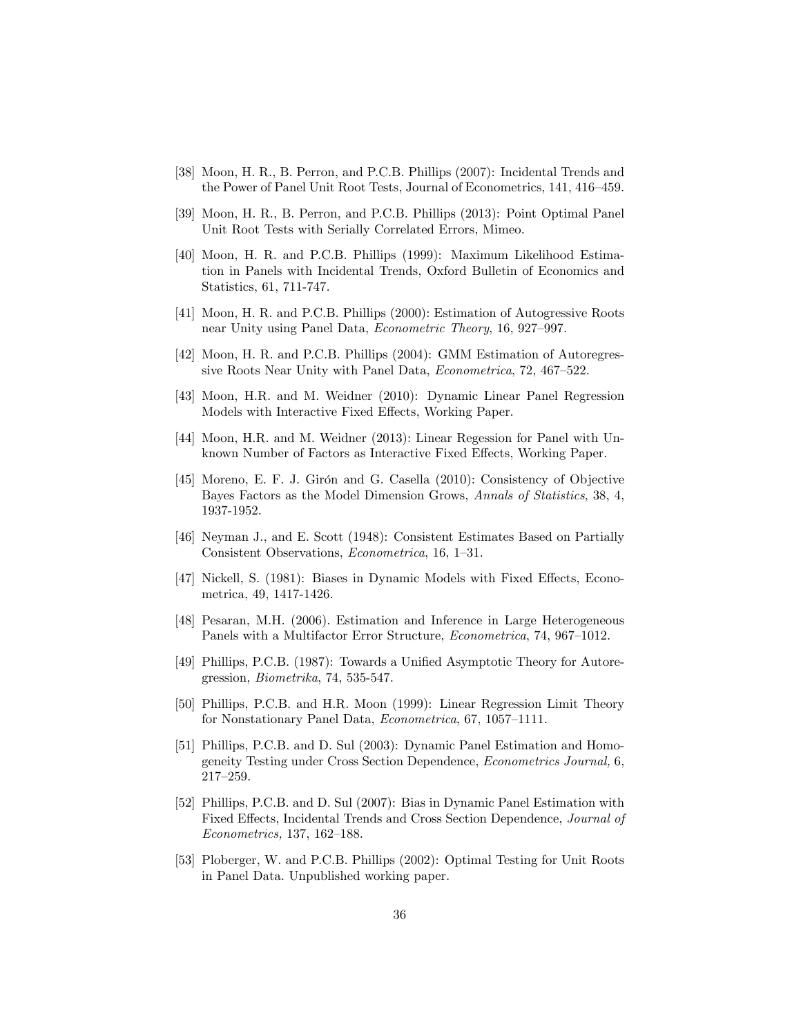[38] Moon, H. R., B. Perron, and P.C.B. Phillips (2007): Incidental Trends and the Power of Panel Unit Root Tests, Journal of Econometrics, 141, 416–459.

[39] Moon, H. R., B. Perron, and P.C.B. Phillips (2013): Point Optimal Panel Unit Root Tests with Serially Correlated Errors, Mimeo.

[40] Moon, H. R. and P.C.B. Phillips (1999): Maximum Likelihood Estimation in Panels with Incidental Trends, Oxford Bulletin of Economics and Statistics, 61, 711-747.

[41] Moon, H. R. and P.C.B. Phillips (2000): Estimation of Autogressive Roots near Unity using Panel Data, *Econometric Theory*, 16, 927–997.

[42] Moon, H. R. and P.C.B. Phillips (2004): GMM Estimation of Autoregressive Roots Near Unity with Panel Data, *Econometrica*, 72, 467–522.

[43] Moon, H.R. and M. Weidner (2010): Dynamic Linear Panel Regression Models with Interactive Fixed Effects, Working Paper.

[44] Moon, H.R. and M. Weidner (2013): Linear Regession for Panel with Unknown Number of Factors as Interactive Fixed Effects, Working Paper.

[45] Moreno, E. F. J. Girón and G. Casella (2010): Consistency of Objective Bayes Factors as the Model Dimension Grows, *Annals of Statistics*, 38, 4, 1937-1952.

[46] Neyman J., and E. Scott (1948): Consistent Estimates Based on Partially Consistent Observations, *Econometrica*, 16, 1–31.

[47] Nickell, S. (1981): Biases in Dynamic Models with Fixed Effects, Econometrica, 49, 1417-1426.

[48] Pesaran, M.H. (2006). Estimation and Inference in Large Heterogeneous Panels with a Multifactor Error Structure, *Econometrica*, 74, 967–1012.

[49] Phillips, P.C.B. (1987): Towards a Unified Asymptotic Theory for Autoregression, *Biometrika*, 74, 535-547.

[50] Phillips, P.C.B. and H.R. Moon (1999): Linear Regression Limit Theory for Nonstationary Panel Data, *Econometrica*, 67, 1057–1111.

[51] Phillips, P.C.B. and D. Sul (2003): Dynamic Panel Estimation and Homogeneity Testing under Cross Section Dependence, *Econometrics Journal,* 6, 217–259.

[52] Phillips, P.C.B. and D. Sul (2007): Bias in Dynamic Panel Estimation with Fixed Effects, Incidental Trends and Cross Section Dependence, *Journal of Econometrics,* 137, 162–188.

[53] Ploberger, W. and P.C.B. Phillips (2002): Optimal Testing for Unit Roots in Panel Data. Unpublished working paper.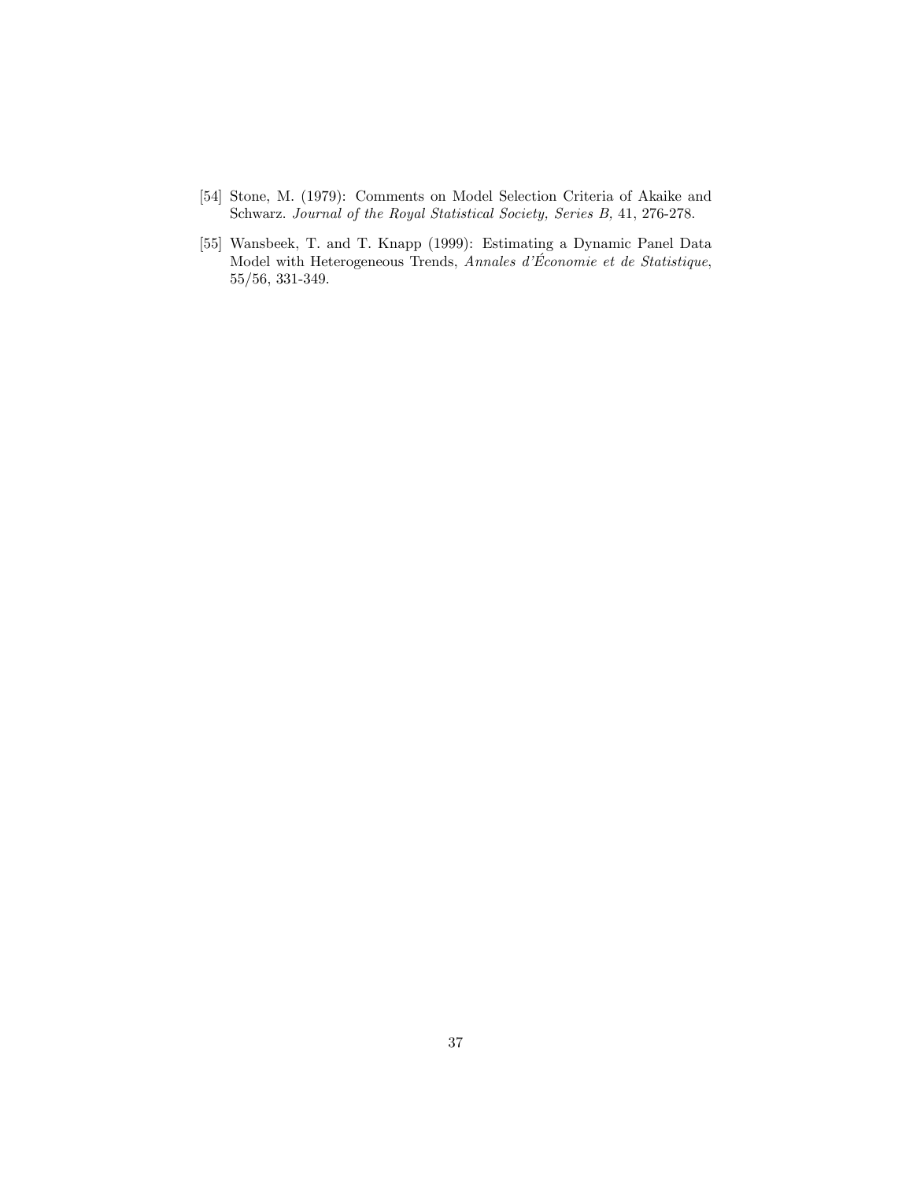[54] Stone, M. (1979): Comments on Model Selection Criteria of Akaike and Schwarz. *Journal of the Royal Statistical Society, Series B,* 41, 276-278.

[55] Wansbeek, T. and T. Knapp (1999): Estimating a Dynamic Panel Data Model with Heterogeneous Trends, *Annales d'Économie et de Statistique*, 55/56, 331-349.